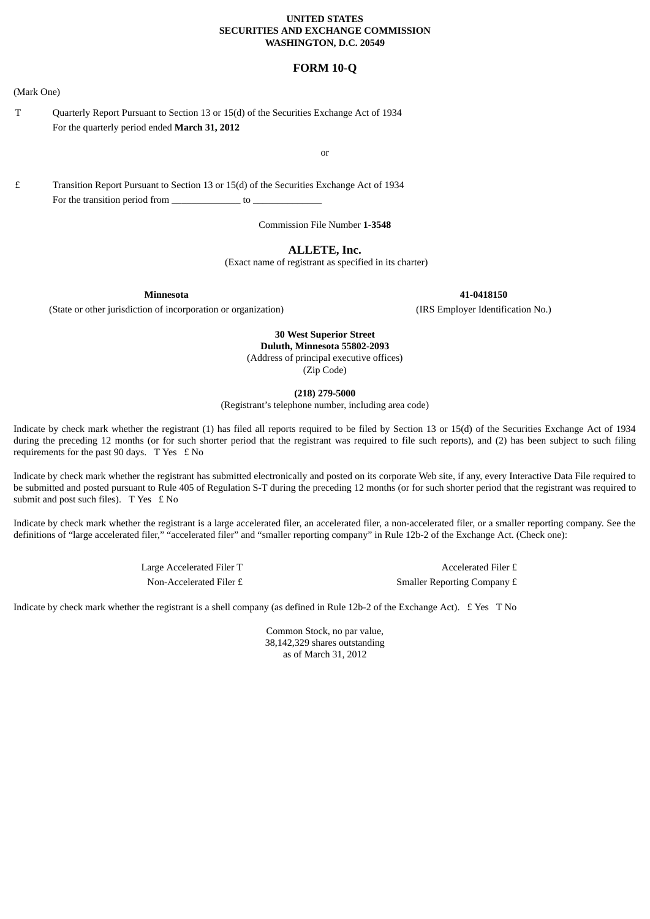**UNITED STATES**
**SECURITIES AND EXCHANGE COMMISSION**
**WASHINGTON, D.C. 20549**

# FORM 10-Q

(Mark One)

T Quarterly Report Pursuant to Section 13 or 15(d) of the Securities Exchange Act of 1934
For the quarterly period ended **March 31, 2012**

or

£ Transition Report Pursuant to Section 13 or 15(d) of the Securities Exchange Act of 1934
For the transition period from ______________ to ______________

Commission File Number **1-3548**

## ALLETE, Inc.

(Exact name of registrant as specified in its charter)

| **Minnesota** | **41-0418150** |
|---|---|
| (State or other jurisdiction of incorporation or organization) | (IRS Employer Identification No.) |

**30 West Superior Street**
**Duluth, Minnesota 55802-2093**
(Address of principal executive offices)
(Zip Code)

**(218) 279-5000**
(Registrant's telephone number, including area code)

Indicate by check mark whether the registrant (1) has filed all reports required to be filed by Section 13 or 15(d) of the Securities Exchange Act of 1934 during the preceding 12 months (or for such shorter period that the registrant was required to file such reports), and (2) has been subject to such filing requirements for the past 90 days. T Yes £ No

Indicate by check mark whether the registrant has submitted electronically and posted on its corporate Web site, if any, every Interactive Data File required to be submitted and posted pursuant to Rule 405 of Regulation S-T during the preceding 12 months (or for such shorter period that the registrant was required to submit and post such files). T Yes £ No

Indicate by check mark whether the registrant is a large accelerated filer, an accelerated filer, a non-accelerated filer, or a smaller reporting company. See the definitions of "large accelerated filer," "accelerated filer" and "smaller reporting company" in Rule 12b-2 of the Exchange Act. (Check one):

| | |
|---|---|
| Large Accelerated Filer T | Accelerated Filer £ |
| Non-Accelerated Filer £ | Smaller Reporting Company £ |

Indicate by check mark whether the registrant is a shell company (as defined in Rule 12b-2 of the Exchange Act). £ Yes T No

Common Stock, no par value,
38,142,329 shares outstanding
as of March 31, 2012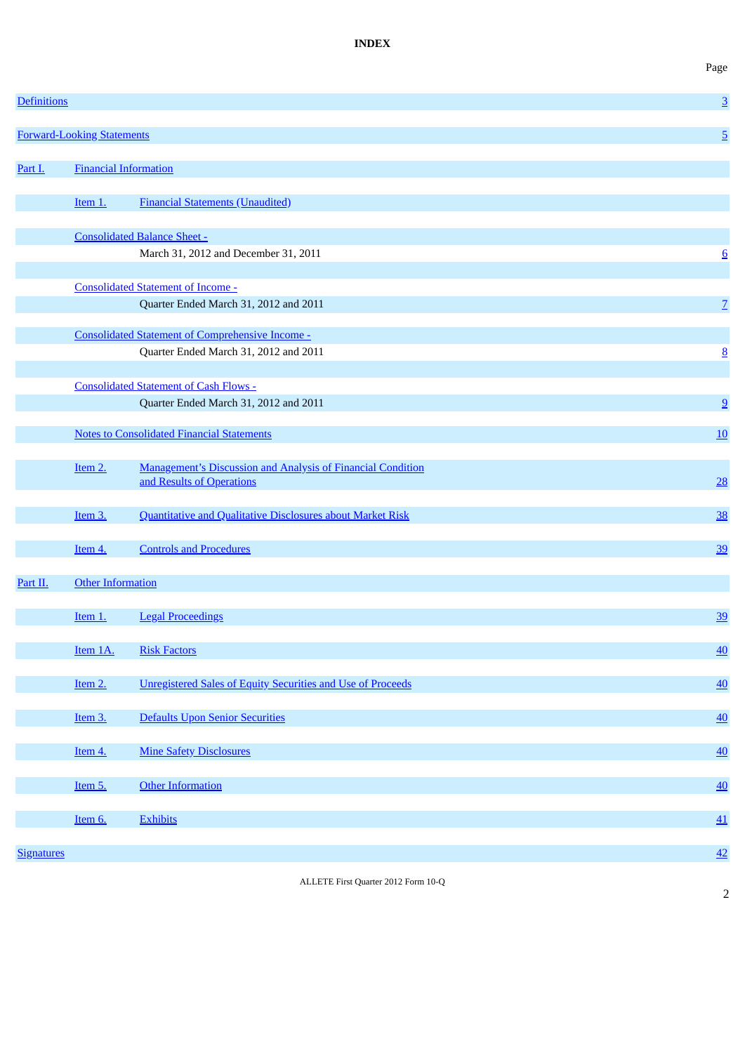# INDEX

| | | | Page |
|---|---|---|---|
| Definitions | | | 3 |
| Forward-Looking Statements | | | 5 |
| Part I. | Financial Information | | |
| | Item 1. | Financial Statements (Unaudited) | |
| | Consolidated Balance Sheet - | | |
| | | March 31, 2012 and December 31, 2011 | 6 |
| | Consolidated Statement of Income - | | |
| | | Quarter Ended March 31, 2012 and 2011 | 7 |
| | Consolidated Statement of Comprehensive Income - | | |
| | | Quarter Ended March 31, 2012 and 2011 | 8 |
| | Consolidated Statement of Cash Flows - | | |
| | | Quarter Ended March 31, 2012 and 2011 | 9 |
| | Notes to Consolidated Financial Statements | | 10 |
| | Item 2. | Management's Discussion and Analysis of Financial Condition and Results of Operations | 28 |
| | Item 3. | Quantitative and Qualitative Disclosures about Market Risk | 38 |
| | Item 4. | Controls and Procedures | 39 |
| Part II. | Other Information | | |
| | Item 1. | Legal Proceedings | 39 |
| | Item 1A. | Risk Factors | 40 |
| | Item 2. | Unregistered Sales of Equity Securities and Use of Proceeds | 40 |
| | Item 3. | Defaults Upon Senior Securities | 40 |
| | Item 4. | Mine Safety Disclosures | 40 |
| | Item 5. | Other Information | 40 |
| | Item 6. | Exhibits | 41 |
| Signatures | | | 42 |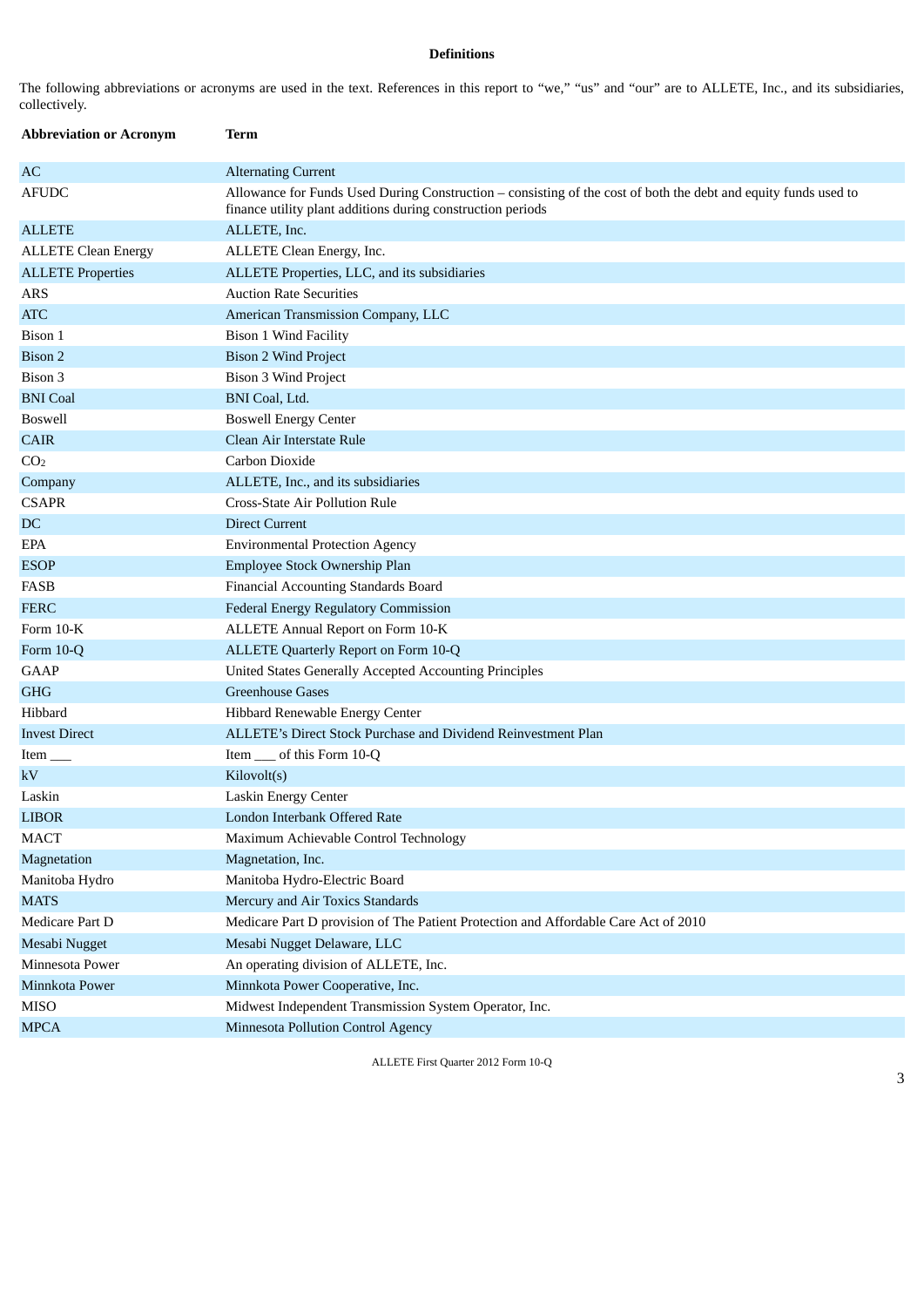**Definitions**

The following abbreviations or acronyms are used in the text. References in this report to "we," "us" and "our" are to ALLETE, Inc., and its subsidiaries, collectively.

| Abbreviation or Acronym | Term |
|---|---|
| AC | Alternating Current |
| AFUDC | Allowance for Funds Used During Construction – consisting of the cost of both the debt and equity funds used to finance utility plant additions during construction periods |
| ALLETE | ALLETE, Inc. |
| ALLETE Clean Energy | ALLETE Clean Energy, Inc. |
| ALLETE Properties | ALLETE Properties, LLC, and its subsidiaries |
| ARS | Auction Rate Securities |
| ATC | American Transmission Company, LLC |
| Bison 1 | Bison 1 Wind Facility |
| Bison 2 | Bison 2 Wind Project |
| Bison 3 | Bison 3 Wind Project |
| BNI Coal | BNI Coal, Ltd. |
| Boswell | Boswell Energy Center |
| CAIR | Clean Air Interstate Rule |
| $CO_2$ | Carbon Dioxide |
| Company | ALLETE, Inc., and its subsidiaries |
| CSAPR | Cross-State Air Pollution Rule |
| DC | Direct Current |
| EPA | Environmental Protection Agency |
| ESOP | Employee Stock Ownership Plan |
| FASB | Financial Accounting Standards Board |
| FERC | Federal Energy Regulatory Commission |
| Form 10-K | ALLETE Annual Report on Form 10-K |
| Form 10-Q | ALLETE Quarterly Report on Form 10-Q |
| GAAP | United States Generally Accepted Accounting Principles |
| GHG | Greenhouse Gases |
| Hibbard | Hibbard Renewable Energy Center |
| Invest Direct | ALLETE's Direct Stock Purchase and Dividend Reinvestment Plan |
| Item ___ | Item ___ of this Form 10-Q |
| kV | Kilovolt(s) |
| Laskin | Laskin Energy Center |
| LIBOR | London Interbank Offered Rate |
| MACT | Maximum Achievable Control Technology |
| Magnetation | Magnetation, Inc. |
| Manitoba Hydro | Manitoba Hydro-Electric Board |
| MATS | Mercury and Air Toxics Standards |
| Medicare Part D | Medicare Part D provision of The Patient Protection and Affordable Care Act of 2010 |
| Mesabi Nugget | Mesabi Nugget Delaware, LLC |
| Minnesota Power | An operating division of ALLETE, Inc. |
| Minnkota Power | Minnkota Power Cooperative, Inc. |
| MISO | Midwest Independent Transmission System Operator, Inc. |
| MPCA | Minnesota Pollution Control Agency |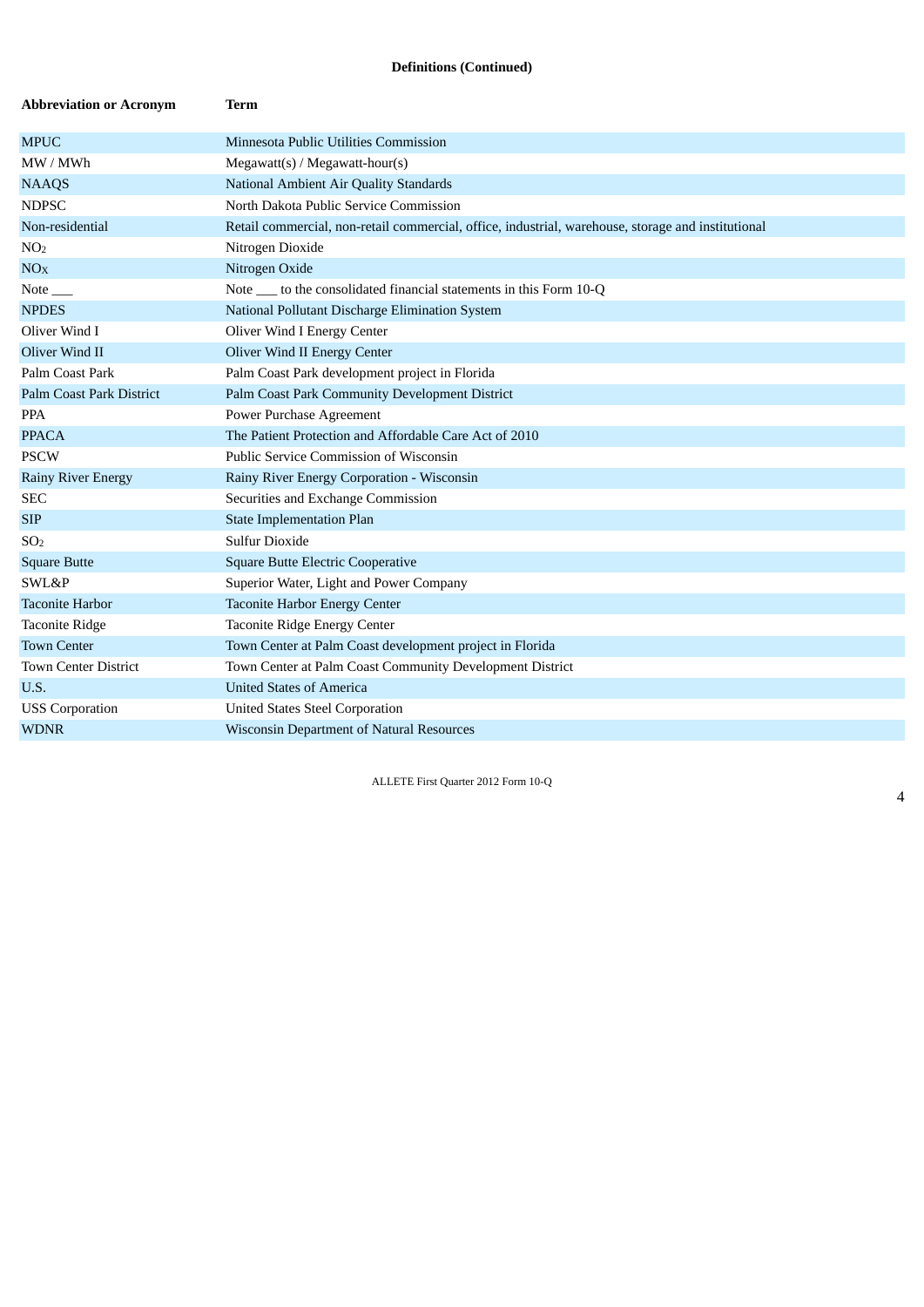**Definitions (Continued)**

| Abbreviation or Acronym | Term |
|---|---|
| MPUC | Minnesota Public Utilities Commission |
| MW / MWh | Megawatt(s) / Megawatt-hour(s) |
| NAAQS | National Ambient Air Quality Standards |
| NDPSC | North Dakota Public Service Commission |
| Non-residential | Retail commercial, non-retail commercial, office, industrial, warehouse, storage and institutional |
| $NO_2$ | Nitrogen Dioxide |
| $NO_X$ | Nitrogen Oxide |
| Note ___ | Note ___ to the consolidated financial statements in this Form 10-Q |
| NPDES | National Pollutant Discharge Elimination System |
| Oliver Wind I | Oliver Wind I Energy Center |
| Oliver Wind II | Oliver Wind II Energy Center |
| Palm Coast Park | Palm Coast Park development project in Florida |
| Palm Coast Park District | Palm Coast Park Community Development District |
| PPA | Power Purchase Agreement |
| PPACA | The Patient Protection and Affordable Care Act of 2010 |
| PSCW | Public Service Commission of Wisconsin |
| Rainy River Energy | Rainy River Energy Corporation - Wisconsin |
| SEC | Securities and Exchange Commission |
| SIP | State Implementation Plan |
| $SO_2$ | Sulfur Dioxide |
| Square Butte | Square Butte Electric Cooperative |
| SWL&P | Superior Water, Light and Power Company |
| Taconite Harbor | Taconite Harbor Energy Center |
| Taconite Ridge | Taconite Ridge Energy Center |
| Town Center | Town Center at Palm Coast development project in Florida |
| Town Center District | Town Center at Palm Coast Community Development District |
| U.S. | United States of America |
| USS Corporation | United States Steel Corporation |
| WDNR | Wisconsin Department of Natural Resources |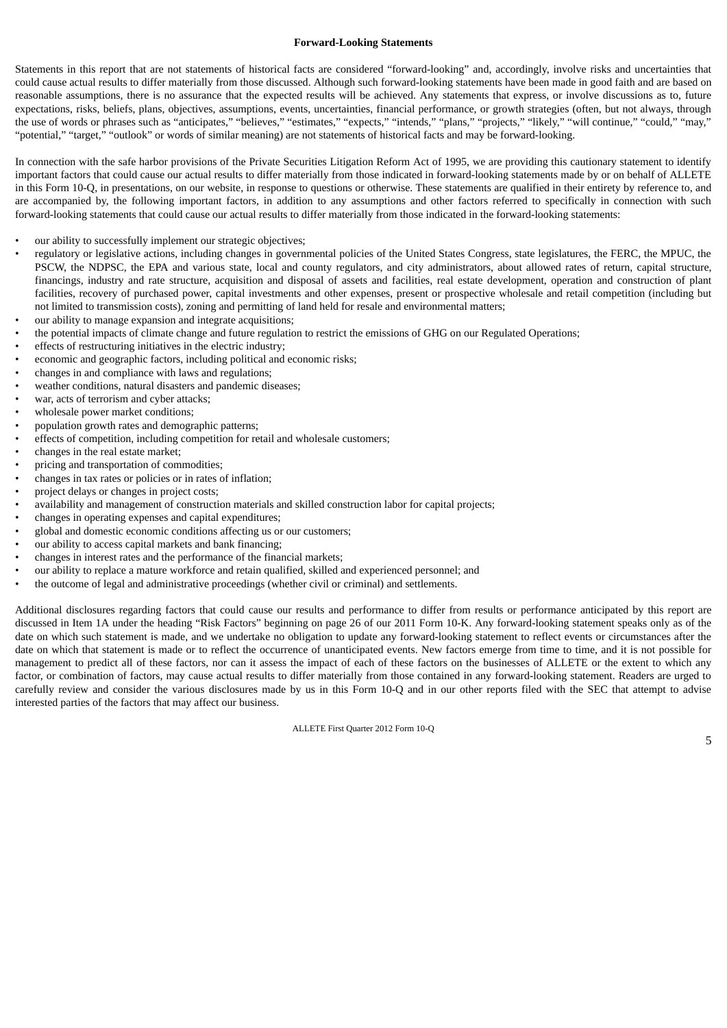**Forward-Looking Statements**

Statements in this report that are not statements of historical facts are considered "forward-looking" and, accordingly, involve risks and uncertainties that could cause actual results to differ materially from those discussed. Although such forward-looking statements have been made in good faith and are based on reasonable assumptions, there is no assurance that the expected results will be achieved. Any statements that express, or involve discussions as to, future expectations, risks, beliefs, plans, objectives, assumptions, events, uncertainties, financial performance, or growth strategies (often, but not always, through the use of words or phrases such as "anticipates," "believes," "estimates," "expects," "intends," "plans," "projects," "likely," "will continue," "could," "may," "potential," "target," "outlook" or words of similar meaning) are not statements of historical facts and may be forward-looking.

In connection with the safe harbor provisions of the Private Securities Litigation Reform Act of 1995, we are providing this cautionary statement to identify important factors that could cause our actual results to differ materially from those indicated in forward-looking statements made by or on behalf of ALLETE in this Form 10-Q, in presentations, on our website, in response to questions or otherwise. These statements are qualified in their entirety by reference to, and are accompanied by, the following important factors, in addition to any assumptions and other factors referred to specifically in connection with such forward-looking statements that could cause our actual results to differ materially from those indicated in the forward-looking statements:

- our ability to successfully implement our strategic objectives;
- regulatory or legislative actions, including changes in governmental policies of the United States Congress, state legislatures, the FERC, the MPUC, the PSCW, the NDPSC, the EPA and various state, local and county regulators, and city administrators, about allowed rates of return, capital structure, financings, industry and rate structure, acquisition and disposal of assets and facilities, real estate development, operation and construction of plant facilities, recovery of purchased power, capital investments and other expenses, present or prospective wholesale and retail competition (including but not limited to transmission costs), zoning and permitting of land held for resale and environmental matters;
- our ability to manage expansion and integrate acquisitions;
- the potential impacts of climate change and future regulation to restrict the emissions of GHG on our Regulated Operations;
- effects of restructuring initiatives in the electric industry;
- economic and geographic factors, including political and economic risks;
- changes in and compliance with laws and regulations;
- weather conditions, natural disasters and pandemic diseases;
- war, acts of terrorism and cyber attacks;
- wholesale power market conditions;
- population growth rates and demographic patterns;
- effects of competition, including competition for retail and wholesale customers;
- changes in the real estate market;
- pricing and transportation of commodities;
- changes in tax rates or policies or in rates of inflation;
- project delays or changes in project costs;
- availability and management of construction materials and skilled construction labor for capital projects;
- changes in operating expenses and capital expenditures;
- global and domestic economic conditions affecting us or our customers;
- our ability to access capital markets and bank financing;
- changes in interest rates and the performance of the financial markets;
- our ability to replace a mature workforce and retain qualified, skilled and experienced personnel; and
- the outcome of legal and administrative proceedings (whether civil or criminal) and settlements.

Additional disclosures regarding factors that could cause our results and performance to differ from results or performance anticipated by this report are discussed in Item 1A under the heading "Risk Factors" beginning on page 26 of our 2011 Form 10-K. Any forward-looking statement speaks only as of the date on which such statement is made, and we undertake no obligation to update any forward-looking statement to reflect events or circumstances after the date on which that statement is made or to reflect the occurrence of unanticipated events. New factors emerge from time to time, and it is not possible for management to predict all of these factors, nor can it assess the impact of each of these factors on the businesses of ALLETE or the extent to which any factor, or combination of factors, may cause actual results to differ materially from those contained in any forward-looking statement. Readers are urged to carefully review and consider the various disclosures made by us in this Form 10-Q and in our other reports filed with the SEC that attempt to advise interested parties of the factors that may affect our business.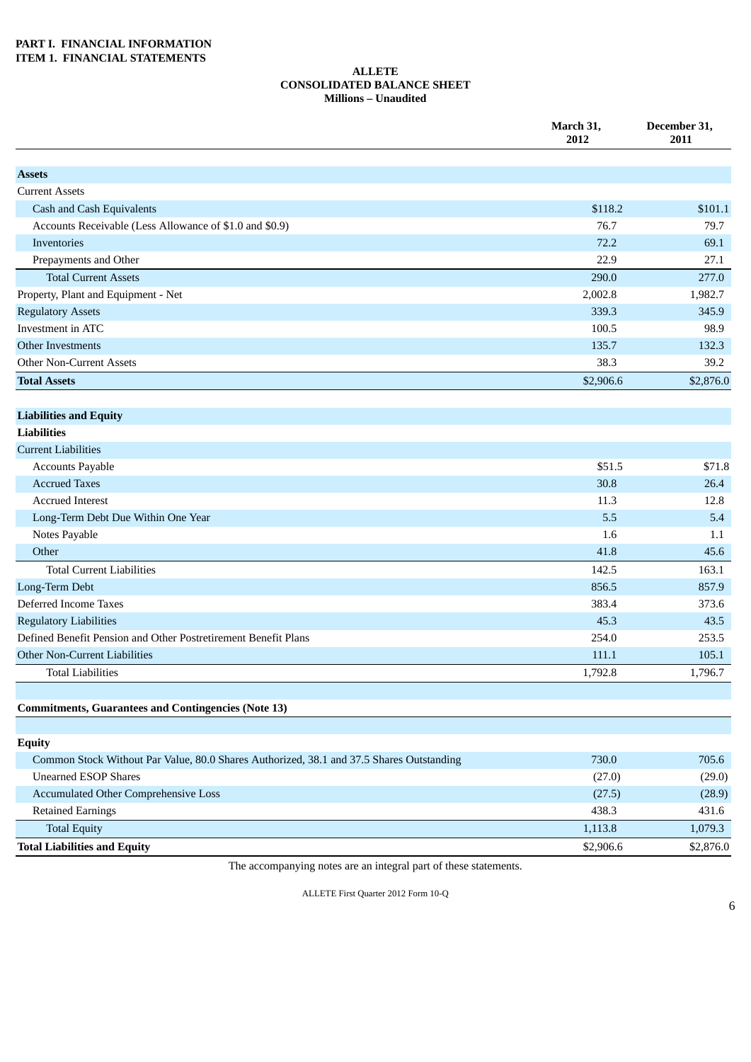**PART I. FINANCIAL INFORMATION**
**ITEM 1. FINANCIAL STATEMENTS**

**ALLETE**
**CONSOLIDATED BALANCE SHEET**
**Millions – Unaudited**

| | March 31, 2012 | December 31, 2011 |
|---|---|---|
| **Assets** | | |
| Current Assets | | |
| Cash and Cash Equivalents | $118.2 | $101.1 |
| Accounts Receivable (Less Allowance of $1.0 and $0.9) | 76.7 | 79.7 |
| Inventories | 72.2 | 69.1 |
| Prepayments and Other | 22.9 | 27.1 |
| Total Current Assets | 290.0 | 277.0 |
| Property, Plant and Equipment - Net | 2,002.8 | 1,982.7 |
| Regulatory Assets | 339.3 | 345.9 |
| Investment in ATC | 100.5 | 98.9 |
| Other Investments | 135.7 | 132.3 |
| Other Non-Current Assets | 38.3 | 39.2 |
| **Total Assets** | $2,906.6 | $2,876.0 |
| | | |
| **Liabilities and Equity** | | |
| **Liabilities** | | |
| Current Liabilities | | |
| Accounts Payable | $51.5 | $71.8 |
| Accrued Taxes | 30.8 | 26.4 |
| Accrued Interest | 11.3 | 12.8 |
| Long-Term Debt Due Within One Year | 5.5 | 5.4 |
| Notes Payable | 1.6 | 1.1 |
| Other | 41.8 | 45.6 |
| Total Current Liabilities | 142.5 | 163.1 |
| Long-Term Debt | 856.5 | 857.9 |
| Deferred Income Taxes | 383.4 | 373.6 |
| Regulatory Liabilities | 45.3 | 43.5 |
| Defined Benefit Pension and Other Postretirement Benefit Plans | 254.0 | 253.5 |
| Other Non-Current Liabilities | 111.1 | 105.1 |
| Total Liabilities | 1,792.8 | 1,796.7 |
| | | |
| **Commitments, Guarantees and Contingencies (Note 13)** | | |
| | | |
| **Equity** | | |
| Common Stock Without Par Value, 80.0 Shares Authorized, 38.1 and 37.5 Shares Outstanding | 730.0 | 705.6 |
| Unearned ESOP Shares | (27.0) | (29.0) |
| Accumulated Other Comprehensive Loss | (27.5) | (28.9) |
| Retained Earnings | 438.3 | 431.6 |
| Total Equity | 1,113.8 | 1,079.3 |
| **Total Liabilities and Equity** | $2,906.6 | $2,876.0 |

The accompanying notes are an integral part of these statements.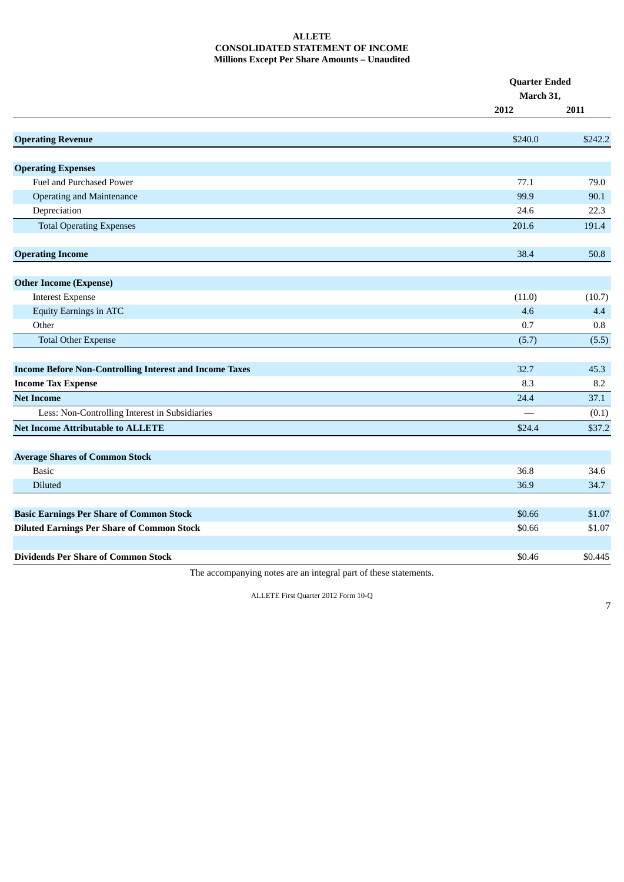**ALLETE**
**CONSOLIDATED STATEMENT OF INCOME**
**Millions Except Per Share Amounts – Unaudited**

| | Quarter Ended March 31, | |
|---|---|---|
| | 2012 | 2011 |
| **Operating Revenue** | $240.0 | $242.2 |
| **Operating Expenses** | | |
| Fuel and Purchased Power | 77.1 | 79.0 |
| Operating and Maintenance | 99.9 | 90.1 |
| Depreciation | 24.6 | 22.3 |
| Total Operating Expenses | 201.6 | 191.4 |
| **Operating Income** | 38.4 | 50.8 |
| **Other Income (Expense)** | | |
| Interest Expense | (11.0) | (10.7) |
| Equity Earnings in ATC | 4.6 | 4.4 |
| Other | 0.7 | 0.8 |
| Total Other Expense | (5.7) | (5.5) |
| **Income Before Non-Controlling Interest and Income Taxes** | 32.7 | 45.3 |
| **Income Tax Expense** | 8.3 | 8.2 |
| **Net Income** | 24.4 | 37.1 |
| Less: Non-Controlling Interest in Subsidiaries | — | (0.1) |
| **Net Income Attributable to ALLETE** | $24.4 | $37.2 |
| **Average Shares of Common Stock** | | |
| Basic | 36.8 | 34.6 |
| Diluted | 36.9 | 34.7 |
| **Basic Earnings Per Share of Common Stock** | $0.66 | $1.07 |
| **Diluted Earnings Per Share of Common Stock** | $0.66 | $1.07 |
| **Dividends Per Share of Common Stock** | $0.46 | $0.445 |

The accompanying notes are an integral part of these statements.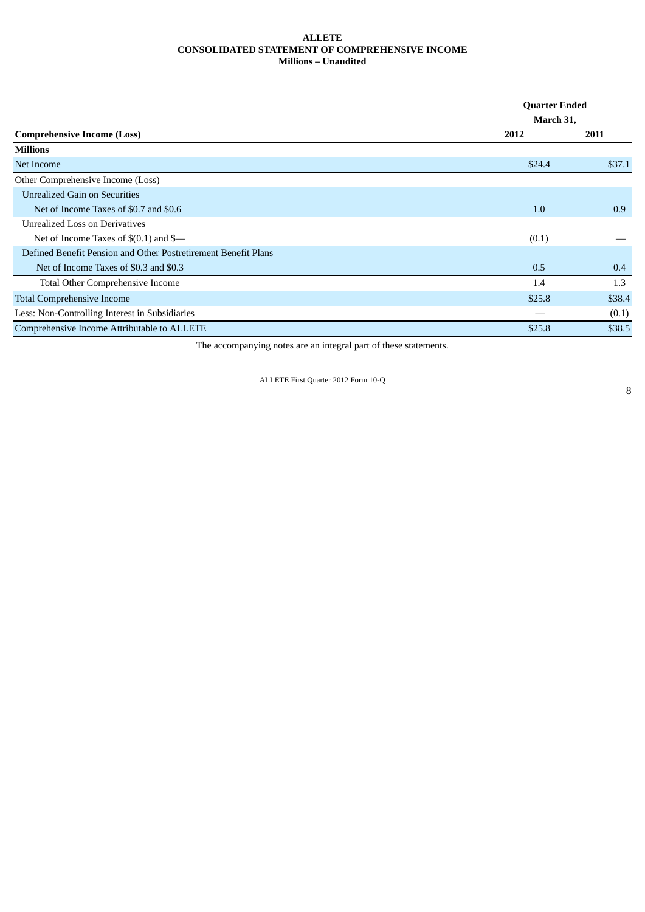**ALLETE**
**CONSOLIDATED STATEMENT OF COMPREHENSIVE INCOME**
**Millions – Unaudited**

| **Comprehensive Income (Loss)** | **Quarter Ended March 31, 2012** | **2011** |
|---|---|---|
| **Millions** | | |
| Net Income | $24.4 | $37.1 |
| Other Comprehensive Income (Loss) | | |
| Unrealized Gain on Securities | | |
| Net of Income Taxes of $0.7 and $0.6 | 1.0 | 0.9 |
| Unrealized Loss on Derivatives | | |
| Net of Income Taxes of $(0.1) and $— | (0.1) | — |
| Defined Benefit Pension and Other Postretirement Benefit Plans | | |
| Net of Income Taxes of $0.3 and $0.3 | 0.5 | 0.4 |
| Total Other Comprehensive Income | 1.4 | 1.3 |
| Total Comprehensive Income | $25.8 | $38.4 |
| Less: Non-Controlling Interest in Subsidiaries | — | (0.1) |
| Comprehensive Income Attributable to ALLETE | $25.8 | $38.5 |

The accompanying notes are an integral part of these statements.

ALLETE First Quarter 2012 Form 10-Q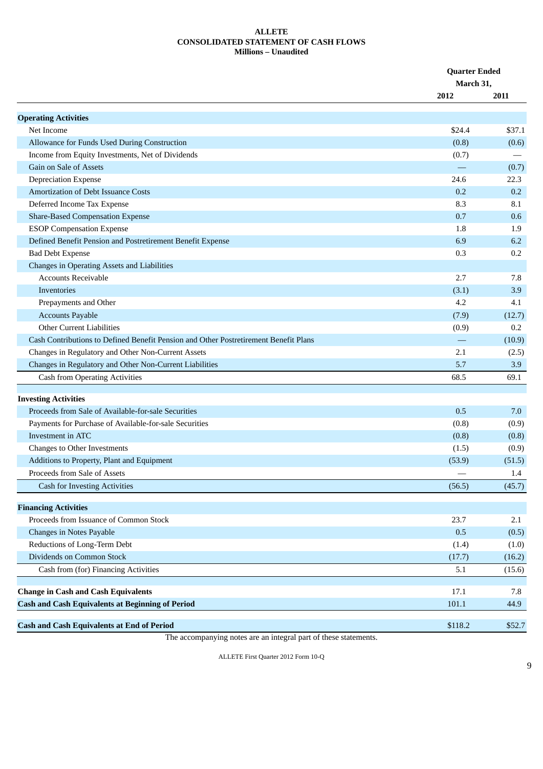**ALLETE**
**CONSOLIDATED STATEMENT OF CASH FLOWS**
**Millions – Unaudited**

| | Quarter Ended March 31, | |
|---|---|---|
| | 2012 | 2011 |
| **Operating Activities** | | |
| Net Income | $24.4 | $37.1 |
| Allowance for Funds Used During Construction | (0.8) | (0.6) |
| Income from Equity Investments, Net of Dividends | (0.7) | — |
| Gain on Sale of Assets | — | (0.7) |
| Depreciation Expense | 24.6 | 22.3 |
| Amortization of Debt Issuance Costs | 0.2 | 0.2 |
| Deferred Income Tax Expense | 8.3 | 8.1 |
| Share-Based Compensation Expense | 0.7 | 0.6 |
| ESOP Compensation Expense | 1.8 | 1.9 |
| Defined Benefit Pension and Postretirement Benefit Expense | 6.9 | 6.2 |
| Bad Debt Expense | 0.3 | 0.2 |
| Changes in Operating Assets and Liabilities | | |
| Accounts Receivable | 2.7 | 7.8 |
| Inventories | (3.1) | 3.9 |
| Prepayments and Other | 4.2 | 4.1 |
| Accounts Payable | (7.9) | (12.7) |
| Other Current Liabilities | (0.9) | 0.2 |
| Cash Contributions to Defined Benefit Pension and Other Postretirement Benefit Plans | — | (10.9) |
| Changes in Regulatory and Other Non-Current Assets | 2.1 | (2.5) |
| Changes in Regulatory and Other Non-Current Liabilities | 5.7 | 3.9 |
| Cash from Operating Activities | 68.5 | 69.1 |
| **Investing Activities** | | |
| Proceeds from Sale of Available-for-sale Securities | 0.5 | 7.0 |
| Payments for Purchase of Available-for-sale Securities | (0.8) | (0.9) |
| Investment in ATC | (0.8) | (0.8) |
| Changes to Other Investments | (1.5) | (0.9) |
| Additions to Property, Plant and Equipment | (53.9) | (51.5) |
| Proceeds from Sale of Assets | — | 1.4 |
| Cash for Investing Activities | (56.5) | (45.7) |
| **Financing Activities** | | |
| Proceeds from Issuance of Common Stock | 23.7 | 2.1 |
| Changes in Notes Payable | 0.5 | (0.5) |
| Reductions of Long-Term Debt | (1.4) | (1.0) |
| Dividends on Common Stock | (17.7) | (16.2) |
| Cash from (for) Financing Activities | 5.1 | (15.6) |
| **Change in Cash and Cash Equivalents** | 17.1 | 7.8 |
| **Cash and Cash Equivalents at Beginning of Period** | 101.1 | 44.9 |
| **Cash and Cash Equivalents at End of Period** | $118.2 | $52.7 |

The accompanying notes are an integral part of these statements.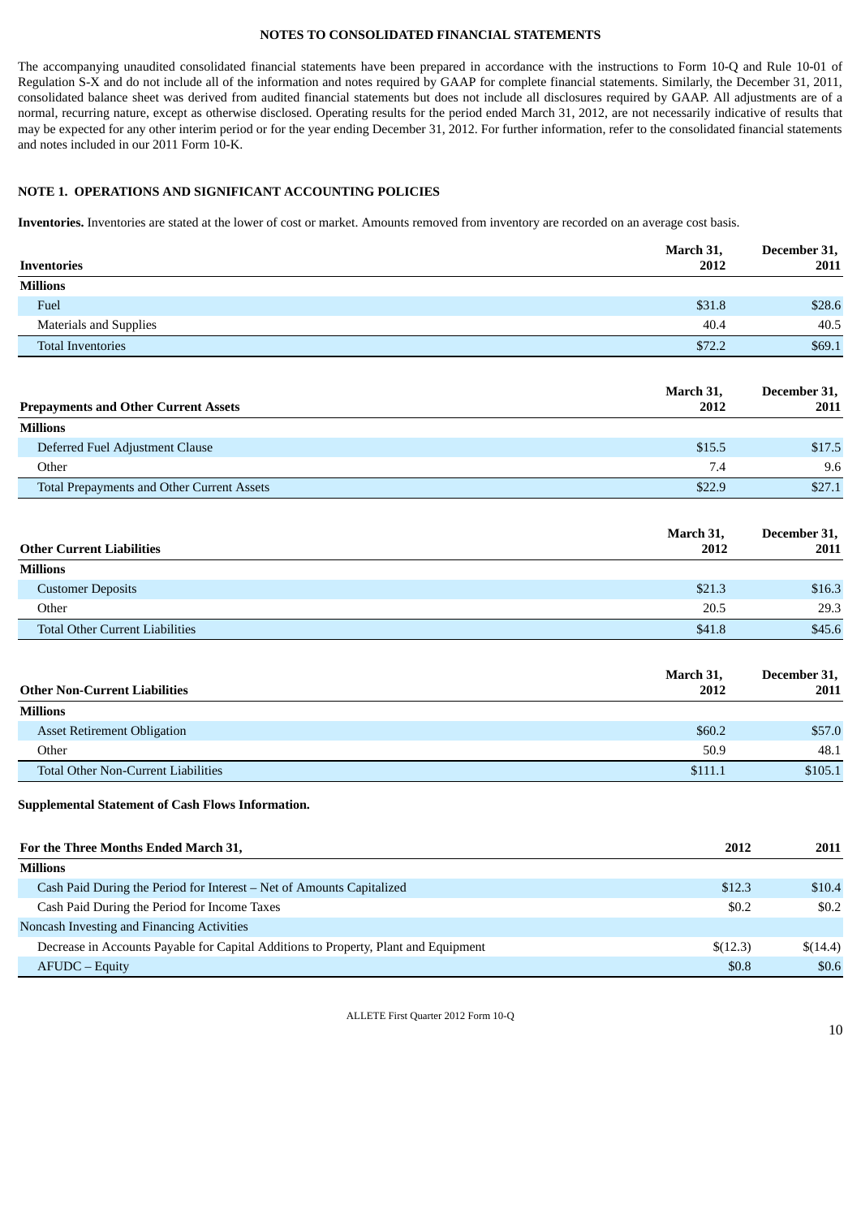**NOTES TO CONSOLIDATED FINANCIAL STATEMENTS**

The accompanying unaudited consolidated financial statements have been prepared in accordance with the instructions to Form 10-Q and Rule 10-01 of Regulation S-X and do not include all of the information and notes required by GAAP for complete financial statements. Similarly, the December 31, 2011, consolidated balance sheet was derived from audited financial statements but does not include all disclosures required by GAAP. All adjustments are of a normal, recurring nature, except as otherwise disclosed. Operating results for the period ended March 31, 2012, are not necessarily indicative of results that may be expected for any other interim period or for the year ending December 31, 2012. For further information, refer to the consolidated financial statements and notes included in our 2011 Form 10-K.

## NOTE 1. OPERATIONS AND SIGNIFICANT ACCOUNTING POLICIES

**Inventories.** Inventories are stated at the lower of cost or market. Amounts removed from inventory are recorded on an average cost basis.

| Inventories | March 31, 2012 | December 31, 2011 |
|---|---|---|
| **Millions** | | |
| Fuel | $31.8 | $28.6 |
| Materials and Supplies | 40.4 | 40.5 |
| Total Inventories | $72.2 | $69.1 |

| Prepayments and Other Current Assets | March 31, 2012 | December 31, 2011 |
|---|---|---|
| **Millions** | | |
| Deferred Fuel Adjustment Clause | $15.5 | $17.5 |
| Other | 7.4 | 9.6 |
| Total Prepayments and Other Current Assets | $22.9 | $27.1 |

| Other Current Liabilities | March 31, 2012 | December 31, 2011 |
|---|---|---|
| **Millions** | | |
| Customer Deposits | $21.3 | $16.3 |
| Other | 20.5 | 29.3 |
| Total Other Current Liabilities | $41.8 | $45.6 |

| Other Non-Current Liabilities | March 31, 2012 | December 31, 2011 |
|---|---|---|
| **Millions** | | |
| Asset Retirement Obligation | $60.2 | $57.0 |
| Other | 50.9 | 48.1 |
| Total Other Non-Current Liabilities | $111.1 | $105.1 |

**Supplemental Statement of Cash Flows Information.**

| For the Three Months Ended March 31, | 2012 | 2011 |
|---|---|---|
| **Millions** | | |
| Cash Paid During the Period for Interest – Net of Amounts Capitalized | $12.3 | $10.4 |
| Cash Paid During the Period for Income Taxes | $0.2 | $0.2 |
| Noncash Investing and Financing Activities | | |
| Decrease in Accounts Payable for Capital Additions to Property, Plant and Equipment | $(12.3) | $(14.4) |
| AFUDC – Equity | $0.8 | $0.6 |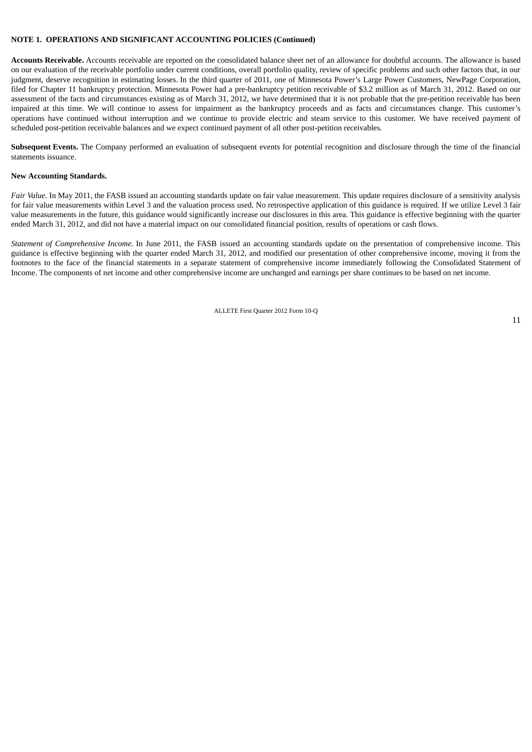**NOTE 1. OPERATIONS AND SIGNIFICANT ACCOUNTING POLICIES (Continued)**

**Accounts Receivable.** Accounts receivable are reported on the consolidated balance sheet net of an allowance for doubtful accounts. The allowance is based on our evaluation of the receivable portfolio under current conditions, overall portfolio quality, review of specific problems and such other factors that, in our judgment, deserve recognition in estimating losses. In the third quarter of 2011, one of Minnesota Power's Large Power Customers, NewPage Corporation, filed for Chapter 11 bankruptcy protection. Minnesota Power had a pre-bankruptcy petition receivable of $3.2 million as of March 31, 2012. Based on our assessment of the facts and circumstances existing as of March 31, 2012, we have determined that it is not probable that the pre-petition receivable has been impaired at this time. We will continue to assess for impairment as the bankruptcy proceeds and as facts and circumstances change. This customer's operations have continued without interruption and we continue to provide electric and steam service to this customer. We have received payment of scheduled post-petition receivable balances and we expect continued payment of all other post-petition receivables.

**Subsequent Events.** The Company performed an evaluation of subsequent events for potential recognition and disclosure through the time of the financial statements issuance.

**New Accounting Standards.**

*Fair Value.* In May 2011, the FASB issued an accounting standards update on fair value measurement. This update requires disclosure of a sensitivity analysis for fair value measurements within Level 3 and the valuation process used. No retrospective application of this guidance is required. If we utilize Level 3 fair value measurements in the future, this guidance would significantly increase our disclosures in this area. This guidance is effective beginning with the quarter ended March 31, 2012, and did not have a material impact on our consolidated financial position, results of operations or cash flows.

*Statement of Comprehensive Income.* In June 2011, the FASB issued an accounting standards update on the presentation of comprehensive income. This guidance is effective beginning with the quarter ended March 31, 2012, and modified our presentation of other comprehensive income, moving it from the footnotes to the face of the financial statements in a separate statement of comprehensive income immediately following the Consolidated Statement of Income. The components of net income and other comprehensive income are unchanged and earnings per share continues to be based on net income.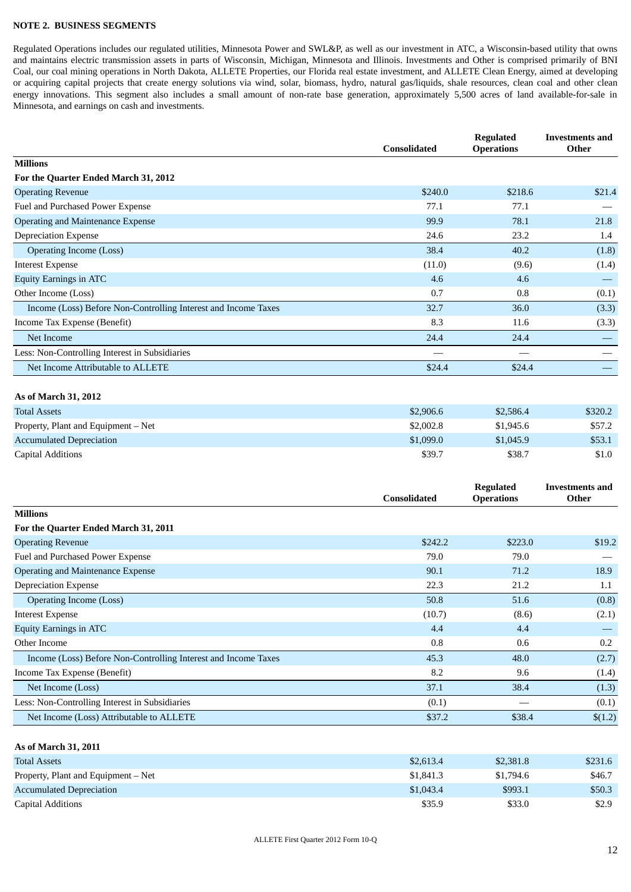**NOTE 2. BUSINESS SEGMENTS**

Regulated Operations includes our regulated utilities, Minnesota Power and SWL&P, as well as our investment in ATC, a Wisconsin-based utility that owns and maintains electric transmission assets in parts of Wisconsin, Michigan, Minnesota and Illinois. Investments and Other is comprised primarily of BNI Coal, our coal mining operations in North Dakota, ALLETE Properties, our Florida real estate investment, and ALLETE Clean Energy, aimed at developing or acquiring capital projects that create energy solutions via wind, solar, biomass, hydro, natural gas/liquids, shale resources, clean coal and other clean energy innovations. This segment also includes a small amount of non-rate base generation, approximately 5,500 acres of land available-for-sale in Minnesota, and earnings on cash and investments.

| | Consolidated | Regulated Operations | Investments and Other |
|---|---|---|---|
| **Millions** | | | |
| **For the Quarter Ended March 31, 2012** | | | |
| Operating Revenue | $240.0 | $218.6 | $21.4 |
| Fuel and Purchased Power Expense | 77.1 | 77.1 | — |
| Operating and Maintenance Expense | 99.9 | 78.1 | 21.8 |
| Depreciation Expense | 24.6 | 23.2 | 1.4 |
| Operating Income (Loss) | 38.4 | 40.2 | (1.8) |
| Interest Expense | (11.0) | (9.6) | (1.4) |
| Equity Earnings in ATC | 4.6 | 4.6 | — |
| Other Income (Loss) | 0.7 | 0.8 | (0.1) |
| Income (Loss) Before Non-Controlling Interest and Income Taxes | 32.7 | 36.0 | (3.3) |
| Income Tax Expense (Benefit) | 8.3 | 11.6 | (3.3) |
| Net Income | 24.4 | 24.4 | — |
| Less: Non-Controlling Interest in Subsidiaries | — | — | — |
| Net Income Attributable to ALLETE | $24.4 | $24.4 | — |
| | | | |
| **As of March 31, 2012** | | | |
| Total Assets | $2,906.6 | $2,586.4 | $320.2 |
| Property, Plant and Equipment – Net | $2,002.8 | $1,945.6 | $57.2 |
| Accumulated Depreciation | $1,099.0 | $1,045.9 | $53.1 |
| Capital Additions | $39.7 | $38.7 | $1.0 |

| | Consolidated | Regulated Operations | Investments and Other |
|---|---|---|---|
| **Millions** | | | |
| **For the Quarter Ended March 31, 2011** | | | |
| Operating Revenue | $242.2 | $223.0 | $19.2 |
| Fuel and Purchased Power Expense | 79.0 | 79.0 | — |
| Operating and Maintenance Expense | 90.1 | 71.2 | 18.9 |
| Depreciation Expense | 22.3 | 21.2 | 1.1 |
| Operating Income (Loss) | 50.8 | 51.6 | (0.8) |
| Interest Expense | (10.7) | (8.6) | (2.1) |
| Equity Earnings in ATC | 4.4 | 4.4 | — |
| Other Income | 0.8 | 0.6 | 0.2 |
| Income (Loss) Before Non-Controlling Interest and Income Taxes | 45.3 | 48.0 | (2.7) |
| Income Tax Expense (Benefit) | 8.2 | 9.6 | (1.4) |
| Net Income (Loss) | 37.1 | 38.4 | (1.3) |
| Less: Non-Controlling Interest in Subsidiaries | (0.1) | — | (0.1) |
| Net Income (Loss) Attributable to ALLETE | $37.2 | $38.4 | $(1.2) |
| | | | |
| **As of March 31, 2011** | | | |
| Total Assets | $2,613.4 | $2,381.8 | $231.6 |
| Property, Plant and Equipment – Net | $1,841.3 | $1,794.6 | $46.7 |
| Accumulated Depreciation | $1,043.4 | $993.1 | $50.3 |
| Capital Additions | $35.9 | $33.0 | $2.9 |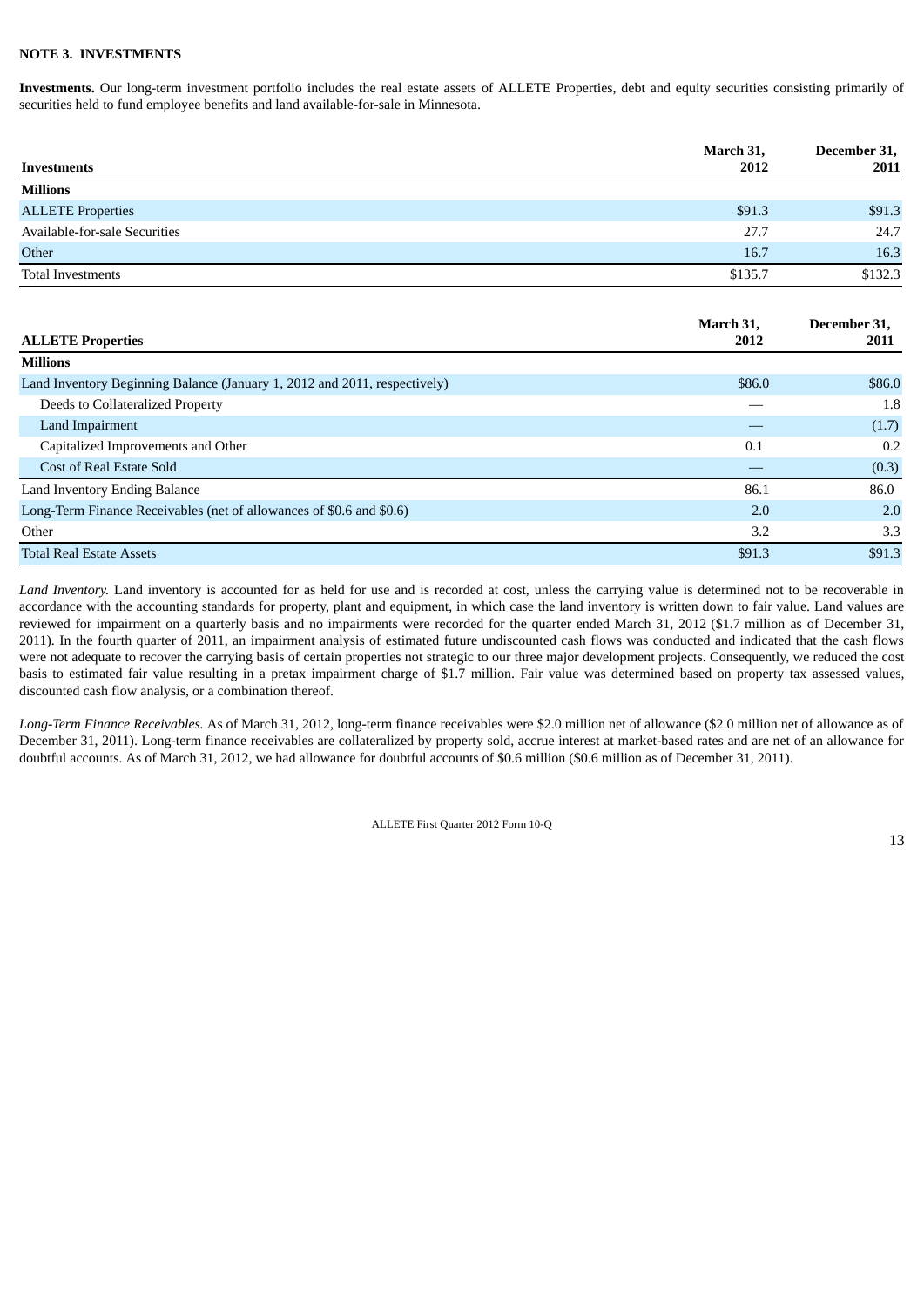**NOTE 3. INVESTMENTS**

**Investments.** Our long-term investment portfolio includes the real estate assets of ALLETE Properties, debt and equity securities consisting primarily of securities held to fund employee benefits and land available-for-sale in Minnesota.

| Investments | March 31, 2012 | December 31, 2011 |
|---|---|---|
| **Millions** | | |
| ALLETE Properties | $91.3 | $91.3 |
| Available-for-sale Securities | 27.7 | 24.7 |
| Other | 16.7 | 16.3 |
| Total Investments | $135.7 | $132.3 |

| ALLETE Properties | March 31, 2012 | December 31, 2011 |
|---|---|---|
| **Millions** | | |
| Land Inventory Beginning Balance (January 1, 2012 and 2011, respectively) | $86.0 | $86.0 |
| Deeds to Collateralized Property | — | 1.8 |
| Land Impairment | — | (1.7) |
| Capitalized Improvements and Other | 0.1 | 0.2 |
| Cost of Real Estate Sold | — | (0.3) |
| Land Inventory Ending Balance | 86.1 | 86.0 |
| Long-Term Finance Receivables (net of allowances of $0.6 and $0.6) | 2.0 | 2.0 |
| Other | 3.2 | 3.3 |
| Total Real Estate Assets | $91.3 | $91.3 |

*Land Inventory.* Land inventory is accounted for as held for use and is recorded at cost, unless the carrying value is determined not to be recoverable in accordance with the accounting standards for property, plant and equipment, in which case the land inventory is written down to fair value. Land values are reviewed for impairment on a quarterly basis and no impairments were recorded for the quarter ended March 31, 2012 ($1.7 million as of December 31, 2011). In the fourth quarter of 2011, an impairment analysis of estimated future undiscounted cash flows was conducted and indicated that the cash flows were not adequate to recover the carrying basis of certain properties not strategic to our three major development projects. Consequently, we reduced the cost basis to estimated fair value resulting in a pretax impairment charge of $1.7 million. Fair value was determined based on property tax assessed values, discounted cash flow analysis, or a combination thereof.

*Long-Term Finance Receivables.* As of March 31, 2012, long-term finance receivables were $2.0 million net of allowance ($2.0 million net of allowance as of December 31, 2011). Long-term finance receivables are collateralized by property sold, accrue interest at market-based rates and are net of an allowance for doubtful accounts. As of March 31, 2012, we had allowance for doubtful accounts of $0.6 million ($0.6 million as of December 31, 2011).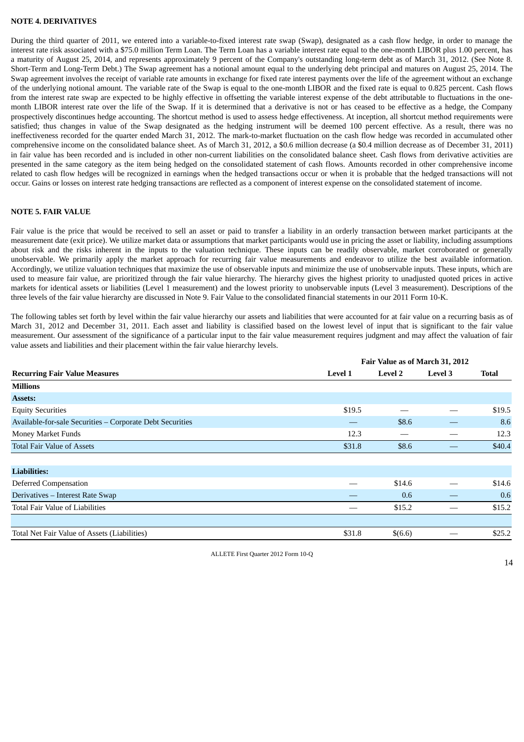**NOTE 4. DERIVATIVES**

During the third quarter of 2011, we entered into a variable-to-fixed interest rate swap (Swap), designated as a cash flow hedge, in order to manage the interest rate risk associated with a $75.0 million Term Loan. The Term Loan has a variable interest rate equal to the one-month LIBOR plus 1.00 percent, has a maturity of August 25, 2014, and represents approximately 9 percent of the Company's outstanding long-term debt as of March 31, 2012. (See Note 8. Short-Term and Long-Term Debt.) The Swap agreement has a notional amount equal to the underlying debt principal and matures on August 25, 2014. The Swap agreement involves the receipt of variable rate amounts in exchange for fixed rate interest payments over the life of the agreement without an exchange of the underlying notional amount. The variable rate of the Swap is equal to the one-month LIBOR and the fixed rate is equal to 0.825 percent. Cash flows from the interest rate swap are expected to be highly effective in offsetting the variable interest expense of the debt attributable to fluctuations in the one-month LIBOR interest rate over the life of the Swap. If it is determined that a derivative is not or has ceased to be effective as a hedge, the Company prospectively discontinues hedge accounting. The shortcut method is used to assess hedge effectiveness. At inception, all shortcut method requirements were satisfied; thus changes in value of the Swap designated as the hedging instrument will be deemed 100 percent effective. As a result, there was no ineffectiveness recorded for the quarter ended March 31, 2012. The mark-to-market fluctuation on the cash flow hedge was recorded in accumulated other comprehensive income on the consolidated balance sheet. As of March 31, 2012, a $0.6 million decrease (a $0.4 million decrease as of December 31, 2011) in fair value has been recorded and is included in other non-current liabilities on the consolidated balance sheet. Cash flows from derivative activities are presented in the same category as the item being hedged on the consolidated statement of cash flows. Amounts recorded in other comprehensive income related to cash flow hedges will be recognized in earnings when the hedged transactions occur or when it is probable that the hedged transactions will not occur. Gains or losses on interest rate hedging transactions are reflected as a component of interest expense on the consolidated statement of income.

**NOTE 5. FAIR VALUE**

Fair value is the price that would be received to sell an asset or paid to transfer a liability in an orderly transaction between market participants at the measurement date (exit price). We utilize market data or assumptions that market participants would use in pricing the asset or liability, including assumptions about risk and the risks inherent in the inputs to the valuation technique. These inputs can be readily observable, market corroborated or generally unobservable. We primarily apply the market approach for recurring fair value measurements and endeavor to utilize the best available information. Accordingly, we utilize valuation techniques that maximize the use of observable inputs and minimize the use of unobservable inputs. These inputs, which are used to measure fair value, are prioritized through the fair value hierarchy. The hierarchy gives the highest priority to unadjusted quoted prices in active markets for identical assets or liabilities (Level 1 measurement) and the lowest priority to unobservable inputs (Level 3 measurement). Descriptions of the three levels of the fair value hierarchy are discussed in Note 9. Fair Value to the consolidated financial statements in our 2011 Form 10-K.

The following tables set forth by level within the fair value hierarchy our assets and liabilities that were accounted for at fair value on a recurring basis as of March 31, 2012 and December 31, 2011. Each asset and liability is classified based on the lowest level of input that is significant to the fair value measurement. Our assessment of the significance of a particular input to the fair value measurement requires judgment and may affect the valuation of fair value assets and liabilities and their placement within the fair value hierarchy levels.

| | Fair Value as of March 31, 2012 | | | |
|---|---|---|---|---|
| **Recurring Fair Value Measures** | **Level 1** | **Level 2** | **Level 3** | **Total** |
| **Millions** | | | | |
| **Assets:** | | | | |
| Equity Securities | $19.5 | — | — | $19.5 |
| Available-for-sale Securities – Corporate Debt Securities | — | $8.6 | — | 8.6 |
| Money Market Funds | 12.3 | — | — | 12.3 |
| Total Fair Value of Assets | $31.8 | $8.6 | — | $40.4 |
| | | | | |
| **Liabilities:** | | | | |
| Deferred Compensation | — | $14.6 | — | $14.6 |
| Derivatives – Interest Rate Swap | — | 0.6 | — | 0.6 |
| Total Fair Value of Liabilities | — | $15.2 | — | $15.2 |
| | | | | |
| Total Net Fair Value of Assets (Liabilities) | $31.8 | $(6.6) | — | $25.2 |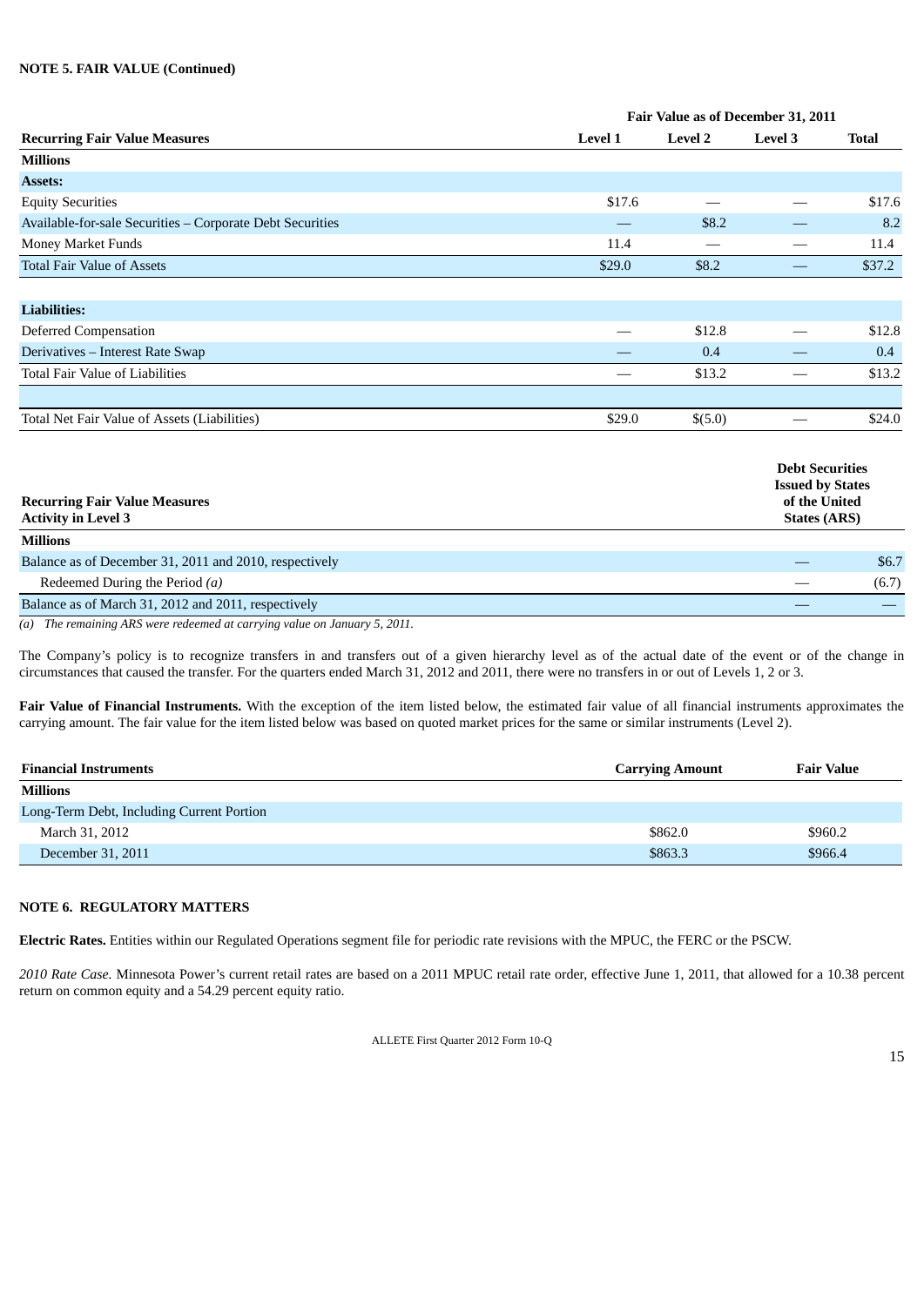**NOTE 5. FAIR VALUE (Continued)**

| Recurring Fair Value Measures | Fair Value as of December 31, 2011 | | | |
|---|---|---|---|---|
| | Level 1 | Level 2 | Level 3 | Total |
| **Millions** | | | | |
| **Assets:** | | | | |
| Equity Securities | $17.6 | — | — | $17.6 |
| Available-for-sale Securities – Corporate Debt Securities | — | $8.2 | — | 8.2 |
| Money Market Funds | 11.4 | — | — | 11.4 |
| Total Fair Value of Assets | $29.0 | $8.2 | — | $37.2 |
| | | | | |
| **Liabilities:** | | | | |
| Deferred Compensation | — | $12.8 | — | $12.8 |
| Derivatives – Interest Rate Swap | — | 0.4 | — | 0.4 |
| Total Fair Value of Liabilities | — | $13.2 | — | $13.2 |
| | | | | |
| Total Net Fair Value of Assets (Liabilities) | $29.0 | $(5.0) | — | $24.0 |

| Recurring Fair Value Measures Activity in Level 3 | Debt Securities Issued by States of the United States (ARS) | |
|---|---|---|
| **Millions** | | |
| Balance as of December 31, 2011 and 2010, respectively | — | $6.7 |
| Redeemed During the Period *(a)* | — | (6.7) |
| Balance as of March 31, 2012 and 2011, respectively | — | — |

*(a) The remaining ARS were redeemed at carrying value on January 5, 2011.*

The Company's policy is to recognize transfers in and transfers out of a given hierarchy level as of the actual date of the event or of the change in circumstances that caused the transfer. For the quarters ended March 31, 2012 and 2011, there were no transfers in or out of Levels 1, 2 or 3.

**Fair Value of Financial Instruments.** With the exception of the item listed below, the estimated fair value of all financial instruments approximates the carrying amount. The fair value for the item listed below was based on quoted market prices for the same or similar instruments (Level 2).

| Financial Instruments | Carrying Amount | Fair Value |
|---|---|---|
| **Millions** | | |
| Long-Term Debt, Including Current Portion | | |
| March 31, 2012 | $862.0 | $960.2 |
| December 31, 2011 | $863.3 | $966.4 |

**NOTE 6. REGULATORY MATTERS**

**Electric Rates.** Entities within our Regulated Operations segment file for periodic rate revisions with the MPUC, the FERC or the PSCW.

*2010 Rate Case.* Minnesota Power's current retail rates are based on a 2011 MPUC retail rate order, effective June 1, 2011, that allowed for a 10.38 percent return on common equity and a 54.29 percent equity ratio.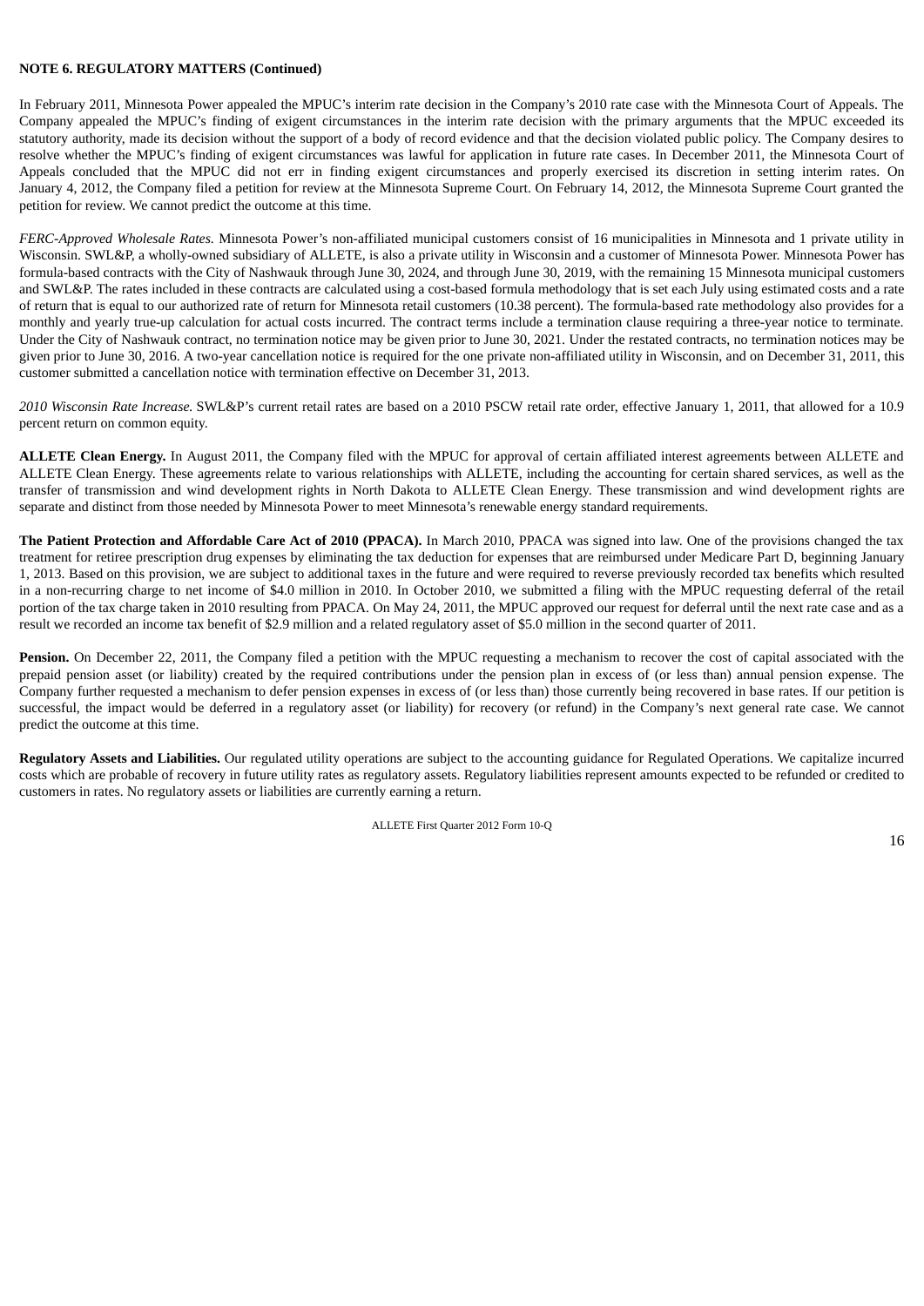**NOTE 6. REGULATORY MATTERS (Continued)**

In February 2011, Minnesota Power appealed the MPUC's interim rate decision in the Company's 2010 rate case with the Minnesota Court of Appeals. The Company appealed the MPUC's finding of exigent circumstances in the interim rate decision with the primary arguments that the MPUC exceeded its statutory authority, made its decision without the support of a body of record evidence and that the decision violated public policy. The Company desires to resolve whether the MPUC's finding of exigent circumstances was lawful for application in future rate cases. In December 2011, the Minnesota Court of Appeals concluded that the MPUC did not err in finding exigent circumstances and properly exercised its discretion in setting interim rates. On January 4, 2012, the Company filed a petition for review at the Minnesota Supreme Court. On February 14, 2012, the Minnesota Supreme Court granted the petition for review. We cannot predict the outcome at this time.

*FERC-Approved Wholesale Rates.* Minnesota Power's non-affiliated municipal customers consist of 16 municipalities in Minnesota and 1 private utility in Wisconsin. SWL&P, a wholly-owned subsidiary of ALLETE, is also a private utility in Wisconsin and a customer of Minnesota Power. Minnesota Power has formula-based contracts with the City of Nashwauk through June 30, 2024, and through June 30, 2019, with the remaining 15 Minnesota municipal customers and SWL&P. The rates included in these contracts are calculated using a cost-based formula methodology that is set each July using estimated costs and a rate of return that is equal to our authorized rate of return for Minnesota retail customers (10.38 percent). The formula-based rate methodology also provides for a monthly and yearly true-up calculation for actual costs incurred. The contract terms include a termination clause requiring a three-year notice to terminate. Under the City of Nashwauk contract, no termination notice may be given prior to June 30, 2021. Under the restated contracts, no termination notices may be given prior to June 30, 2016. A two-year cancellation notice is required for the one private non-affiliated utility in Wisconsin, and on December 31, 2011, this customer submitted a cancellation notice with termination effective on December 31, 2013.

*2010 Wisconsin Rate Increase.* SWL&P's current retail rates are based on a 2010 PSCW retail rate order, effective January 1, 2011, that allowed for a 10.9 percent return on common equity.

**ALLETE Clean Energy.** In August 2011, the Company filed with the MPUC for approval of certain affiliated interest agreements between ALLETE and ALLETE Clean Energy. These agreements relate to various relationships with ALLETE, including the accounting for certain shared services, as well as the transfer of transmission and wind development rights in North Dakota to ALLETE Clean Energy. These transmission and wind development rights are separate and distinct from those needed by Minnesota Power to meet Minnesota's renewable energy standard requirements.

**The Patient Protection and Affordable Care Act of 2010 (PPACA).** In March 2010, PPACA was signed into law. One of the provisions changed the tax treatment for retiree prescription drug expenses by eliminating the tax deduction for expenses that are reimbursed under Medicare Part D, beginning January 1, 2013. Based on this provision, we are subject to additional taxes in the future and were required to reverse previously recorded tax benefits which resulted in a non-recurring charge to net income of $4.0 million in 2010. In October 2010, we submitted a filing with the MPUC requesting deferral of the retail portion of the tax charge taken in 2010 resulting from PPACA. On May 24, 2011, the MPUC approved our request for deferral until the next rate case and as a result we recorded an income tax benefit of $2.9 million and a related regulatory asset of $5.0 million in the second quarter of 2011.

**Pension.** On December 22, 2011, the Company filed a petition with the MPUC requesting a mechanism to recover the cost of capital associated with the prepaid pension asset (or liability) created by the required contributions under the pension plan in excess of (or less than) annual pension expense. The Company further requested a mechanism to defer pension expenses in excess of (or less than) those currently being recovered in base rates. If our petition is successful, the impact would be deferred in a regulatory asset (or liability) for recovery (or refund) in the Company's next general rate case. We cannot predict the outcome at this time.

**Regulatory Assets and Liabilities.** Our regulated utility operations are subject to the accounting guidance for Regulated Operations. We capitalize incurred costs which are probable of recovery in future utility rates as regulatory assets. Regulatory liabilities represent amounts expected to be refunded or credited to customers in rates. No regulatory assets or liabilities are currently earning a return.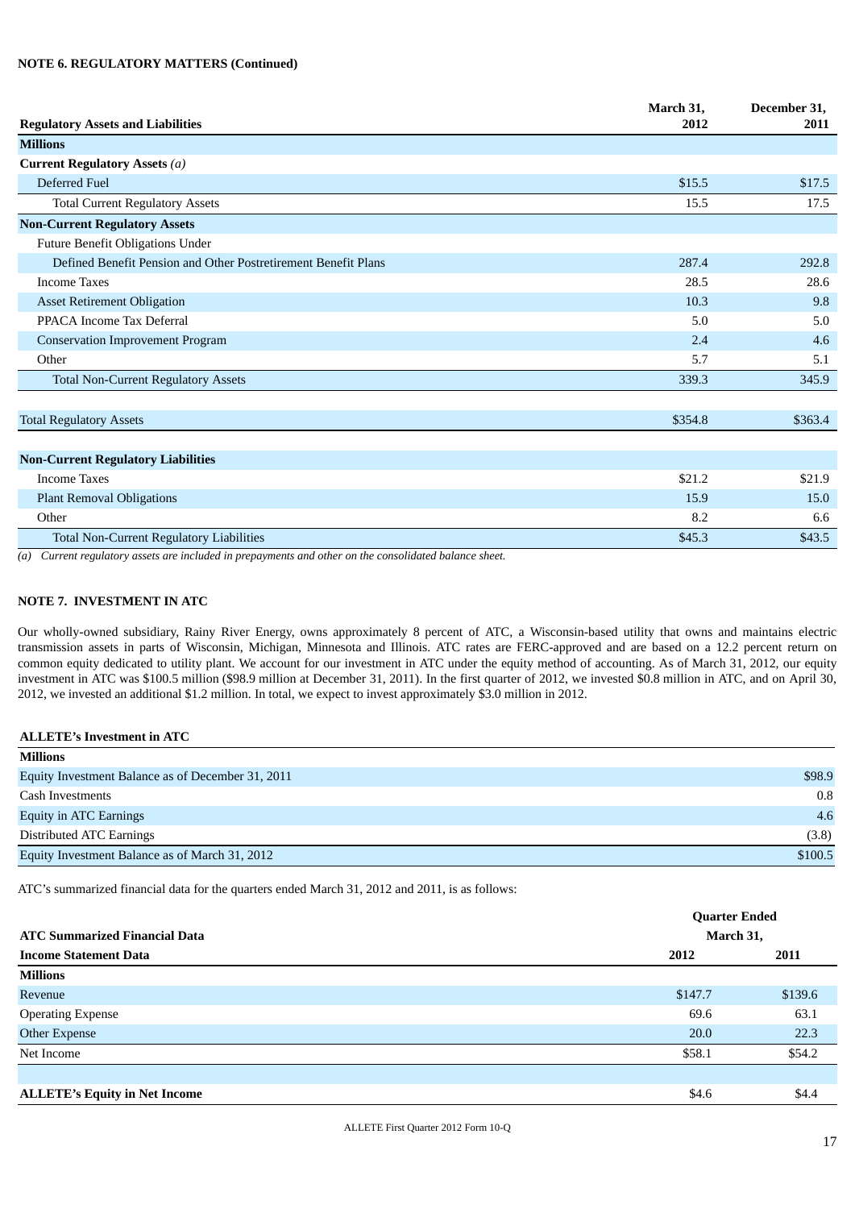**NOTE 6. REGULATORY MATTERS (Continued)**

| Regulatory Assets and Liabilities | March 31, 2012 | December 31, 2011 |
|---|---|---|
| **Millions** | | |
| **Current Regulatory Assets** *(a)* | | |
| Deferred Fuel | $15.5 | $17.5 |
| Total Current Regulatory Assets | 15.5 | 17.5 |
| **Non-Current Regulatory Assets** | | |
| Future Benefit Obligations Under | | |
| Defined Benefit Pension and Other Postretirement Benefit Plans | 287.4 | 292.8 |
| Income Taxes | 28.5 | 28.6 |
| Asset Retirement Obligation | 10.3 | 9.8 |
| PPACA Income Tax Deferral | 5.0 | 5.0 |
| Conservation Improvement Program | 2.4 | 4.6 |
| Other | 5.7 | 5.1 |
| Total Non-Current Regulatory Assets | 339.3 | 345.9 |
| | | |
| Total Regulatory Assets | $354.8 | $363.4 |
| | | |
| **Non-Current Regulatory Liabilities** | | |
| Income Taxes | $21.2 | $21.9 |
| Plant Removal Obligations | 15.9 | 15.0 |
| Other | 8.2 | 6.6 |
| Total Non-Current Regulatory Liabilities | $45.3 | $43.5 |

*(a) Current regulatory assets are included in prepayments and other on the consolidated balance sheet.*

**NOTE 7. INVESTMENT IN ATC**

Our wholly-owned subsidiary, Rainy River Energy, owns approximately 8 percent of ATC, a Wisconsin-based utility that owns and maintains electric transmission assets in parts of Wisconsin, Michigan, Minnesota and Illinois. ATC rates are FERC-approved and are based on a 12.2 percent return on common equity dedicated to utility plant. We account for our investment in ATC under the equity method of accounting. As of March 31, 2012, our equity investment in ATC was $100.5 million ($98.9 million at December 31, 2011). In the first quarter of 2012, we invested $0.8 million in ATC, and on April 30, 2012, we invested an additional $1.2 million. In total, we expect to invest approximately $3.0 million in 2012.

| ALLETE's Investment in ATC | |
|---|---|
| **Millions** | |
| Equity Investment Balance as of December 31, 2011 | $98.9 |
| Cash Investments | 0.8 |
| Equity in ATC Earnings | 4.6 |
| Distributed ATC Earnings | (3.8) |
| Equity Investment Balance as of March 31, 2012 | $100.5 |

ATC's summarized financial data for the quarters ended March 31, 2012 and 2011, is as follows:

| ATC Summarized Financial Data | Quarter Ended March 31, | |
|---|---|---|
| **Income Statement Data** | **2012** | **2011** |
| **Millions** | | |
| Revenue | $147.7 | $139.6 |
| Operating Expense | 69.6 | 63.1 |
| Other Expense | 20.0 | 22.3 |
| Net Income | $58.1 | $54.2 |
| | | |
| **ALLETE's Equity in Net Income** | $4.6 | $4.4 |

ALLETE First Quarter 2012 Form 10-Q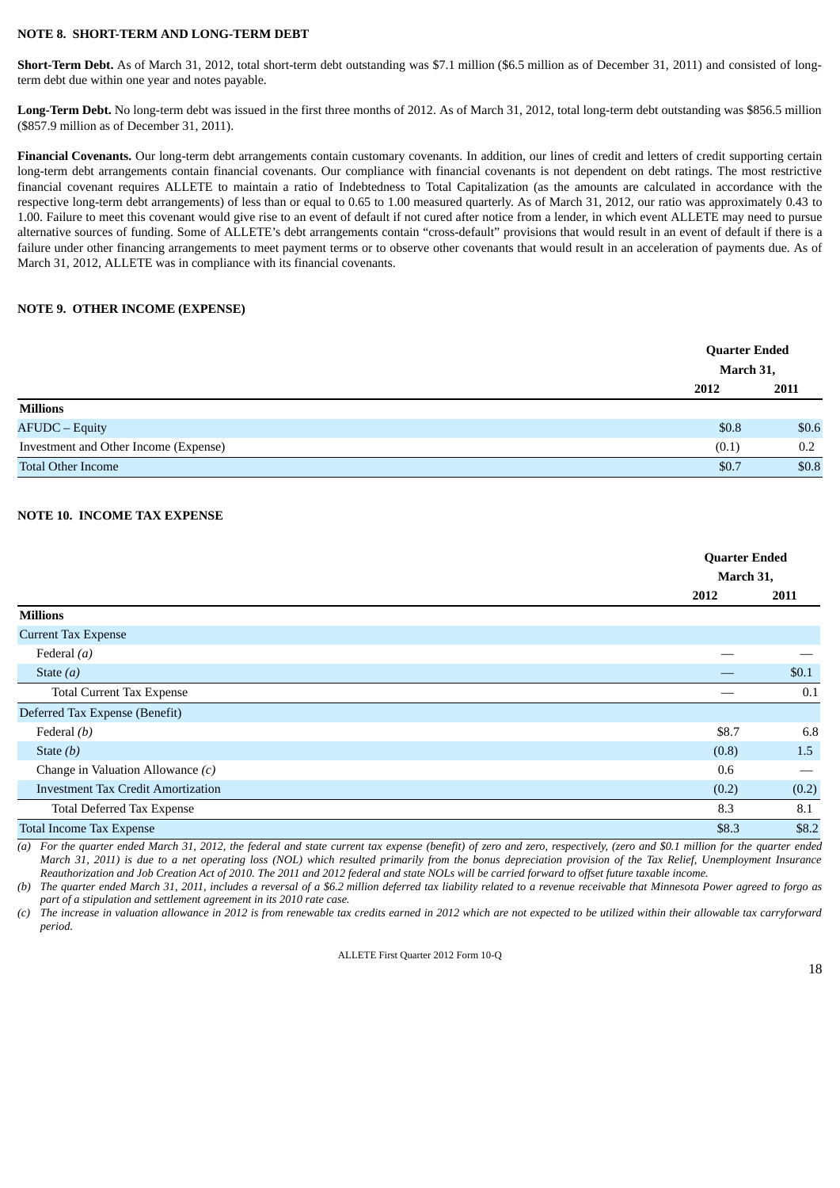## NOTE 8. SHORT-TERM AND LONG-TERM DEBT

**Short-Term Debt.** As of March 31, 2012, total short-term debt outstanding was $7.1 million ($6.5 million as of December 31, 2011) and consisted of long-term debt due within one year and notes payable.

**Long-Term Debt.** No long-term debt was issued in the first three months of 2012. As of March 31, 2012, total long-term debt outstanding was $856.5 million ($857.9 million as of December 31, 2011).

**Financial Covenants.** Our long-term debt arrangements contain customary covenants. In addition, our lines of credit and letters of credit supporting certain long-term debt arrangements contain financial covenants. Our compliance with financial covenants is not dependent on debt ratings. The most restrictive financial covenant requires ALLETE to maintain a ratio of Indebtedness to Total Capitalization (as the amounts are calculated in accordance with the respective long-term debt arrangements) of less than or equal to 0.65 to 1.00 measured quarterly. As of March 31, 2012, our ratio was approximately 0.43 to 1.00. Failure to meet this covenant would give rise to an event of default if not cured after notice from a lender, in which event ALLETE may need to pursue alternative sources of funding. Some of ALLETE's debt arrangements contain "cross-default" provisions that would result in an event of default if there is a failure under other financing arrangements to meet payment terms or to observe other covenants that would result in an acceleration of payments due. As of March 31, 2012, ALLETE was in compliance with its financial covenants.

## NOTE 9. OTHER INCOME (EXPENSE)

| | Quarter Ended March 31, | |
|---|---|---|
| | 2012 | 2011 |
| **Millions** | | |
| AFUDC – Equity | $0.8 | $0.6 |
| Investment and Other Income (Expense) | (0.1) | 0.2 |
| Total Other Income | $0.7 | $0.8 |

## NOTE 10. INCOME TAX EXPENSE

| | Quarter Ended March 31, | |
|---|---|---|
| | 2012 | 2011 |
| **Millions** | | |
| Current Tax Expense | | |
| Federal *(a)* | — | — |
| State *(a)* | — | $0.1 |
| Total Current Tax Expense | — | 0.1 |
| Deferred Tax Expense (Benefit) | | |
| Federal *(b)* | $8.7 | 6.8 |
| State *(b)* | (0.8) | 1.5 |
| Change in Valuation Allowance *(c)* | 0.6 | — |
| Investment Tax Credit Amortization | (0.2) | (0.2) |
| Total Deferred Tax Expense | 8.3 | 8.1 |
| Total Income Tax Expense | $8.3 | $8.2 |

*(a) For the quarter ended March 31, 2012, the federal and state current tax expense (benefit) of zero and zero, respectively, (zero and $0.1 million for the quarter ended March 31, 2011) is due to a net operating loss (NOL) which resulted primarily from the bonus depreciation provision of the Tax Relief, Unemployment Insurance Reauthorization and Job Creation Act of 2010. The 2011 and 2012 federal and state NOLs will be carried forward to offset future taxable income.*

*(b) The quarter ended March 31, 2011, includes a reversal of a $6.2 million deferred tax liability related to a revenue receivable that Minnesota Power agreed to forgo as part of a stipulation and settlement agreement in its 2010 rate case.*

*(c) The increase in valuation allowance in 2012 is from renewable tax credits earned in 2012 which are not expected to be utilized within their allowable tax carryforward period.*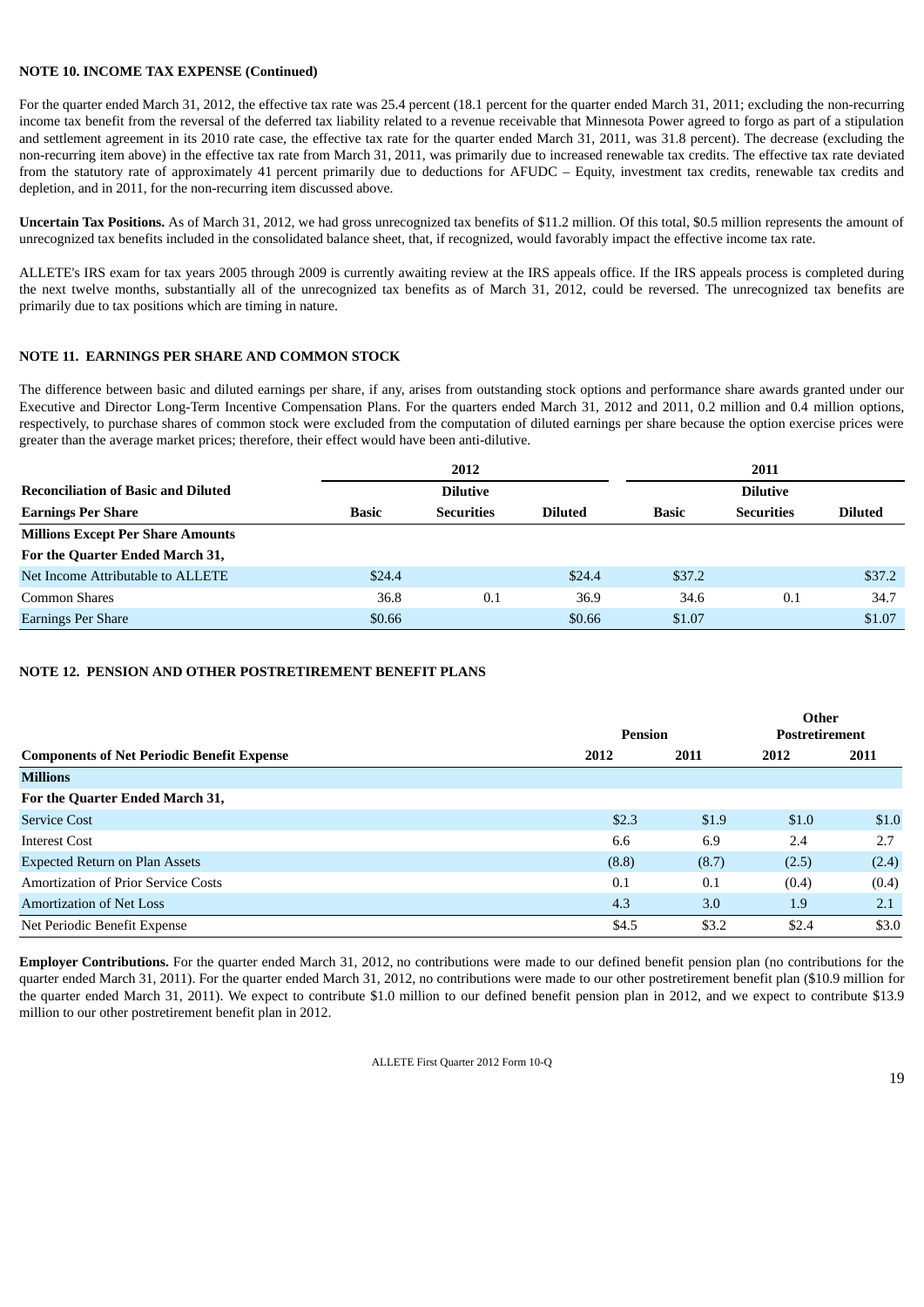**NOTE 10. INCOME TAX EXPENSE (Continued)**

For the quarter ended March 31, 2012, the effective tax rate was 25.4 percent (18.1 percent for the quarter ended March 31, 2011; excluding the non-recurring income tax benefit from the reversal of the deferred tax liability related to a revenue receivable that Minnesota Power agreed to forgo as part of a stipulation and settlement agreement in its 2010 rate case, the effective tax rate for the quarter ended March 31, 2011, was 31.8 percent). The decrease (excluding the non-recurring item above) in the effective tax rate from March 31, 2011, was primarily due to increased renewable tax credits. The effective tax rate deviated from the statutory rate of approximately 41 percent primarily due to deductions for AFUDC – Equity, investment tax credits, renewable tax credits and depletion, and in 2011, for the non-recurring item discussed above.

**Uncertain Tax Positions.** As of March 31, 2012, we had gross unrecognized tax benefits of $11.2 million. Of this total, $0.5 million represents the amount of unrecognized tax benefits included in the consolidated balance sheet, that, if recognized, would favorably impact the effective income tax rate.

ALLETE's IRS exam for tax years 2005 through 2009 is currently awaiting review at the IRS appeals office. If the IRS appeals process is completed during the next twelve months, substantially all of the unrecognized tax benefits as of March 31, 2012, could be reversed. The unrecognized tax benefits are primarily due to tax positions which are timing in nature.

**NOTE 11. EARNINGS PER SHARE AND COMMON STOCK**

The difference between basic and diluted earnings per share, if any, arises from outstanding stock options and performance share awards granted under our Executive and Director Long-Term Incentive Compensation Plans. For the quarters ended March 31, 2012 and 2011, 0.2 million and 0.4 million options, respectively, to purchase shares of common stock were excluded from the computation of diluted earnings per share because the option exercise prices were greater than the average market prices; therefore, their effect would have been anti-dilutive.

| Reconciliation of Basic and Diluted Earnings Per Share | 2012 Basic | 2012 Dilutive Securities | 2012 Diluted | 2011 Basic | 2011 Dilutive Securities | 2011 Diluted |
|---|---|---|---|---|---|---|
| **Millions Except Per Share Amounts** | | | | | | |
| **For the Quarter Ended March 31,** | | | | | | |
| Net Income Attributable to ALLETE | $24.4 | | $24.4 | $37.2 | | $37.2 |
| Common Shares | 36.8 | 0.1 | 36.9 | 34.6 | 0.1 | 34.7 |
| Earnings Per Share | $0.66 | | $0.66 | $1.07 | | $1.07 |

**NOTE 12. PENSION AND OTHER POSTRETIREMENT BENEFIT PLANS**

| Components of Net Periodic Benefit Expense | Pension 2012 | Pension 2011 | Other Postretirement 2012 | Other Postretirement 2011 |
|---|---|---|---|---|
| **Millions** | | | | |
| **For the Quarter Ended March 31,** | | | | |
| Service Cost | $2.3 | $1.9 | $1.0 | $1.0 |
| Interest Cost | 6.6 | 6.9 | 2.4 | 2.7 |
| Expected Return on Plan Assets | (8.8) | (8.7) | (2.5) | (2.4) |
| Amortization of Prior Service Costs | 0.1 | 0.1 | (0.4) | (0.4) |
| Amortization of Net Loss | 4.3 | 3.0 | 1.9 | 2.1 |
| Net Periodic Benefit Expense | $4.5 | $3.2 | $2.4 | $3.0 |

**Employer Contributions.** For the quarter ended March 31, 2012, no contributions were made to our defined benefit pension plan (no contributions for the quarter ended March 31, 2011). For the quarter ended March 31, 2012, no contributions were made to our other postretirement benefit plan ($10.9 million for the quarter ended March 31, 2011). We expect to contribute $1.0 million to our defined benefit pension plan in 2012, and we expect to contribute $13.9 million to our other postretirement benefit plan in 2012.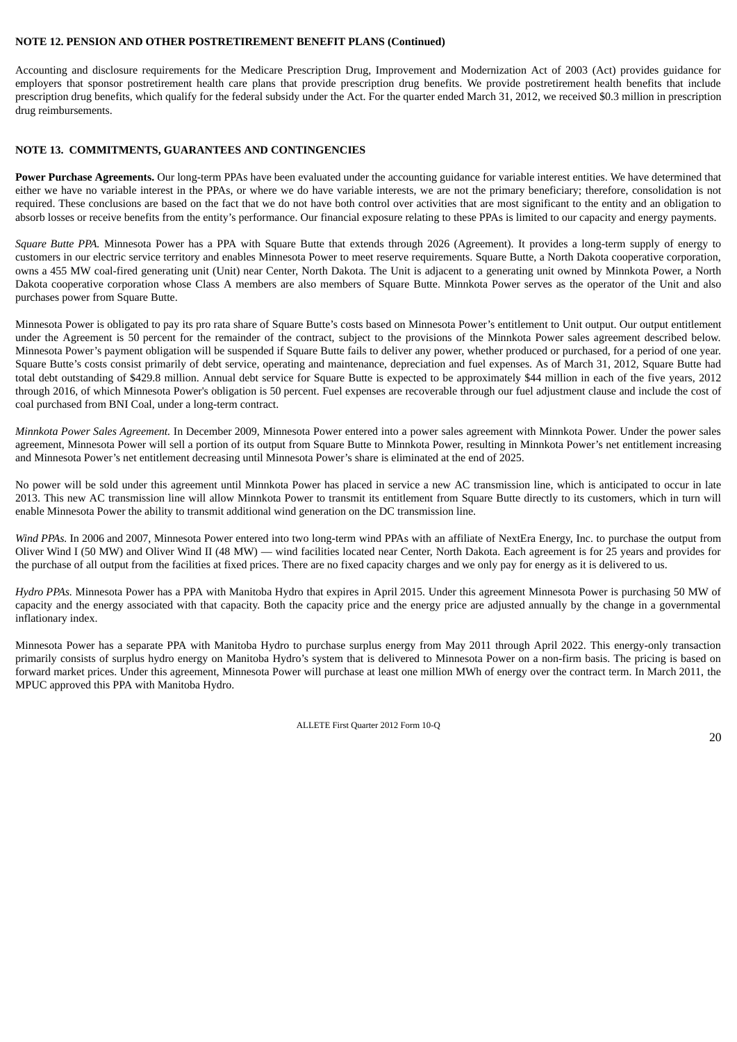**NOTE 12. PENSION AND OTHER POSTRETIREMENT BENEFIT PLANS (Continued)**

Accounting and disclosure requirements for the Medicare Prescription Drug, Improvement and Modernization Act of 2003 (Act) provides guidance for employers that sponsor postretirement health care plans that provide prescription drug benefits. We provide postretirement health benefits that include prescription drug benefits, which qualify for the federal subsidy under the Act. For the quarter ended March 31, 2012, we received $0.3 million in prescription drug reimbursements.

**NOTE 13. COMMITMENTS, GUARANTEES AND CONTINGENCIES**

**Power Purchase Agreements.** Our long-term PPAs have been evaluated under the accounting guidance for variable interest entities. We have determined that either we have no variable interest in the PPAs, or where we do have variable interests, we are not the primary beneficiary; therefore, consolidation is not required. These conclusions are based on the fact that we do not have both control over activities that are most significant to the entity and an obligation to absorb losses or receive benefits from the entity's performance. Our financial exposure relating to these PPAs is limited to our capacity and energy payments.

*Square Butte PPA.* Minnesota Power has a PPA with Square Butte that extends through 2026 (Agreement). It provides a long-term supply of energy to customers in our electric service territory and enables Minnesota Power to meet reserve requirements. Square Butte, a North Dakota cooperative corporation, owns a 455 MW coal-fired generating unit (Unit) near Center, North Dakota. The Unit is adjacent to a generating unit owned by Minnkota Power, a North Dakota cooperative corporation whose Class A members are also members of Square Butte. Minnkota Power serves as the operator of the Unit and also purchases power from Square Butte.

Minnesota Power is obligated to pay its pro rata share of Square Butte's costs based on Minnesota Power's entitlement to Unit output. Our output entitlement under the Agreement is 50 percent for the remainder of the contract, subject to the provisions of the Minnkota Power sales agreement described below. Minnesota Power's payment obligation will be suspended if Square Butte fails to deliver any power, whether produced or purchased, for a period of one year. Square Butte's costs consist primarily of debt service, operating and maintenance, depreciation and fuel expenses. As of March 31, 2012, Square Butte had total debt outstanding of $429.8 million. Annual debt service for Square Butte is expected to be approximately $44 million in each of the five years, 2012 through 2016, of which Minnesota Power's obligation is 50 percent. Fuel expenses are recoverable through our fuel adjustment clause and include the cost of coal purchased from BNI Coal, under a long-term contract.

*Minnkota Power Sales Agreement.* In December 2009, Minnesota Power entered into a power sales agreement with Minnkota Power. Under the power sales agreement, Minnesota Power will sell a portion of its output from Square Butte to Minnkota Power, resulting in Minnkota Power's net entitlement increasing and Minnesota Power's net entitlement decreasing until Minnesota Power's share is eliminated at the end of 2025.

No power will be sold under this agreement until Minnkota Power has placed in service a new AC transmission line, which is anticipated to occur in late 2013. This new AC transmission line will allow Minnkota Power to transmit its entitlement from Square Butte directly to its customers, which in turn will enable Minnesota Power the ability to transmit additional wind generation on the DC transmission line.

*Wind PPAs.* In 2006 and 2007, Minnesota Power entered into two long-term wind PPAs with an affiliate of NextEra Energy, Inc. to purchase the output from Oliver Wind I (50 MW) and Oliver Wind II (48 MW) — wind facilities located near Center, North Dakota. Each agreement is for 25 years and provides for the purchase of all output from the facilities at fixed prices. There are no fixed capacity charges and we only pay for energy as it is delivered to us.

*Hydro PPAs.* Minnesota Power has a PPA with Manitoba Hydro that expires in April 2015. Under this agreement Minnesota Power is purchasing 50 MW of capacity and the energy associated with that capacity. Both the capacity price and the energy price are adjusted annually by the change in a governmental inflationary index.

Minnesota Power has a separate PPA with Manitoba Hydro to purchase surplus energy from May 2011 through April 2022. This energy-only transaction primarily consists of surplus hydro energy on Manitoba Hydro's system that is delivered to Minnesota Power on a non-firm basis. The pricing is based on forward market prices. Under this agreement, Minnesota Power will purchase at least one million MWh of energy over the contract term. In March 2011, the MPUC approved this PPA with Manitoba Hydro.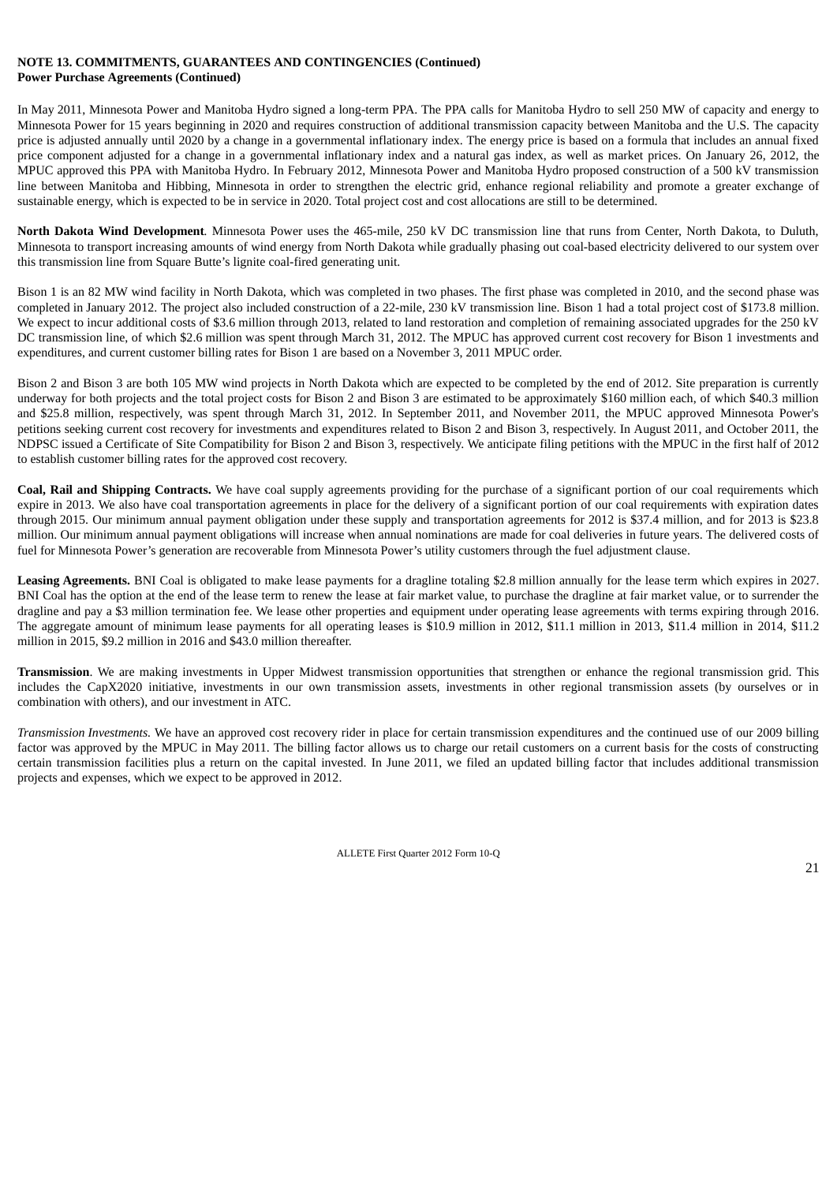**NOTE 13. COMMITMENTS, GUARANTEES AND CONTINGENCIES (Continued)**
**Power Purchase Agreements (Continued)**

In May 2011, Minnesota Power and Manitoba Hydro signed a long-term PPA. The PPA calls for Manitoba Hydro to sell 250 MW of capacity and energy to Minnesota Power for 15 years beginning in 2020 and requires construction of additional transmission capacity between Manitoba and the U.S. The capacity price is adjusted annually until 2020 by a change in a governmental inflationary index. The energy price is based on a formula that includes an annual fixed price component adjusted for a change in a governmental inflationary index and a natural gas index, as well as market prices. On January 26, 2012, the MPUC approved this PPA with Manitoba Hydro. In February 2012, Minnesota Power and Manitoba Hydro proposed construction of a 500 kV transmission line between Manitoba and Hibbing, Minnesota in order to strengthen the electric grid, enhance regional reliability and promote a greater exchange of sustainable energy, which is expected to be in service in 2020. Total project cost and cost allocations are still to be determined.

**North Dakota Wind Development**. Minnesota Power uses the 465-mile, 250 kV DC transmission line that runs from Center, North Dakota, to Duluth, Minnesota to transport increasing amounts of wind energy from North Dakota while gradually phasing out coal-based electricity delivered to our system over this transmission line from Square Butte's lignite coal-fired generating unit.

Bison 1 is an 82 MW wind facility in North Dakota, which was completed in two phases. The first phase was completed in 2010, and the second phase was completed in January 2012. The project also included construction of a 22-mile, 230 kV transmission line. Bison 1 had a total project cost of $173.8 million. We expect to incur additional costs of $3.6 million through 2013, related to land restoration and completion of remaining associated upgrades for the 250 kV DC transmission line, of which $2.6 million was spent through March 31, 2012. The MPUC has approved current cost recovery for Bison 1 investments and expenditures, and current customer billing rates for Bison 1 are based on a November 3, 2011 MPUC order.

Bison 2 and Bison 3 are both 105 MW wind projects in North Dakota which are expected to be completed by the end of 2012. Site preparation is currently underway for both projects and the total project costs for Bison 2 and Bison 3 are estimated to be approximately $160 million each, of which $40.3 million and $25.8 million, respectively, was spent through March 31, 2012. In September 2011, and November 2011, the MPUC approved Minnesota Power's petitions seeking current cost recovery for investments and expenditures related to Bison 2 and Bison 3, respectively. In August 2011, and October 2011, the NDPSC issued a Certificate of Site Compatibility for Bison 2 and Bison 3, respectively. We anticipate filing petitions with the MPUC in the first half of 2012 to establish customer billing rates for the approved cost recovery.

**Coal, Rail and Shipping Contracts.** We have coal supply agreements providing for the purchase of a significant portion of our coal requirements which expire in 2013. We also have coal transportation agreements in place for the delivery of a significant portion of our coal requirements with expiration dates through 2015. Our minimum annual payment obligation under these supply and transportation agreements for 2012 is $37.4 million, and for 2013 is $23.8 million. Our minimum annual payment obligations will increase when annual nominations are made for coal deliveries in future years. The delivered costs of fuel for Minnesota Power's generation are recoverable from Minnesota Power's utility customers through the fuel adjustment clause.

**Leasing Agreements.** BNI Coal is obligated to make lease payments for a dragline totaling $2.8 million annually for the lease term which expires in 2027. BNI Coal has the option at the end of the lease term to renew the lease at fair market value, to purchase the dragline at fair market value, or to surrender the dragline and pay a $3 million termination fee. We lease other properties and equipment under operating lease agreements with terms expiring through 2016. The aggregate amount of minimum lease payments for all operating leases is $10.9 million in 2012, $11.1 million in 2013, $11.4 million in 2014, $11.2 million in 2015, $9.2 million in 2016 and $43.0 million thereafter.

**Transmission**. We are making investments in Upper Midwest transmission opportunities that strengthen or enhance the regional transmission grid. This includes the CapX2020 initiative, investments in our own transmission assets, investments in other regional transmission assets (by ourselves or in combination with others), and our investment in ATC.

*Transmission Investments.* We have an approved cost recovery rider in place for certain transmission expenditures and the continued use of our 2009 billing factor was approved by the MPUC in May 2011. The billing factor allows us to charge our retail customers on a current basis for the costs of constructing certain transmission facilities plus a return on the capital invested. In June 2011, we filed an updated billing factor that includes additional transmission projects and expenses, which we expect to be approved in 2012.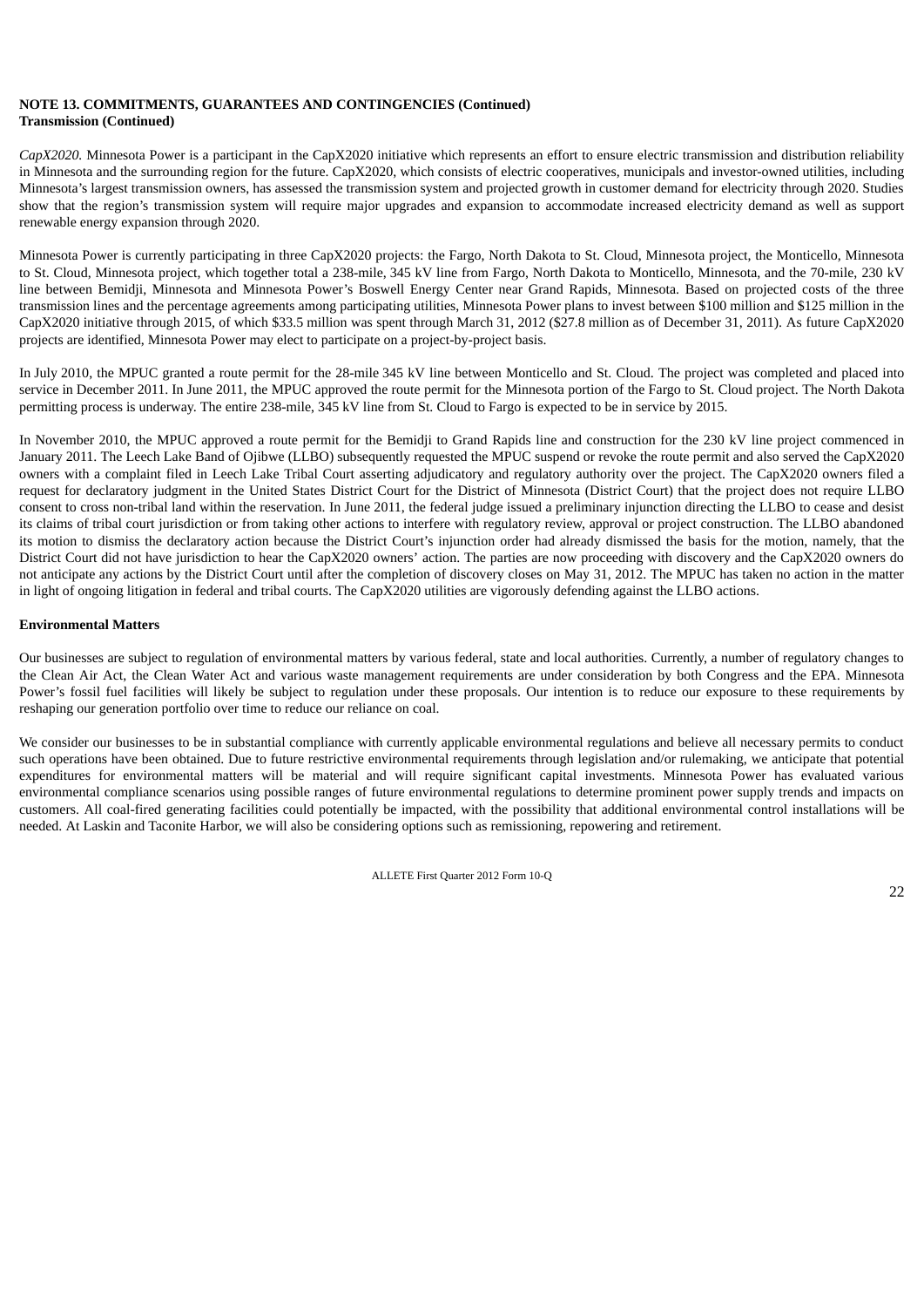**NOTE 13. COMMITMENTS, GUARANTEES AND CONTINGENCIES (Continued)**
**Transmission (Continued)**

*CapX2020.* Minnesota Power is a participant in the CapX2020 initiative which represents an effort to ensure electric transmission and distribution reliability in Minnesota and the surrounding region for the future. CapX2020, which consists of electric cooperatives, municipals and investor-owned utilities, including Minnesota's largest transmission owners, has assessed the transmission system and projected growth in customer demand for electricity through 2020. Studies show that the region's transmission system will require major upgrades and expansion to accommodate increased electricity demand as well as support renewable energy expansion through 2020.

Minnesota Power is currently participating in three CapX2020 projects: the Fargo, North Dakota to St. Cloud, Minnesota project, the Monticello, Minnesota to St. Cloud, Minnesota project, which together total a 238-mile, 345 kV line from Fargo, North Dakota to Monticello, Minnesota, and the 70-mile, 230 kV line between Bemidji, Minnesota and Minnesota Power's Boswell Energy Center near Grand Rapids, Minnesota. Based on projected costs of the three transmission lines and the percentage agreements among participating utilities, Minnesota Power plans to invest between $100 million and $125 million in the CapX2020 initiative through 2015, of which $33.5 million was spent through March 31, 2012 ($27.8 million as of December 31, 2011). As future CapX2020 projects are identified, Minnesota Power may elect to participate on a project-by-project basis.

In July 2010, the MPUC granted a route permit for the 28-mile 345 kV line between Monticello and St. Cloud. The project was completed and placed into service in December 2011. In June 2011, the MPUC approved the route permit for the Minnesota portion of the Fargo to St. Cloud project. The North Dakota permitting process is underway. The entire 238-mile, 345 kV line from St. Cloud to Fargo is expected to be in service by 2015.

In November 2010, the MPUC approved a route permit for the Bemidji to Grand Rapids line and construction for the 230 kV line project commenced in January 2011. The Leech Lake Band of Ojibwe (LLBO) subsequently requested the MPUC suspend or revoke the route permit and also served the CapX2020 owners with a complaint filed in Leech Lake Tribal Court asserting adjudicatory and regulatory authority over the project. The CapX2020 owners filed a request for declaratory judgment in the United States District Court for the District of Minnesota (District Court) that the project does not require LLBO consent to cross non-tribal land within the reservation. In June 2011, the federal judge issued a preliminary injunction directing the LLBO to cease and desist its claims of tribal court jurisdiction or from taking other actions to interfere with regulatory review, approval or project construction. The LLBO abandoned its motion to dismiss the declaratory action because the District Court's injunction order had already dismissed the basis for the motion, namely, that the District Court did not have jurisdiction to hear the CapX2020 owners' action. The parties are now proceeding with discovery and the CapX2020 owners do not anticipate any actions by the District Court until after the completion of discovery closes on May 31, 2012. The MPUC has taken no action in the matter in light of ongoing litigation in federal and tribal courts. The CapX2020 utilities are vigorously defending against the LLBO actions.

**Environmental Matters**

Our businesses are subject to regulation of environmental matters by various federal, state and local authorities. Currently, a number of regulatory changes to the Clean Air Act, the Clean Water Act and various waste management requirements are under consideration by both Congress and the EPA. Minnesota Power's fossil fuel facilities will likely be subject to regulation under these proposals. Our intention is to reduce our exposure to these requirements by reshaping our generation portfolio over time to reduce our reliance on coal.

We consider our businesses to be in substantial compliance with currently applicable environmental regulations and believe all necessary permits to conduct such operations have been obtained. Due to future restrictive environmental requirements through legislation and/or rulemaking, we anticipate that potential expenditures for environmental matters will be material and will require significant capital investments. Minnesota Power has evaluated various environmental compliance scenarios using possible ranges of future environmental regulations to determine prominent power supply trends and impacts on customers. All coal-fired generating facilities could potentially be impacted, with the possibility that additional environmental control installations will be needed. At Laskin and Taconite Harbor, we will also be considering options such as remissioning, repowering and retirement.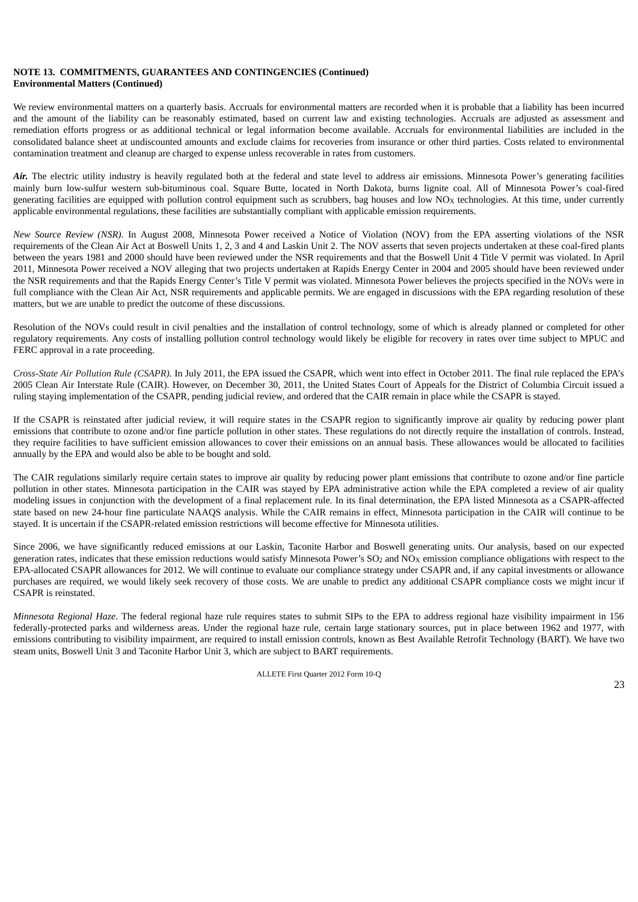**NOTE 13. COMMITMENTS, GUARANTEES AND CONTINGENCIES (Continued)**
**Environmental Matters (Continued)**

We review environmental matters on a quarterly basis. Accruals for environmental matters are recorded when it is probable that a liability has been incurred and the amount of the liability can be reasonably estimated, based on current law and existing technologies. Accruals are adjusted as assessment and remediation efforts progress or as additional technical or legal information become available. Accruals for environmental liabilities are included in the consolidated balance sheet at undiscounted amounts and exclude claims for recoveries from insurance or other third parties. Costs related to environmental contamination treatment and cleanup are charged to expense unless recoverable in rates from customers.

***Air.*** The electric utility industry is heavily regulated both at the federal and state level to address air emissions. Minnesota Power's generating facilities mainly burn low-sulfur western sub-bituminous coal. Square Butte, located in North Dakota, burns lignite coal. All of Minnesota Power's coal-fired generating facilities are equipped with pollution control equipment such as scrubbers, bag houses and low $NO_X$ technologies. At this time, under currently applicable environmental regulations, these facilities are substantially compliant with applicable emission requirements.

*New Source Review (NSR)*. In August 2008, Minnesota Power received a Notice of Violation (NOV) from the EPA asserting violations of the NSR requirements of the Clean Air Act at Boswell Units 1, 2, 3 and 4 and Laskin Unit 2. The NOV asserts that seven projects undertaken at these coal-fired plants between the years 1981 and 2000 should have been reviewed under the NSR requirements and that the Boswell Unit 4 Title V permit was violated. In April 2011, Minnesota Power received a NOV alleging that two projects undertaken at Rapids Energy Center in 2004 and 2005 should have been reviewed under the NSR requirements and that the Rapids Energy Center's Title V permit was violated. Minnesota Power believes the projects specified in the NOVs were in full compliance with the Clean Air Act, NSR requirements and applicable permits. We are engaged in discussions with the EPA regarding resolution of these matters, but we are unable to predict the outcome of these discussions.

Resolution of the NOVs could result in civil penalties and the installation of control technology, some of which is already planned or completed for other regulatory requirements. Any costs of installing pollution control technology would likely be eligible for recovery in rates over time subject to MPUC and FERC approval in a rate proceeding.

*Cross-State Air Pollution Rule (CSAPR)*. In July 2011, the EPA issued the CSAPR, which went into effect in October 2011. The final rule replaced the EPA's 2005 Clean Air Interstate Rule (CAIR). However, on December 30, 2011, the United States Court of Appeals for the District of Columbia Circuit issued a ruling staying implementation of the CSAPR, pending judicial review, and ordered that the CAIR remain in place while the CSAPR is stayed.

If the CSAPR is reinstated after judicial review, it will require states in the CSAPR region to significantly improve air quality by reducing power plant emissions that contribute to ozone and/or fine particle pollution in other states. These regulations do not directly require the installation of controls. Instead, they require facilities to have sufficient emission allowances to cover their emissions on an annual basis. These allowances would be allocated to facilities annually by the EPA and would also be able to be bought and sold.

The CAIR regulations similarly require certain states to improve air quality by reducing power plant emissions that contribute to ozone and/or fine particle pollution in other states. Minnesota participation in the CAIR was stayed by EPA administrative action while the EPA completed a review of air quality modeling issues in conjunction with the development of a final replacement rule. In its final determination, the EPA listed Minnesota as a CSAPR-affected state based on new 24-hour fine particulate NAAQS analysis. While the CAIR remains in effect, Minnesota participation in the CAIR will continue to be stayed. It is uncertain if the CSAPR-related emission restrictions will become effective for Minnesota utilities.

Since 2006, we have significantly reduced emissions at our Laskin, Taconite Harbor and Boswell generating units. Our analysis, based on our expected generation rates, indicates that these emission reductions would satisfy Minnesota Power's $SO_2$ and $NO_X$ emission compliance obligations with respect to the EPA-allocated CSAPR allowances for 2012. We will continue to evaluate our compliance strategy under CSAPR and, if any capital investments or allowance purchases are required, we would likely seek recovery of those costs. We are unable to predict any additional CSAPR compliance costs we might incur if CSAPR is reinstated.

*Minnesota Regional Haze*. The federal regional haze rule requires states to submit SIPs to the EPA to address regional haze visibility impairment in 156 federally-protected parks and wilderness areas. Under the regional haze rule, certain large stationary sources, put in place between 1962 and 1977, with emissions contributing to visibility impairment, are required to install emission controls, known as Best Available Retrofit Technology (BART). We have two steam units, Boswell Unit 3 and Taconite Harbor Unit 3, which are subject to BART requirements.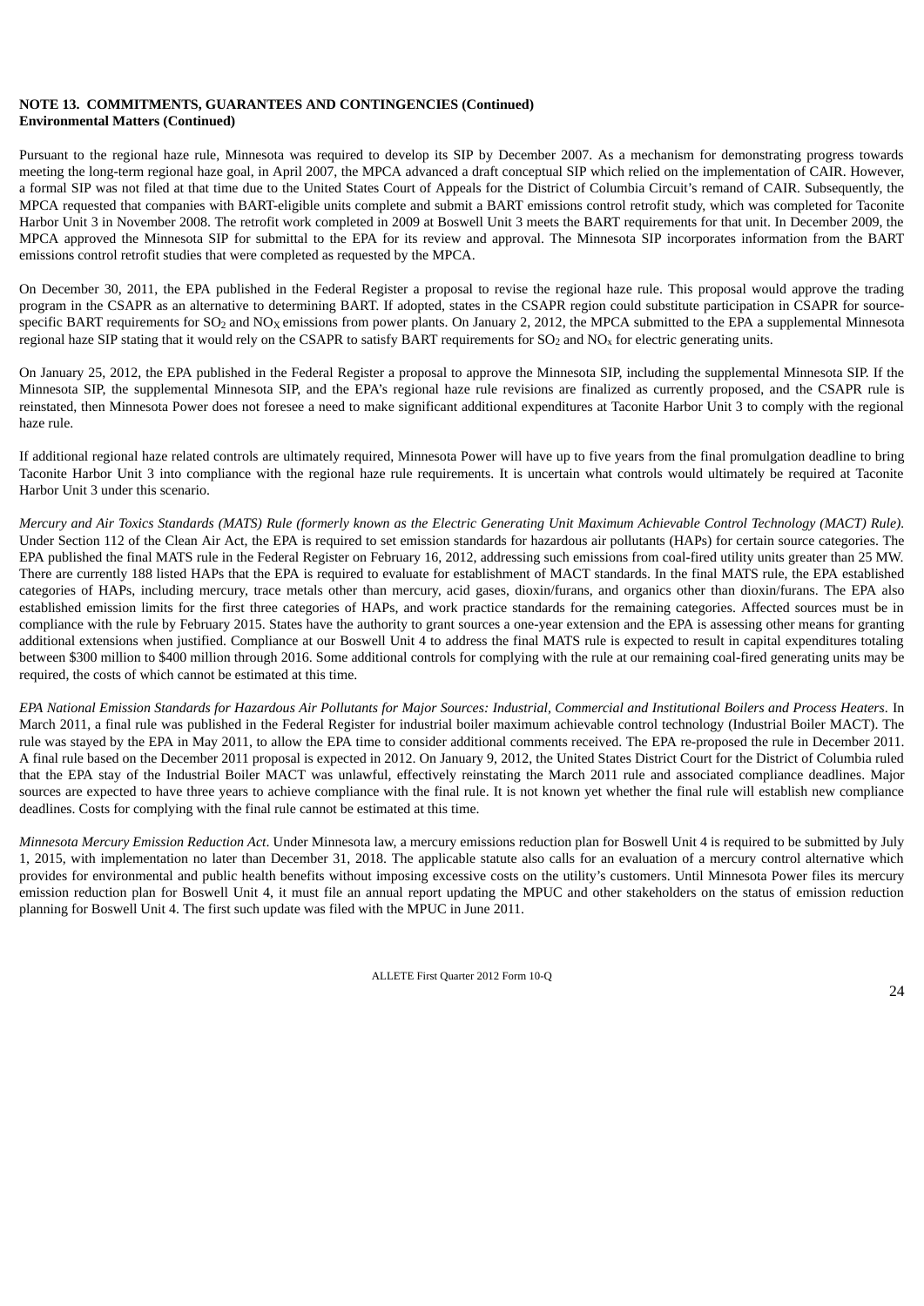**NOTE 13. COMMITMENTS, GUARANTEES AND CONTINGENCIES (Continued)**
**Environmental Matters (Continued)**

Pursuant to the regional haze rule, Minnesota was required to develop its SIP by December 2007. As a mechanism for demonstrating progress towards meeting the long-term regional haze goal, in April 2007, the MPCA advanced a draft conceptual SIP which relied on the implementation of CAIR. However, a formal SIP was not filed at that time due to the United States Court of Appeals for the District of Columbia Circuit's remand of CAIR. Subsequently, the MPCA requested that companies with BART-eligible units complete and submit a BART emissions control retrofit study, which was completed for Taconite Harbor Unit 3 in November 2008. The retrofit work completed in 2009 at Boswell Unit 3 meets the BART requirements for that unit. In December 2009, the MPCA approved the Minnesota SIP for submittal to the EPA for its review and approval. The Minnesota SIP incorporates information from the BART emissions control retrofit studies that were completed as requested by the MPCA.

On December 30, 2011, the EPA published in the Federal Register a proposal to revise the regional haze rule. This proposal would approve the trading program in the CSAPR as an alternative to determining BART. If adopted, states in the CSAPR region could substitute participation in CSAPR for source-specific BART requirements for $SO_2$ and $NO_X$ emissions from power plants. On January 2, 2012, the MPCA submitted to the EPA a supplemental Minnesota regional haze SIP stating that it would rely on the CSAPR to satisfy BART requirements for $SO_2$ and $NO_x$ for electric generating units.

On January 25, 2012, the EPA published in the Federal Register a proposal to approve the Minnesota SIP, including the supplemental Minnesota SIP. If the Minnesota SIP, the supplemental Minnesota SIP, and the EPA's regional haze rule revisions are finalized as currently proposed, and the CSAPR rule is reinstated, then Minnesota Power does not foresee a need to make significant additional expenditures at Taconite Harbor Unit 3 to comply with the regional haze rule.

If additional regional haze related controls are ultimately required, Minnesota Power will have up to five years from the final promulgation deadline to bring Taconite Harbor Unit 3 into compliance with the regional haze rule requirements. It is uncertain what controls would ultimately be required at Taconite Harbor Unit 3 under this scenario.

*Mercury and Air Toxics Standards (MATS) Rule (formerly known as the Electric Generating Unit Maximum Achievable Control Technology (MACT) Rule).* Under Section 112 of the Clean Air Act, the EPA is required to set emission standards for hazardous air pollutants (HAPs) for certain source categories. The EPA published the final MATS rule in the Federal Register on February 16, 2012, addressing such emissions from coal-fired utility units greater than 25 MW. There are currently 188 listed HAPs that the EPA is required to evaluate for establishment of MACT standards. In the final MATS rule, the EPA established categories of HAPs, including mercury, trace metals other than mercury, acid gases, dioxin/furans, and organics other than dioxin/furans. The EPA also established emission limits for the first three categories of HAPs, and work practice standards for the remaining categories. Affected sources must be in compliance with the rule by February 2015. States have the authority to grant sources a one-year extension and the EPA is assessing other means for granting additional extensions when justified. Compliance at our Boswell Unit 4 to address the final MATS rule is expected to result in capital expenditures totaling between \$300 million to \$400 million through 2016. Some additional controls for complying with the rule at our remaining coal-fired generating units may be required, the costs of which cannot be estimated at this time.

*EPA National Emission Standards for Hazardous Air Pollutants for Major Sources: Industrial, Commercial and Institutional Boilers and Process Heaters.* In March 2011, a final rule was published in the Federal Register for industrial boiler maximum achievable control technology (Industrial Boiler MACT). The rule was stayed by the EPA in May 2011, to allow the EPA time to consider additional comments received. The EPA re-proposed the rule in December 2011. A final rule based on the December 2011 proposal is expected in 2012. On January 9, 2012, the United States District Court for the District of Columbia ruled that the EPA stay of the Industrial Boiler MACT was unlawful, effectively reinstating the March 2011 rule and associated compliance deadlines. Major sources are expected to have three years to achieve compliance with the final rule. It is not known yet whether the final rule will establish new compliance deadlines. Costs for complying with the final rule cannot be estimated at this time.

*Minnesota Mercury Emission Reduction Act.* Under Minnesota law, a mercury emissions reduction plan for Boswell Unit 4 is required to be submitted by July 1, 2015, with implementation no later than December 31, 2018. The applicable statute also calls for an evaluation of a mercury control alternative which provides for environmental and public health benefits without imposing excessive costs on the utility's customers. Until Minnesota Power files its mercury emission reduction plan for Boswell Unit 4, it must file an annual report updating the MPUC and other stakeholders on the status of emission reduction planning for Boswell Unit 4. The first such update was filed with the MPUC in June 2011.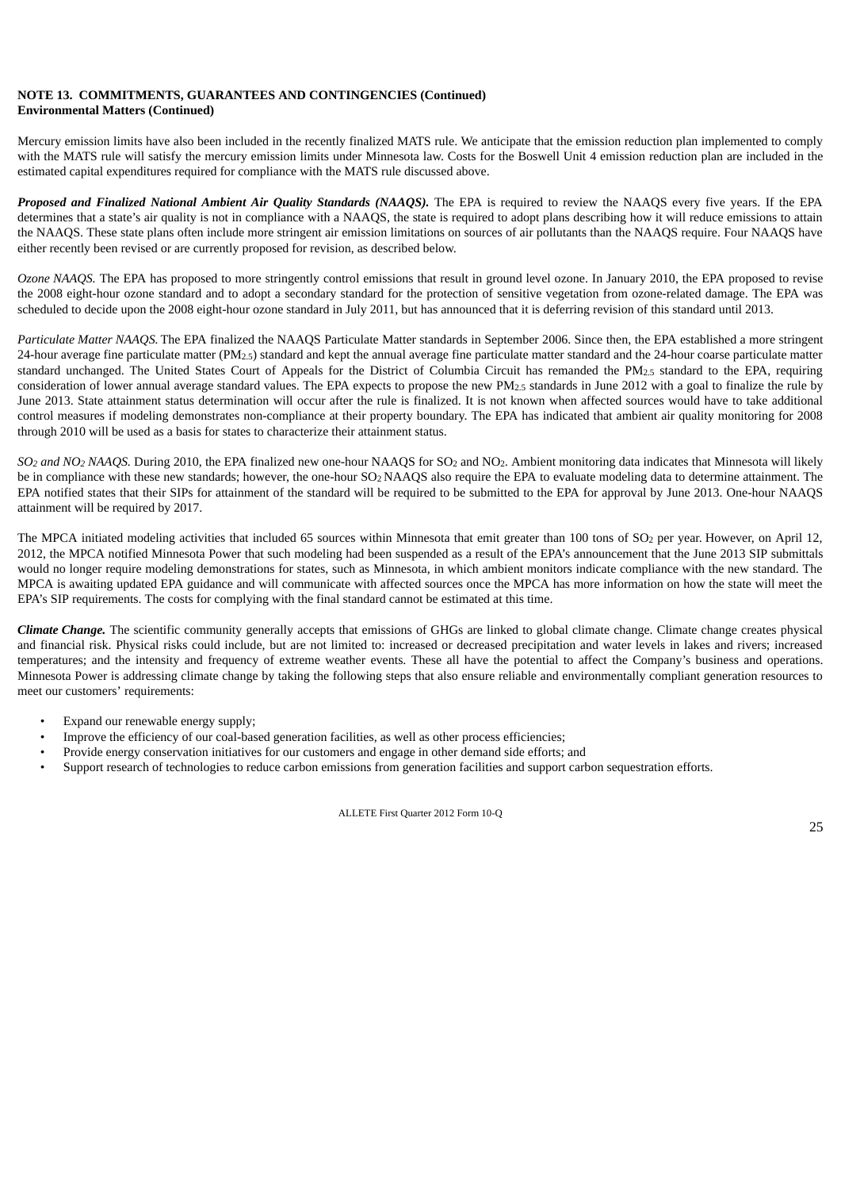**NOTE 13. COMMITMENTS, GUARANTEES AND CONTINGENCIES (Continued)**
**Environmental Matters (Continued)**

Mercury emission limits have also been included in the recently finalized MATS rule. We anticipate that the emission reduction plan implemented to comply with the MATS rule will satisfy the mercury emission limits under Minnesota law. Costs for the Boswell Unit 4 emission reduction plan are included in the estimated capital expenditures required for compliance with the MATS rule discussed above.

***Proposed and Finalized National Ambient Air Quality Standards (NAAQS).*** The EPA is required to review the NAAQS every five years. If the EPA determines that a state's air quality is not in compliance with a NAAQS, the state is required to adopt plans describing how it will reduce emissions to attain the NAAQS. These state plans often include more stringent air emission limitations on sources of air pollutants than the NAAQS require. Four NAAQS have either recently been revised or are currently proposed for revision, as described below.

*Ozone NAAQS.* The EPA has proposed to more stringently control emissions that result in ground level ozone. In January 2010, the EPA proposed to revise the 2008 eight-hour ozone standard and to adopt a secondary standard for the protection of sensitive vegetation from ozone-related damage. The EPA was scheduled to decide upon the 2008 eight-hour ozone standard in July 2011, but has announced that it is deferring revision of this standard until 2013.

*Particulate Matter NAAQS.* The EPA finalized the NAAQS Particulate Matter standards in September 2006. Since then, the EPA established a more stringent 24-hour average fine particulate matter ($PM_{2.5}$) standard and kept the annual average fine particulate matter standard and the 24-hour coarse particulate matter standard unchanged. The United States Court of Appeals for the District of Columbia Circuit has remanded the $PM_{2.5}$ standard to the EPA, requiring consideration of lower annual average standard values. The EPA expects to propose the new $PM_{2.5}$ standards in June 2012 with a goal to finalize the rule by June 2013. State attainment status determination will occur after the rule is finalized. It is not known when affected sources would have to take additional control measures if modeling demonstrates non-compliance at their property boundary. The EPA has indicated that ambient air quality monitoring for 2008 through 2010 will be used as a basis for states to characterize their attainment status.

*$SO_2$ and $NO_2$ NAAQS.* During 2010, the EPA finalized new one-hour NAAQS for $SO_2$ and $NO_2$. Ambient monitoring data indicates that Minnesota will likely be in compliance with these new standards; however, the one-hour $SO_2$ NAAQS also require the EPA to evaluate modeling data to determine attainment. The EPA notified states that their SIPs for attainment of the standard will be required to be submitted to the EPA for approval by June 2013. One-hour NAAQS attainment will be required by 2017.

The MPCA initiated modeling activities that included 65 sources within Minnesota that emit greater than 100 tons of $SO_2$ per year. However, on April 12, 2012, the MPCA notified Minnesota Power that such modeling had been suspended as a result of the EPA's announcement that the June 2013 SIP submittals would no longer require modeling demonstrations for states, such as Minnesota, in which ambient monitors indicate compliance with the new standard. The MPCA is awaiting updated EPA guidance and will communicate with affected sources once the MPCA has more information on how the state will meet the EPA's SIP requirements. The costs for complying with the final standard cannot be estimated at this time.

***Climate Change.*** The scientific community generally accepts that emissions of GHGs are linked to global climate change. Climate change creates physical and financial risk. Physical risks could include, but are not limited to: increased or decreased precipitation and water levels in lakes and rivers; increased temperatures; and the intensity and frequency of extreme weather events. These all have the potential to affect the Company's business and operations. Minnesota Power is addressing climate change by taking the following steps that also ensure reliable and environmentally compliant generation resources to meet our customers' requirements:

- Expand our renewable energy supply;
- Improve the efficiency of our coal-based generation facilities, as well as other process efficiencies;
- Provide energy conservation initiatives for our customers and engage in other demand side efforts; and
- Support research of technologies to reduce carbon emissions from generation facilities and support carbon sequestration efforts.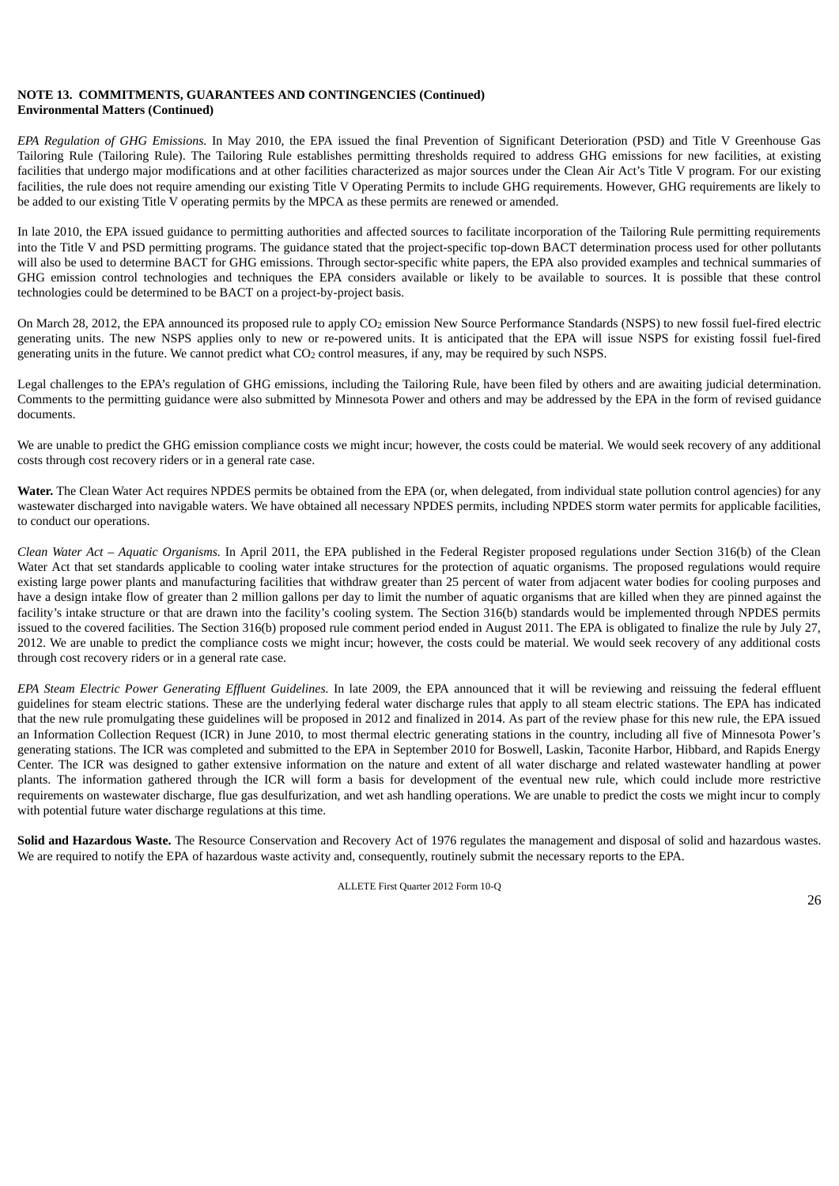**NOTE 13. COMMITMENTS, GUARANTEES AND CONTINGENCIES (Continued)**
**Environmental Matters (Continued)**

*EPA Regulation of GHG Emissions.* In May 2010, the EPA issued the final Prevention of Significant Deterioration (PSD) and Title V Greenhouse Gas Tailoring Rule (Tailoring Rule). The Tailoring Rule establishes permitting thresholds required to address GHG emissions for new facilities, at existing facilities that undergo major modifications and at other facilities characterized as major sources under the Clean Air Act's Title V program. For our existing facilities, the rule does not require amending our existing Title V Operating Permits to include GHG requirements. However, GHG requirements are likely to be added to our existing Title V operating permits by the MPCA as these permits are renewed or amended.

In late 2010, the EPA issued guidance to permitting authorities and affected sources to facilitate incorporation of the Tailoring Rule permitting requirements into the Title V and PSD permitting programs. The guidance stated that the project-specific top-down BACT determination process used for other pollutants will also be used to determine BACT for GHG emissions. Through sector-specific white papers, the EPA also provided examples and technical summaries of GHG emission control technologies and techniques the EPA considers available or likely to be available to sources. It is possible that these control technologies could be determined to be BACT on a project-by-project basis.

On March 28, 2012, the EPA announced its proposed rule to apply $CO_2$ emission New Source Performance Standards (NSPS) to new fossil fuel-fired electric generating units. The new NSPS applies only to new or re-powered units. It is anticipated that the EPA will issue NSPS for existing fossil fuel-fired generating units in the future. We cannot predict what $CO_2$ control measures, if any, may be required by such NSPS.

Legal challenges to the EPA's regulation of GHG emissions, including the Tailoring Rule, have been filed by others and are awaiting judicial determination. Comments to the permitting guidance were also submitted by Minnesota Power and others and may be addressed by the EPA in the form of revised guidance documents.

We are unable to predict the GHG emission compliance costs we might incur; however, the costs could be material. We would seek recovery of any additional costs through cost recovery riders or in a general rate case.

**Water.** The Clean Water Act requires NPDES permits be obtained from the EPA (or, when delegated, from individual state pollution control agencies) for any wastewater discharged into navigable waters. We have obtained all necessary NPDES permits, including NPDES storm water permits for applicable facilities, to conduct our operations.

*Clean Water Act – Aquatic Organisms.* In April 2011, the EPA published in the Federal Register proposed regulations under Section 316(b) of the Clean Water Act that set standards applicable to cooling water intake structures for the protection of aquatic organisms. The proposed regulations would require existing large power plants and manufacturing facilities that withdraw greater than 25 percent of water from adjacent water bodies for cooling purposes and have a design intake flow of greater than 2 million gallons per day to limit the number of aquatic organisms that are killed when they are pinned against the facility's intake structure or that are drawn into the facility's cooling system. The Section 316(b) standards would be implemented through NPDES permits issued to the covered facilities. The Section 316(b) proposed rule comment period ended in August 2011. The EPA is obligated to finalize the rule by July 27, 2012. We are unable to predict the compliance costs we might incur; however, the costs could be material. We would seek recovery of any additional costs through cost recovery riders or in a general rate case.

*EPA Steam Electric Power Generating Effluent Guidelines.* In late 2009, the EPA announced that it will be reviewing and reissuing the federal effluent guidelines for steam electric stations. These are the underlying federal water discharge rules that apply to all steam electric stations. The EPA has indicated that the new rule promulgating these guidelines will be proposed in 2012 and finalized in 2014. As part of the review phase for this new rule, the EPA issued an Information Collection Request (ICR) in June 2010, to most thermal electric generating stations in the country, including all five of Minnesota Power's generating stations. The ICR was completed and submitted to the EPA in September 2010 for Boswell, Laskin, Taconite Harbor, Hibbard, and Rapids Energy Center. The ICR was designed to gather extensive information on the nature and extent of all water discharge and related wastewater handling at power plants. The information gathered through the ICR will form a basis for development of the eventual new rule, which could include more restrictive requirements on wastewater discharge, flue gas desulfurization, and wet ash handling operations. We are unable to predict the costs we might incur to comply with potential future water discharge regulations at this time.

**Solid and Hazardous Waste.** The Resource Conservation and Recovery Act of 1976 regulates the management and disposal of solid and hazardous wastes. We are required to notify the EPA of hazardous waste activity and, consequently, routinely submit the necessary reports to the EPA.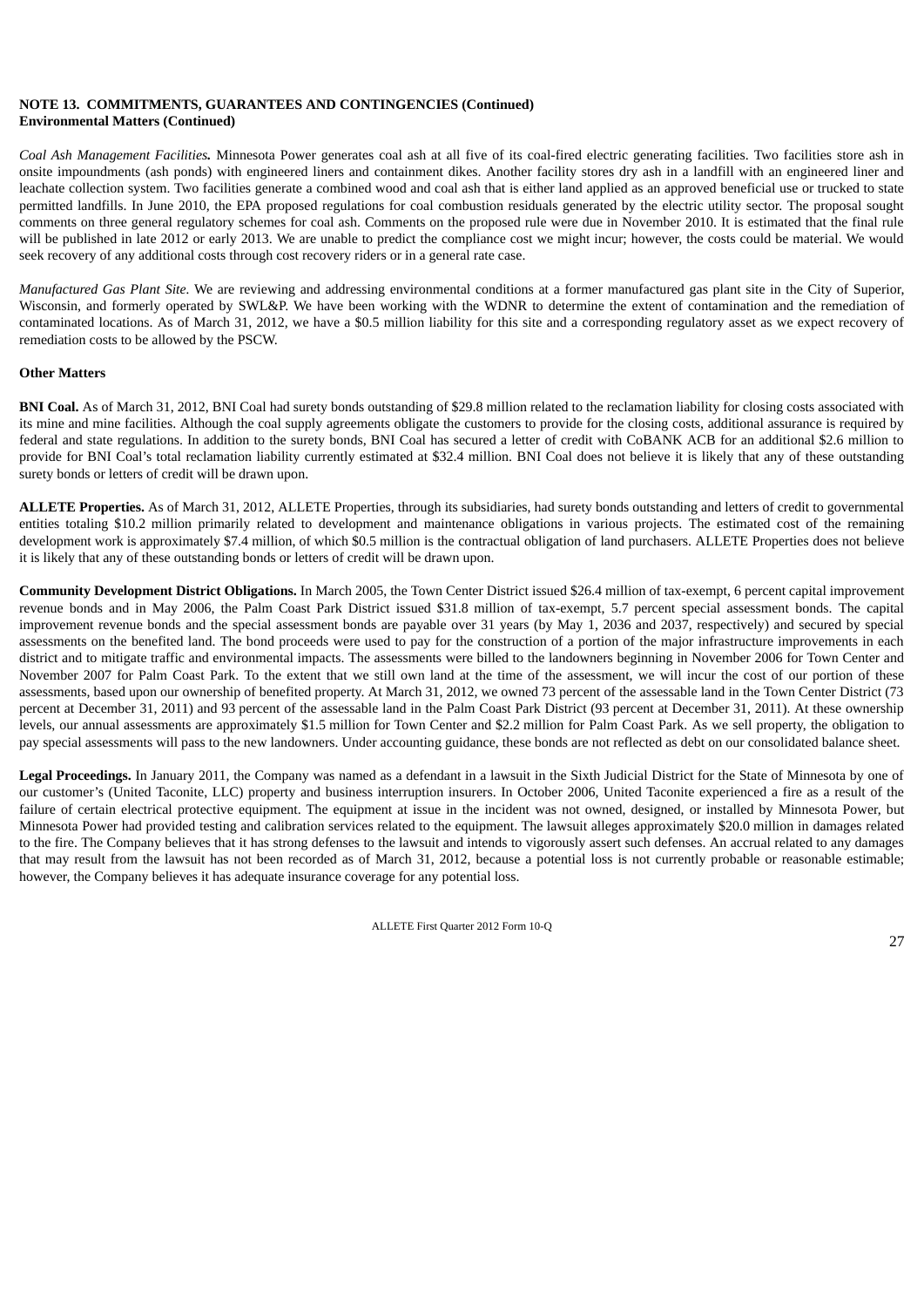**NOTE 13. COMMITMENTS, GUARANTEES AND CONTINGENCIES (Continued)**
**Environmental Matters (Continued)**

*Coal Ash Management Facilities.* Minnesota Power generates coal ash at all five of its coal-fired electric generating facilities. Two facilities store ash in onsite impoundments (ash ponds) with engineered liners and containment dikes. Another facility stores dry ash in a landfill with an engineered liner and leachate collection system. Two facilities generate a combined wood and coal ash that is either land applied as an approved beneficial use or trucked to state permitted landfills. In June 2010, the EPA proposed regulations for coal combustion residuals generated by the electric utility sector. The proposal sought comments on three general regulatory schemes for coal ash. Comments on the proposed rule were due in November 2010. It is estimated that the final rule will be published in late 2012 or early 2013. We are unable to predict the compliance cost we might incur; however, the costs could be material. We would seek recovery of any additional costs through cost recovery riders or in a general rate case.

*Manufactured Gas Plant Site.* We are reviewing and addressing environmental conditions at a former manufactured gas plant site in the City of Superior, Wisconsin, and formerly operated by SWL&P. We have been working with the WDNR to determine the extent of contamination and the remediation of contaminated locations. As of March 31, 2012, we have a $0.5 million liability for this site and a corresponding regulatory asset as we expect recovery of remediation costs to be allowed by the PSCW.

**Other Matters**

**BNI Coal.** As of March 31, 2012, BNI Coal had surety bonds outstanding of $29.8 million related to the reclamation liability for closing costs associated with its mine and mine facilities. Although the coal supply agreements obligate the customers to provide for the closing costs, additional assurance is required by federal and state regulations. In addition to the surety bonds, BNI Coal has secured a letter of credit with CoBANK ACB for an additional $2.6 million to provide for BNI Coal's total reclamation liability currently estimated at $32.4 million. BNI Coal does not believe it is likely that any of these outstanding surety bonds or letters of credit will be drawn upon.

**ALLETE Properties.** As of March 31, 2012, ALLETE Properties, through its subsidiaries, had surety bonds outstanding and letters of credit to governmental entities totaling $10.2 million primarily related to development and maintenance obligations in various projects. The estimated cost of the remaining development work is approximately $7.4 million, of which $0.5 million is the contractual obligation of land purchasers. ALLETE Properties does not believe it is likely that any of these outstanding bonds or letters of credit will be drawn upon.

**Community Development District Obligations.** In March 2005, the Town Center District issued $26.4 million of tax-exempt, 6 percent capital improvement revenue bonds and in May 2006, the Palm Coast Park District issued $31.8 million of tax-exempt, 5.7 percent special assessment bonds. The capital improvement revenue bonds and the special assessment bonds are payable over 31 years (by May 1, 2036 and 2037, respectively) and secured by special assessments on the benefited land. The bond proceeds were used to pay for the construction of a portion of the major infrastructure improvements in each district and to mitigate traffic and environmental impacts. The assessments were billed to the landowners beginning in November 2006 for Town Center and November 2007 for Palm Coast Park. To the extent that we still own land at the time of the assessment, we will incur the cost of our portion of these assessments, based upon our ownership of benefited property. At March 31, 2012, we owned 73 percent of the assessable land in the Town Center District (73 percent at December 31, 2011) and 93 percent of the assessable land in the Palm Coast Park District (93 percent at December 31, 2011). At these ownership levels, our annual assessments are approximately $1.5 million for Town Center and $2.2 million for Palm Coast Park. As we sell property, the obligation to pay special assessments will pass to the new landowners. Under accounting guidance, these bonds are not reflected as debt on our consolidated balance sheet.

**Legal Proceedings.** In January 2011, the Company was named as a defendant in a lawsuit in the Sixth Judicial District for the State of Minnesota by one of our customer's (United Taconite, LLC) property and business interruption insurers. In October 2006, United Taconite experienced a fire as a result of the failure of certain electrical protective equipment. The equipment at issue in the incident was not owned, designed, or installed by Minnesota Power, but Minnesota Power had provided testing and calibration services related to the equipment. The lawsuit alleges approximately $20.0 million in damages related to the fire. The Company believes that it has strong defenses to the lawsuit and intends to vigorously assert such defenses. An accrual related to any damages that may result from the lawsuit has not been recorded as of March 31, 2012, because a potential loss is not currently probable or reasonable estimable; however, the Company believes it has adequate insurance coverage for any potential loss.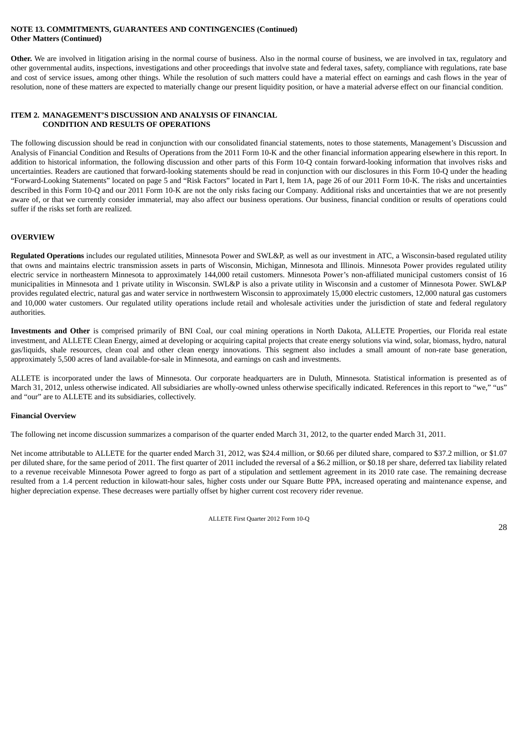**NOTE 13. COMMITMENTS, GUARANTEES AND CONTINGENCIES (Continued)**
**Other Matters (Continued)**

**Other.** We are involved in litigation arising in the normal course of business. Also in the normal course of business, we are involved in tax, regulatory and other governmental audits, inspections, investigations and other proceedings that involve state and federal taxes, safety, compliance with regulations, rate base and cost of service issues, among other things. While the resolution of such matters could have a material effect on earnings and cash flows in the year of resolution, none of these matters are expected to materially change our present liquidity position, or have a material adverse effect on our financial condition.

## ITEM 2. MANAGEMENT'S DISCUSSION AND ANALYSIS OF FINANCIAL CONDITION AND RESULTS OF OPERATIONS

The following discussion should be read in conjunction with our consolidated financial statements, notes to those statements, Management's Discussion and Analysis of Financial Condition and Results of Operations from the 2011 Form 10-K and the other financial information appearing elsewhere in this report. In addition to historical information, the following discussion and other parts of this Form 10-Q contain forward-looking information that involves risks and uncertainties. Readers are cautioned that forward-looking statements should be read in conjunction with our disclosures in this Form 10-Q under the heading "Forward-Looking Statements" located on page 5 and "Risk Factors" located in Part I, Item 1A, page 26 of our 2011 Form 10-K. The risks and uncertainties described in this Form 10-Q and our 2011 Form 10-K are not the only risks facing our Company. Additional risks and uncertainties that we are not presently aware of, or that we currently consider immaterial, may also affect our business operations. Our business, financial condition or results of operations could suffer if the risks set forth are realized.

## OVERVIEW

**Regulated Operations** includes our regulated utilities, Minnesota Power and SWL&P, as well as our investment in ATC, a Wisconsin-based regulated utility that owns and maintains electric transmission assets in parts of Wisconsin, Michigan, Minnesota and Illinois. Minnesota Power provides regulated utility electric service in northeastern Minnesota to approximately 144,000 retail customers. Minnesota Power's non-affiliated municipal customers consist of 16 municipalities in Minnesota and 1 private utility in Wisconsin. SWL&P is also a private utility in Wisconsin and a customer of Minnesota Power. SWL&P provides regulated electric, natural gas and water service in northwestern Wisconsin to approximately 15,000 electric customers, 12,000 natural gas customers and 10,000 water customers. Our regulated utility operations include retail and wholesale activities under the jurisdiction of state and federal regulatory authorities.

**Investments and Other** is comprised primarily of BNI Coal, our coal mining operations in North Dakota, ALLETE Properties, our Florida real estate investment, and ALLETE Clean Energy, aimed at developing or acquiring capital projects that create energy solutions via wind, solar, biomass, hydro, natural gas/liquids, shale resources, clean coal and other clean energy innovations. This segment also includes a small amount of non-rate base generation, approximately 5,500 acres of land available-for-sale in Minnesota, and earnings on cash and investments.

ALLETE is incorporated under the laws of Minnesota. Our corporate headquarters are in Duluth, Minnesota. Statistical information is presented as of March 31, 2012, unless otherwise indicated. All subsidiaries are wholly-owned unless otherwise specifically indicated. References in this report to "we," "us" and "our" are to ALLETE and its subsidiaries, collectively.

### Financial Overview

The following net income discussion summarizes a comparison of the quarter ended March 31, 2012, to the quarter ended March 31, 2011.

Net income attributable to ALLETE for the quarter ended March 31, 2012, was $24.4 million, or $0.66 per diluted share, compared to $37.2 million, or $1.07 per diluted share, for the same period of 2011. The first quarter of 2011 included the reversal of a $6.2 million, or $0.18 per share, deferred tax liability related to a revenue receivable Minnesota Power agreed to forgo as part of a stipulation and settlement agreement in its 2010 rate case. The remaining decrease resulted from a 1.4 percent reduction in kilowatt-hour sales, higher costs under our Square Butte PPA, increased operating and maintenance expense, and higher depreciation expense. These decreases were partially offset by higher current cost recovery rider revenue.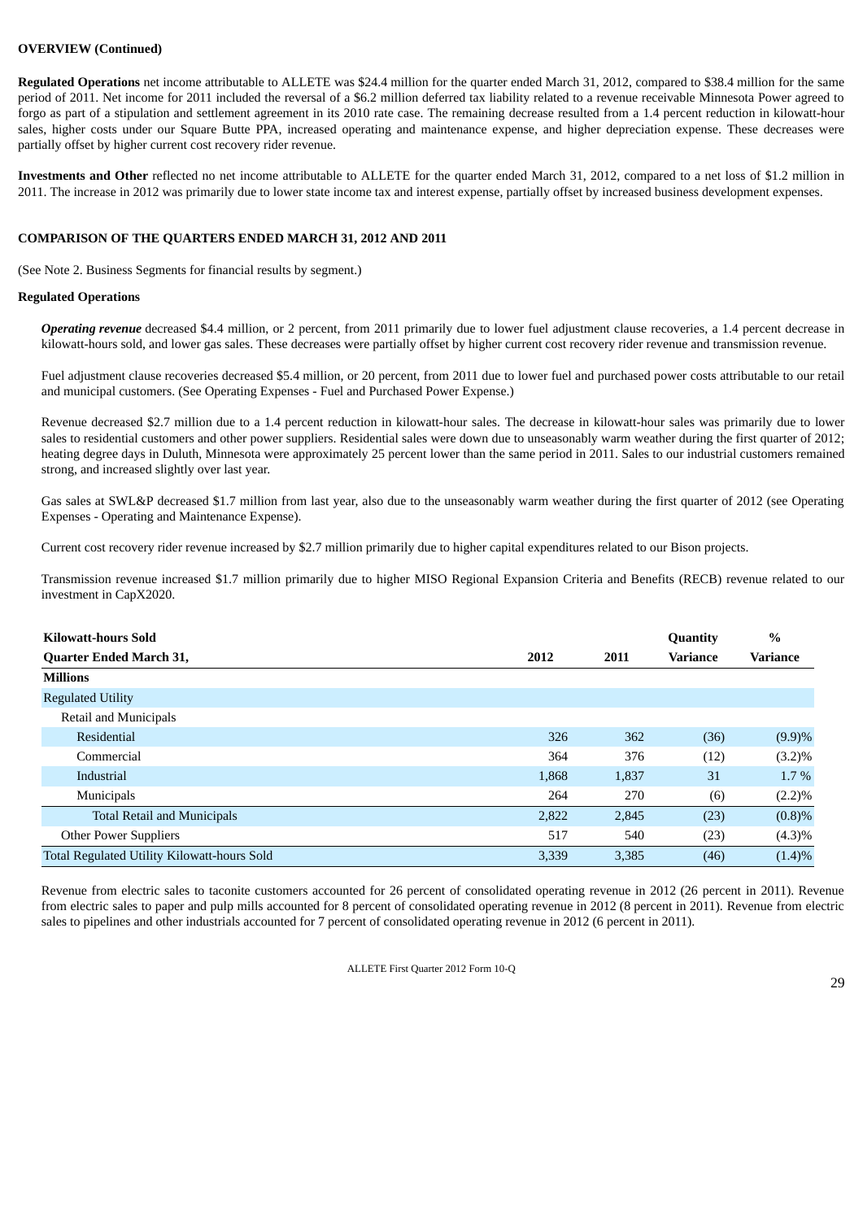**OVERVIEW (Continued)**

**Regulated Operations** net income attributable to ALLETE was $24.4 million for the quarter ended March 31, 2012, compared to $38.4 million for the same period of 2011. Net income for 2011 included the reversal of a $6.2 million deferred tax liability related to a revenue receivable Minnesota Power agreed to forgo as part of a stipulation and settlement agreement in its 2010 rate case. The remaining decrease resulted from a 1.4 percent reduction in kilowatt-hour sales, higher costs under our Square Butte PPA, increased operating and maintenance expense, and higher depreciation expense. These decreases were partially offset by higher current cost recovery rider revenue.

**Investments and Other** reflected no net income attributable to ALLETE for the quarter ended March 31, 2012, compared to a net loss of $1.2 million in 2011. The increase in 2012 was primarily due to lower state income tax and interest expense, partially offset by increased business development expenses.

**COMPARISON OF THE QUARTERS ENDED MARCH 31, 2012 AND 2011**

(See Note 2. Business Segments for financial results by segment.)

**Regulated Operations**

***Operating revenue*** decreased $4.4 million, or 2 percent, from 2011 primarily due to lower fuel adjustment clause recoveries, a 1.4 percent decrease in kilowatt-hours sold, and lower gas sales. These decreases were partially offset by higher current cost recovery rider revenue and transmission revenue.

Fuel adjustment clause recoveries decreased $5.4 million, or 20 percent, from 2011 due to lower fuel and purchased power costs attributable to our retail and municipal customers. (See Operating Expenses - Fuel and Purchased Power Expense.)

Revenue decreased $2.7 million due to a 1.4 percent reduction in kilowatt-hour sales. The decrease in kilowatt-hour sales was primarily due to lower sales to residential customers and other power suppliers. Residential sales were down due to unseasonably warm weather during the first quarter of 2012; heating degree days in Duluth, Minnesota were approximately 25 percent lower than the same period in 2011. Sales to our industrial customers remained strong, and increased slightly over last year.

Gas sales at SWL&P decreased $1.7 million from last year, also due to the unseasonably warm weather during the first quarter of 2012 (see Operating Expenses - Operating and Maintenance Expense).

Current cost recovery rider revenue increased by $2.7 million primarily due to higher capital expenditures related to our Bison projects.

Transmission revenue increased $1.7 million primarily due to higher MISO Regional Expansion Criteria and Benefits (RECB) revenue related to our investment in CapX2020.

| Kilowatt-hours Sold<br>Quarter Ended March 31, | 2012 | 2011 | Quantity Variance | % Variance |
|---|---|---|---|---|
| **Millions** | | | | |
| Regulated Utility | | | | |
| Retail and Municipals | | | | |
| Residential | 326 | 362 | (36) | (9.9)% |
| Commercial | 364 | 376 | (12) | (3.2)% |
| Industrial | 1,868 | 1,837 | 31 | 1.7 % |
| Municipals | 264 | 270 | (6) | (2.2)% |
| Total Retail and Municipals | 2,822 | 2,845 | (23) | (0.8)% |
| Other Power Suppliers | 517 | 540 | (23) | (4.3)% |
| Total Regulated Utility Kilowatt-hours Sold | 3,339 | 3,385 | (46) | (1.4)% |

Revenue from electric sales to taconite customers accounted for 26 percent of consolidated operating revenue in 2012 (26 percent in 2011). Revenue from electric sales to paper and pulp mills accounted for 8 percent of consolidated operating revenue in 2012 (8 percent in 2011). Revenue from electric sales to pipelines and other industrials accounted for 7 percent of consolidated operating revenue in 2012 (6 percent in 2011).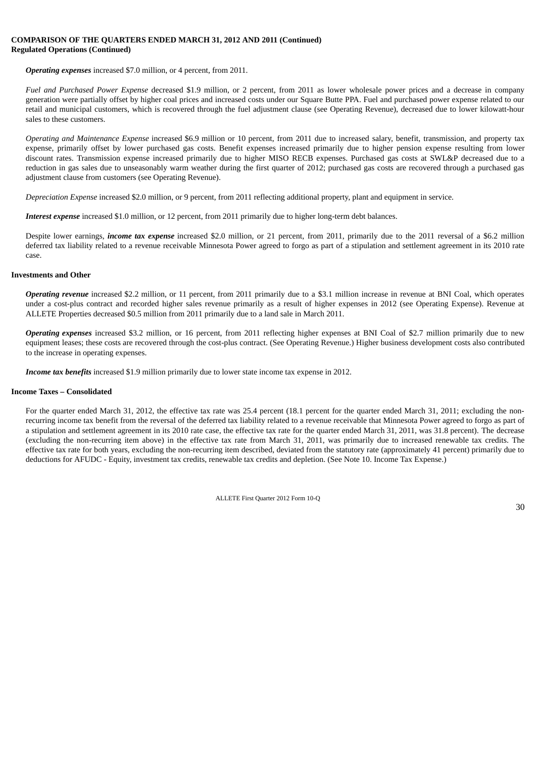**COMPARISON OF THE QUARTERS ENDED MARCH 31, 2012 AND 2011 (Continued)**
**Regulated Operations (Continued)**

***Operating expenses*** increased $7.0 million, or 4 percent, from 2011.

*Fuel and Purchased Power Expense* decreased $1.9 million, or 2 percent, from 2011 as lower wholesale power prices and a decrease in company generation were partially offset by higher coal prices and increased costs under our Square Butte PPA. Fuel and purchased power expense related to our retail and municipal customers, which is recovered through the fuel adjustment clause (see Operating Revenue), decreased due to lower kilowatt-hour sales to these customers.

*Operating and Maintenance Expense* increased $6.9 million or 10 percent, from 2011 due to increased salary, benefit, transmission, and property tax expense, primarily offset by lower purchased gas costs. Benefit expenses increased primarily due to higher pension expense resulting from lower discount rates. Transmission expense increased primarily due to higher MISO RECB expenses. Purchased gas costs at SWL&P decreased due to a reduction in gas sales due to unseasonably warm weather during the first quarter of 2012; purchased gas costs are recovered through a purchased gas adjustment clause from customers (see Operating Revenue).

*Depreciation Expense* increased $2.0 million, or 9 percent, from 2011 reflecting additional property, plant and equipment in service.

***Interest expense*** increased $1.0 million, or 12 percent, from 2011 primarily due to higher long-term debt balances.

Despite lower earnings, ***income tax expense*** increased $2.0 million, or 21 percent, from 2011, primarily due to the 2011 reversal of a $6.2 million deferred tax liability related to a revenue receivable Minnesota Power agreed to forgo as part of a stipulation and settlement agreement in its 2010 rate case.

**Investments and Other**

***Operating revenue*** increased $2.2 million, or 11 percent, from 2011 primarily due to a $3.1 million increase in revenue at BNI Coal, which operates under a cost-plus contract and recorded higher sales revenue primarily as a result of higher expenses in 2012 (see Operating Expense). Revenue at ALLETE Properties decreased $0.5 million from 2011 primarily due to a land sale in March 2011.

***Operating expenses*** increased $3.2 million, or 16 percent, from 2011 reflecting higher expenses at BNI Coal of $2.7 million primarily due to new equipment leases; these costs are recovered through the cost-plus contract. (See Operating Revenue.) Higher business development costs also contributed to the increase in operating expenses.

***Income tax benefits*** increased $1.9 million primarily due to lower state income tax expense in 2012.

**Income Taxes – Consolidated**

For the quarter ended March 31, 2012, the effective tax rate was 25.4 percent (18.1 percent for the quarter ended March 31, 2011; excluding the non-recurring income tax benefit from the reversal of the deferred tax liability related to a revenue receivable that Minnesota Power agreed to forgo as part of a stipulation and settlement agreement in its 2010 rate case, the effective tax rate for the quarter ended March 31, 2011, was 31.8 percent). The decrease (excluding the non-recurring item above) in the effective tax rate from March 31, 2011, was primarily due to increased renewable tax credits. The effective tax rate for both years, excluding the non-recurring item described, deviated from the statutory rate (approximately 41 percent) primarily due to deductions for AFUDC - Equity, investment tax credits, renewable tax credits and depletion. (See Note 10. Income Tax Expense.)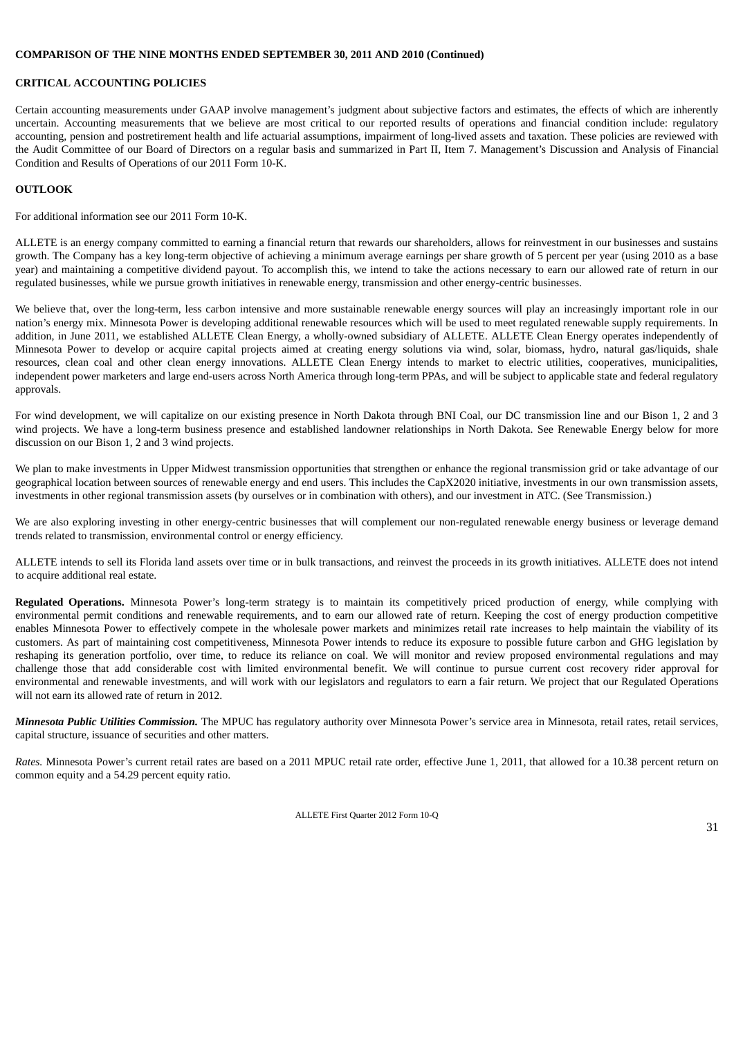**COMPARISON OF THE NINE MONTHS ENDED SEPTEMBER 30, 2011 AND 2010 (Continued)**

**CRITICAL ACCOUNTING POLICIES**

Certain accounting measurements under GAAP involve management's judgment about subjective factors and estimates, the effects of which are inherently uncertain. Accounting measurements that we believe are most critical to our reported results of operations and financial condition include: regulatory accounting, pension and postretirement health and life actuarial assumptions, impairment of long-lived assets and taxation. These policies are reviewed with the Audit Committee of our Board of Directors on a regular basis and summarized in Part II, Item 7. Management's Discussion and Analysis of Financial Condition and Results of Operations of our 2011 Form 10-K.

**OUTLOOK**

For additional information see our 2011 Form 10-K.

ALLETE is an energy company committed to earning a financial return that rewards our shareholders, allows for reinvestment in our businesses and sustains growth. The Company has a key long-term objective of achieving a minimum average earnings per share growth of 5 percent per year (using 2010 as a base year) and maintaining a competitive dividend payout. To accomplish this, we intend to take the actions necessary to earn our allowed rate of return in our regulated businesses, while we pursue growth initiatives in renewable energy, transmission and other energy-centric businesses.

We believe that, over the long-term, less carbon intensive and more sustainable renewable energy sources will play an increasingly important role in our nation's energy mix. Minnesota Power is developing additional renewable resources which will be used to meet regulated renewable supply requirements. In addition, in June 2011, we established ALLETE Clean Energy, a wholly-owned subsidiary of ALLETE. ALLETE Clean Energy operates independently of Minnesota Power to develop or acquire capital projects aimed at creating energy solutions via wind, solar, biomass, hydro, natural gas/liquids, shale resources, clean coal and other clean energy innovations. ALLETE Clean Energy intends to market to electric utilities, cooperatives, municipalities, independent power marketers and large end-users across North America through long-term PPAs, and will be subject to applicable state and federal regulatory approvals.

For wind development, we will capitalize on our existing presence in North Dakota through BNI Coal, our DC transmission line and our Bison 1, 2 and 3 wind projects. We have a long-term business presence and established landowner relationships in North Dakota. See Renewable Energy below for more discussion on our Bison 1, 2 and 3 wind projects.

We plan to make investments in Upper Midwest transmission opportunities that strengthen or enhance the regional transmission grid or take advantage of our geographical location between sources of renewable energy and end users. This includes the CapX2020 initiative, investments in our own transmission assets, investments in other regional transmission assets (by ourselves or in combination with others), and our investment in ATC. (See Transmission.)

We are also exploring investing in other energy-centric businesses that will complement our non-regulated renewable energy business or leverage demand trends related to transmission, environmental control or energy efficiency.

ALLETE intends to sell its Florida land assets over time or in bulk transactions, and reinvest the proceeds in its growth initiatives. ALLETE does not intend to acquire additional real estate.

**Regulated Operations.** Minnesota Power's long-term strategy is to maintain its competitively priced production of energy, while complying with environmental permit conditions and renewable requirements, and to earn our allowed rate of return. Keeping the cost of energy production competitive enables Minnesota Power to effectively compete in the wholesale power markets and minimizes retail rate increases to help maintain the viability of its customers. As part of maintaining cost competitiveness, Minnesota Power intends to reduce its exposure to possible future carbon and GHG legislation by reshaping its generation portfolio, over time, to reduce its reliance on coal. We will monitor and review proposed environmental regulations and may challenge those that add considerable cost with limited environmental benefit. We will continue to pursue current cost recovery rider approval for environmental and renewable investments, and will work with our legislators and regulators to earn a fair return. We project that our Regulated Operations will not earn its allowed rate of return in 2012.

***Minnesota Public Utilities Commission.*** The MPUC has regulatory authority over Minnesota Power's service area in Minnesota, retail rates, retail services, capital structure, issuance of securities and other matters.

*Rates.* Minnesota Power's current retail rates are based on a 2011 MPUC retail rate order, effective June 1, 2011, that allowed for a 10.38 percent return on common equity and a 54.29 percent equity ratio.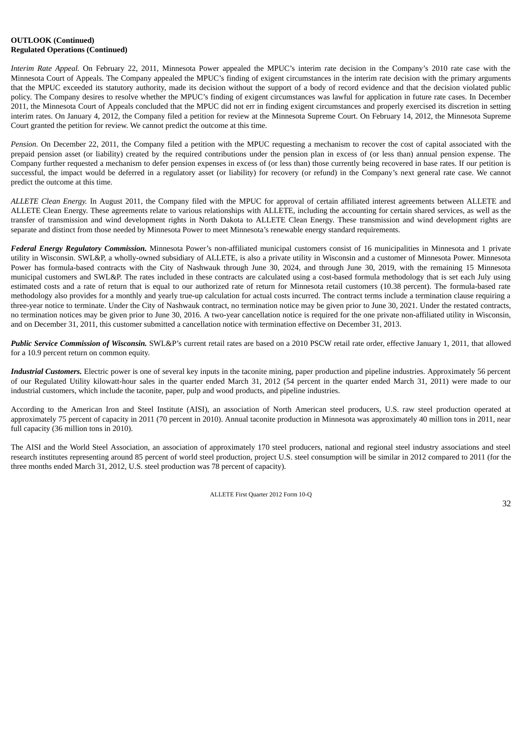**OUTLOOK (Continued)**
**Regulated Operations (Continued)**

*Interim Rate Appeal.* On February 22, 2011, Minnesota Power appealed the MPUC's interim rate decision in the Company's 2010 rate case with the Minnesota Court of Appeals. The Company appealed the MPUC's finding of exigent circumstances in the interim rate decision with the primary arguments that the MPUC exceeded its statutory authority, made its decision without the support of a body of record evidence and that the decision violated public policy. The Company desires to resolve whether the MPUC's finding of exigent circumstances was lawful for application in future rate cases. In December 2011, the Minnesota Court of Appeals concluded that the MPUC did not err in finding exigent circumstances and properly exercised its discretion in setting interim rates. On January 4, 2012, the Company filed a petition for review at the Minnesota Supreme Court. On February 14, 2012, the Minnesota Supreme Court granted the petition for review. We cannot predict the outcome at this time.

*Pension.* On December 22, 2011, the Company filed a petition with the MPUC requesting a mechanism to recover the cost of capital associated with the prepaid pension asset (or liability) created by the required contributions under the pension plan in excess of (or less than) annual pension expense. The Company further requested a mechanism to defer pension expenses in excess of (or less than) those currently being recovered in base rates. If our petition is successful, the impact would be deferred in a regulatory asset (or liability) for recovery (or refund) in the Company's next general rate case. We cannot predict the outcome at this time.

*ALLETE Clean Energy.* In August 2011, the Company filed with the MPUC for approval of certain affiliated interest agreements between ALLETE and ALLETE Clean Energy. These agreements relate to various relationships with ALLETE, including the accounting for certain shared services, as well as the transfer of transmission and wind development rights in North Dakota to ALLETE Clean Energy. These transmission and wind development rights are separate and distinct from those needed by Minnesota Power to meet Minnesota's renewable energy standard requirements.

***Federal Energy Regulatory Commission.*** Minnesota Power's non-affiliated municipal customers consist of 16 municipalities in Minnesota and 1 private utility in Wisconsin. SWL&P, a wholly-owned subsidiary of ALLETE, is also a private utility in Wisconsin and a customer of Minnesota Power. Minnesota Power has formula-based contracts with the City of Nashwauk through June 30, 2024, and through June 30, 2019, with the remaining 15 Minnesota municipal customers and SWL&P. The rates included in these contracts are calculated using a cost-based formula methodology that is set each July using estimated costs and a rate of return that is equal to our authorized rate of return for Minnesota retail customers (10.38 percent). The formula-based rate methodology also provides for a monthly and yearly true-up calculation for actual costs incurred. The contract terms include a termination clause requiring a three-year notice to terminate. Under the City of Nashwauk contract, no termination notice may be given prior to June 30, 2021. Under the restated contracts, no termination notices may be given prior to June 30, 2016. A two-year cancellation notice is required for the one private non-affiliated utility in Wisconsin, and on December 31, 2011, this customer submitted a cancellation notice with termination effective on December 31, 2013.

***Public Service Commission of Wisconsin.*** SWL&P's current retail rates are based on a 2010 PSCW retail rate order, effective January 1, 2011, that allowed for a 10.9 percent return on common equity.

***Industrial Customers.*** Electric power is one of several key inputs in the taconite mining, paper production and pipeline industries. Approximately 56 percent of our Regulated Utility kilowatt-hour sales in the quarter ended March 31, 2012 (54 percent in the quarter ended March 31, 2011) were made to our industrial customers, which include the taconite, paper, pulp and wood products, and pipeline industries.

According to the American Iron and Steel Institute (AISI), an association of North American steel producers, U.S. raw steel production operated at approximately 75 percent of capacity in 2011 (70 percent in 2010). Annual taconite production in Minnesota was approximately 40 million tons in 2011, near full capacity (36 million tons in 2010).

The AISI and the World Steel Association, an association of approximately 170 steel producers, national and regional steel industry associations and steel research institutes representing around 85 percent of world steel production, project U.S. steel consumption will be similar in 2012 compared to 2011 (for the three months ended March 31, 2012, U.S. steel production was 78 percent of capacity).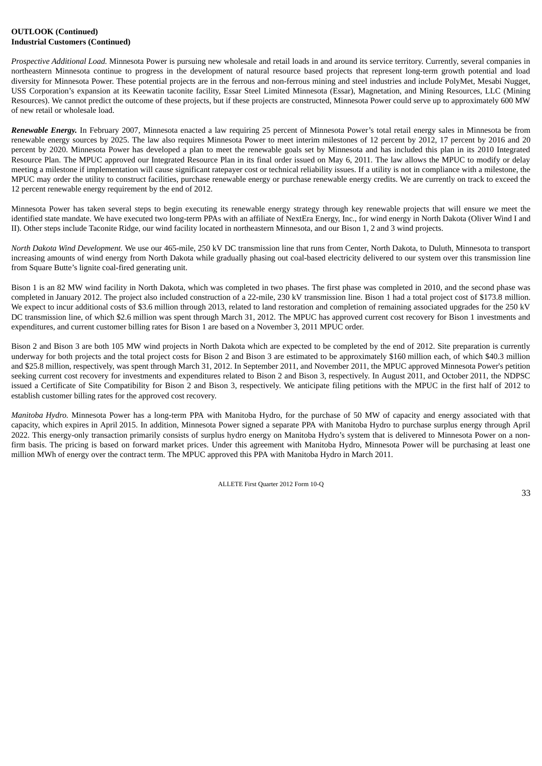**OUTLOOK (Continued)**
**Industrial Customers (Continued)**

*Prospective Additional Load.* Minnesota Power is pursuing new wholesale and retail loads in and around its service territory. Currently, several companies in northeastern Minnesota continue to progress in the development of natural resource based projects that represent long-term growth potential and load diversity for Minnesota Power. These potential projects are in the ferrous and non-ferrous mining and steel industries and include PolyMet, Mesabi Nugget, USS Corporation's expansion at its Keewatin taconite facility, Essar Steel Limited Minnesota (Essar), Magnetation, and Mining Resources, LLC (Mining Resources). We cannot predict the outcome of these projects, but if these projects are constructed, Minnesota Power could serve up to approximately 600 MW of new retail or wholesale load.

***Renewable Energy.*** In February 2007, Minnesota enacted a law requiring 25 percent of Minnesota Power's total retail energy sales in Minnesota be from renewable energy sources by 2025. The law also requires Minnesota Power to meet interim milestones of 12 percent by 2012, 17 percent by 2016 and 20 percent by 2020. Minnesota Power has developed a plan to meet the renewable goals set by Minnesota and has included this plan in its 2010 Integrated Resource Plan. The MPUC approved our Integrated Resource Plan in its final order issued on May 6, 2011. The law allows the MPUC to modify or delay meeting a milestone if implementation will cause significant ratepayer cost or technical reliability issues. If a utility is not in compliance with a milestone, the MPUC may order the utility to construct facilities, purchase renewable energy or purchase renewable energy credits. We are currently on track to exceed the 12 percent renewable energy requirement by the end of 2012.

Minnesota Power has taken several steps to begin executing its renewable energy strategy through key renewable projects that will ensure we meet the identified state mandate. We have executed two long-term PPAs with an affiliate of NextEra Energy, Inc., for wind energy in North Dakota (Oliver Wind I and II). Other steps include Taconite Ridge, our wind facility located in northeastern Minnesota, and our Bison 1, 2 and 3 wind projects.

*North Dakota Wind Development.* We use our 465-mile, 250 kV DC transmission line that runs from Center, North Dakota, to Duluth, Minnesota to transport increasing amounts of wind energy from North Dakota while gradually phasing out coal-based electricity delivered to our system over this transmission line from Square Butte's lignite coal-fired generating unit.

Bison 1 is an 82 MW wind facility in North Dakota, which was completed in two phases. The first phase was completed in 2010, and the second phase was completed in January 2012. The project also included construction of a 22-mile, 230 kV transmission line. Bison 1 had a total project cost of $173.8 million. We expect to incur additional costs of $3.6 million through 2013, related to land restoration and completion of remaining associated upgrades for the 250 kV DC transmission line, of which $2.6 million was spent through March 31, 2012. The MPUC has approved current cost recovery for Bison 1 investments and expenditures, and current customer billing rates for Bison 1 are based on a November 3, 2011 MPUC order.

Bison 2 and Bison 3 are both 105 MW wind projects in North Dakota which are expected to be completed by the end of 2012. Site preparation is currently underway for both projects and the total project costs for Bison 2 and Bison 3 are estimated to be approximately $160 million each, of which $40.3 million and $25.8 million, respectively, was spent through March 31, 2012. In September 2011, and November 2011, the MPUC approved Minnesota Power's petition seeking current cost recovery for investments and expenditures related to Bison 2 and Bison 3, respectively. In August 2011, and October 2011, the NDPSC issued a Certificate of Site Compatibility for Bison 2 and Bison 3, respectively. We anticipate filing petitions with the MPUC in the first half of 2012 to establish customer billing rates for the approved cost recovery.

*Manitoba Hydro.* Minnesota Power has a long-term PPA with Manitoba Hydro, for the purchase of 50 MW of capacity and energy associated with that capacity, which expires in April 2015. In addition, Minnesota Power signed a separate PPA with Manitoba Hydro to purchase surplus energy through April 2022. This energy-only transaction primarily consists of surplus hydro energy on Manitoba Hydro's system that is delivered to Minnesota Power on a non-firm basis. The pricing is based on forward market prices. Under this agreement with Manitoba Hydro, Minnesota Power will be purchasing at least one million MWh of energy over the contract term. The MPUC approved this PPA with Manitoba Hydro in March 2011.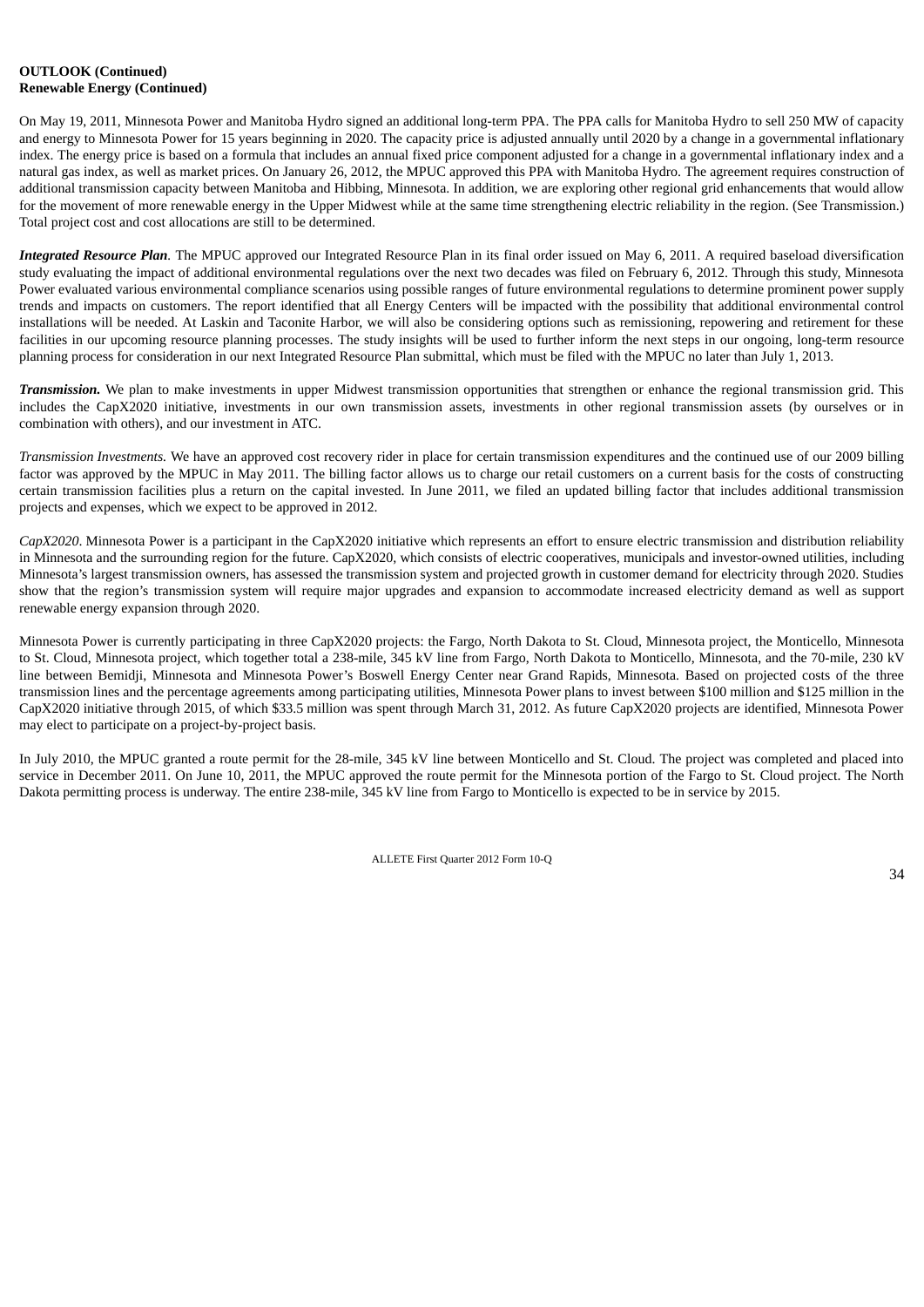**OUTLOOK (Continued)**
**Renewable Energy (Continued)**

On May 19, 2011, Minnesota Power and Manitoba Hydro signed an additional long-term PPA. The PPA calls for Manitoba Hydro to sell 250 MW of capacity and energy to Minnesota Power for 15 years beginning in 2020. The capacity price is adjusted annually until 2020 by a change in a governmental inflationary index. The energy price is based on a formula that includes an annual fixed price component adjusted for a change in a governmental inflationary index and a natural gas index, as well as market prices. On January 26, 2012, the MPUC approved this PPA with Manitoba Hydro. The agreement requires construction of additional transmission capacity between Manitoba and Hibbing, Minnesota. In addition, we are exploring other regional grid enhancements that would allow for the movement of more renewable energy in the Upper Midwest while at the same time strengthening electric reliability in the region. (See Transmission.) Total project cost and cost allocations are still to be determined.

***Integrated Resource Plan.*** The MPUC approved our Integrated Resource Plan in its final order issued on May 6, 2011. A required baseload diversification study evaluating the impact of additional environmental regulations over the next two decades was filed on February 6, 2012. Through this study, Minnesota Power evaluated various environmental compliance scenarios using possible ranges of future environmental regulations to determine prominent power supply trends and impacts on customers. The report identified that all Energy Centers will be impacted with the possibility that additional environmental control installations will be needed. At Laskin and Taconite Harbor, we will also be considering options such as remissioning, repowering and retirement for these facilities in our upcoming resource planning processes. The study insights will be used to further inform the next steps in our ongoing, long-term resource planning process for consideration in our next Integrated Resource Plan submittal, which must be filed with the MPUC no later than July 1, 2013.

***Transmission.*** We plan to make investments in upper Midwest transmission opportunities that strengthen or enhance the regional transmission grid. This includes the CapX2020 initiative, investments in our own transmission assets, investments in other regional transmission assets (by ourselves or in combination with others), and our investment in ATC.

*Transmission Investments.* We have an approved cost recovery rider in place for certain transmission expenditures and the continued use of our 2009 billing factor was approved by the MPUC in May 2011. The billing factor allows us to charge our retail customers on a current basis for the costs of constructing certain transmission facilities plus a return on the capital invested. In June 2011, we filed an updated billing factor that includes additional transmission projects and expenses, which we expect to be approved in 2012.

*CapX2020*. Minnesota Power is a participant in the CapX2020 initiative which represents an effort to ensure electric transmission and distribution reliability in Minnesota and the surrounding region for the future. CapX2020, which consists of electric cooperatives, municipals and investor-owned utilities, including Minnesota's largest transmission owners, has assessed the transmission system and projected growth in customer demand for electricity through 2020. Studies show that the region's transmission system will require major upgrades and expansion to accommodate increased electricity demand as well as support renewable energy expansion through 2020.

Minnesota Power is currently participating in three CapX2020 projects: the Fargo, North Dakota to St. Cloud, Minnesota project, the Monticello, Minnesota to St. Cloud, Minnesota project, which together total a 238-mile, 345 kV line from Fargo, North Dakota to Monticello, Minnesota, and the 70-mile, 230 kV line between Bemidji, Minnesota and Minnesota Power's Boswell Energy Center near Grand Rapids, Minnesota. Based on projected costs of the three transmission lines and the percentage agreements among participating utilities, Minnesota Power plans to invest between \$100 million and \$125 million in the CapX2020 initiative through 2015, of which \$33.5 million was spent through March 31, 2012. As future CapX2020 projects are identified, Minnesota Power may elect to participate on a project-by-project basis.

In July 2010, the MPUC granted a route permit for the 28-mile, 345 kV line between Monticello and St. Cloud. The project was completed and placed into service in December 2011. On June 10, 2011, the MPUC approved the route permit for the Minnesota portion of the Fargo to St. Cloud project. The North Dakota permitting process is underway. The entire 238-mile, 345 kV line from Fargo to Monticello is expected to be in service by 2015.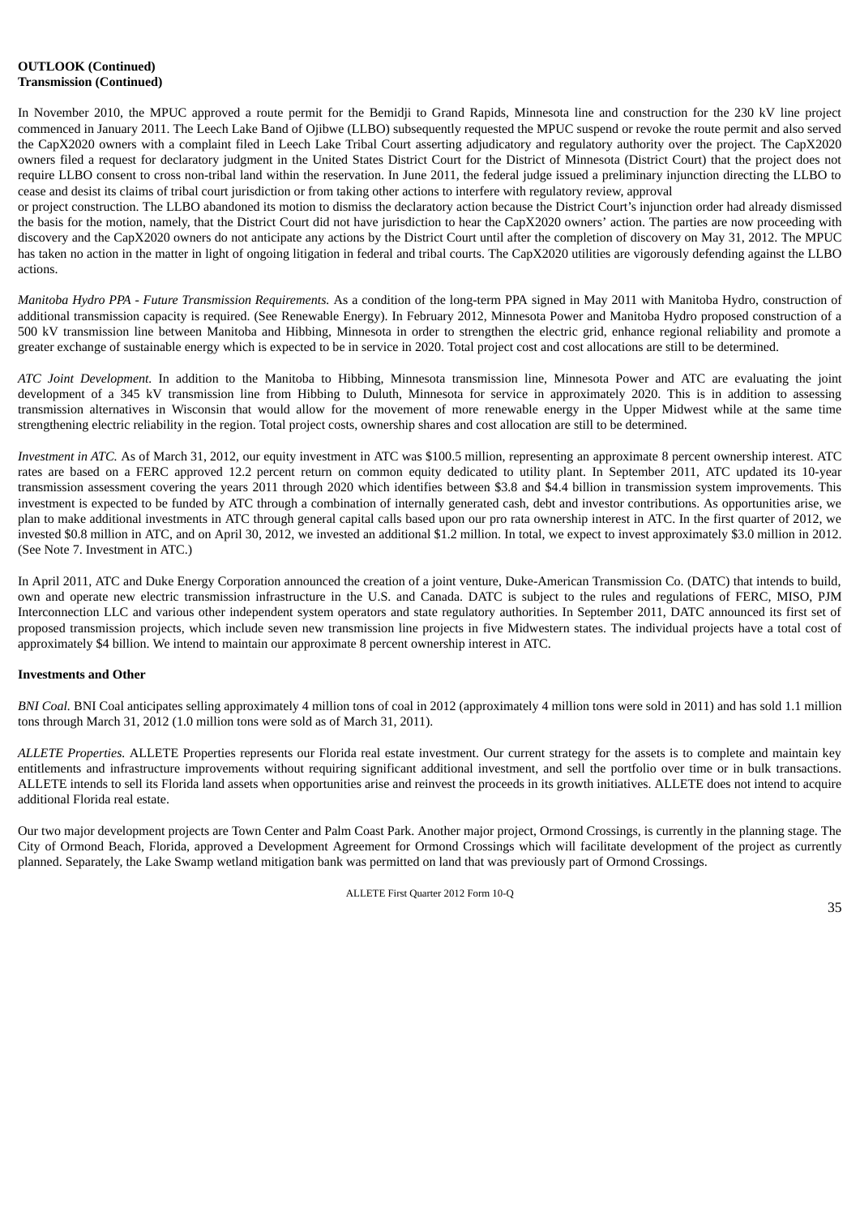**OUTLOOK (Continued)**
**Transmission (Continued)**

In November 2010, the MPUC approved a route permit for the Bemidji to Grand Rapids, Minnesota line and construction for the 230 kV line project commenced in January 2011. The Leech Lake Band of Ojibwe (LLBO) subsequently requested the MPUC suspend or revoke the route permit and also served the CapX2020 owners with a complaint filed in Leech Lake Tribal Court asserting adjudicatory and regulatory authority over the project. The CapX2020 owners filed a request for declaratory judgment in the United States District Court for the District of Minnesota (District Court) that the project does not require LLBO consent to cross non-tribal land within the reservation. In June 2011, the federal judge issued a preliminary injunction directing the LLBO to cease and desist its claims of tribal court jurisdiction or from taking other actions to interfere with regulatory review, approval or project construction. The LLBO abandoned its motion to dismiss the declaratory action because the District Court's injunction order had already dismissed the basis for the motion, namely, that the District Court did not have jurisdiction to hear the CapX2020 owners' action. The parties are now proceeding with discovery and the CapX2020 owners do not anticipate any actions by the District Court until after the completion of discovery on May 31, 2012. The MPUC has taken no action in the matter in light of ongoing litigation in federal and tribal courts. The CapX2020 utilities are vigorously defending against the LLBO actions.

*Manitoba Hydro PPA - Future Transmission Requirements.* As a condition of the long-term PPA signed in May 2011 with Manitoba Hydro, construction of additional transmission capacity is required. (See Renewable Energy). In February 2012, Minnesota Power and Manitoba Hydro proposed construction of a 500 kV transmission line between Manitoba and Hibbing, Minnesota in order to strengthen the electric grid, enhance regional reliability and promote a greater exchange of sustainable energy which is expected to be in service in 2020. Total project cost and cost allocations are still to be determined.

*ATC Joint Development.* In addition to the Manitoba to Hibbing, Minnesota transmission line, Minnesota Power and ATC are evaluating the joint development of a 345 kV transmission line from Hibbing to Duluth, Minnesota for service in approximately 2020. This is in addition to assessing transmission alternatives in Wisconsin that would allow for the movement of more renewable energy in the Upper Midwest while at the same time strengthening electric reliability in the region. Total project costs, ownership shares and cost allocation are still to be determined.

*Investment in ATC.* As of March 31, 2012, our equity investment in ATC was $100.5 million, representing an approximate 8 percent ownership interest. ATC rates are based on a FERC approved 12.2 percent return on common equity dedicated to utility plant. In September 2011, ATC updated its 10-year transmission assessment covering the years 2011 through 2020 which identifies between $3.8 and $4.4 billion in transmission system improvements. This investment is expected to be funded by ATC through a combination of internally generated cash, debt and investor contributions. As opportunities arise, we plan to make additional investments in ATC through general capital calls based upon our pro rata ownership interest in ATC. In the first quarter of 2012, we invested $0.8 million in ATC, and on April 30, 2012, we invested an additional $1.2 million. In total, we expect to invest approximately $3.0 million in 2012. (See Note 7. Investment in ATC.)

In April 2011, ATC and Duke Energy Corporation announced the creation of a joint venture, Duke-American Transmission Co. (DATC) that intends to build, own and operate new electric transmission infrastructure in the U.S. and Canada. DATC is subject to the rules and regulations of FERC, MISO, PJM Interconnection LLC and various other independent system operators and state regulatory authorities. In September 2011, DATC announced its first set of proposed transmission projects, which include seven new transmission line projects in five Midwestern states. The individual projects have a total cost of approximately $4 billion. We intend to maintain our approximate 8 percent ownership interest in ATC.

**Investments and Other**

*BNI Coal.* BNI Coal anticipates selling approximately 4 million tons of coal in 2012 (approximately 4 million tons were sold in 2011) and has sold 1.1 million tons through March 31, 2012 (1.0 million tons were sold as of March 31, 2011).

*ALLETE Properties.* ALLETE Properties represents our Florida real estate investment. Our current strategy for the assets is to complete and maintain key entitlements and infrastructure improvements without requiring significant additional investment, and sell the portfolio over time or in bulk transactions. ALLETE intends to sell its Florida land assets when opportunities arise and reinvest the proceeds in its growth initiatives. ALLETE does not intend to acquire additional Florida real estate.

Our two major development projects are Town Center and Palm Coast Park. Another major project, Ormond Crossings, is currently in the planning stage. The City of Ormond Beach, Florida, approved a Development Agreement for Ormond Crossings which will facilitate development of the project as currently planned. Separately, the Lake Swamp wetland mitigation bank was permitted on land that was previously part of Ormond Crossings.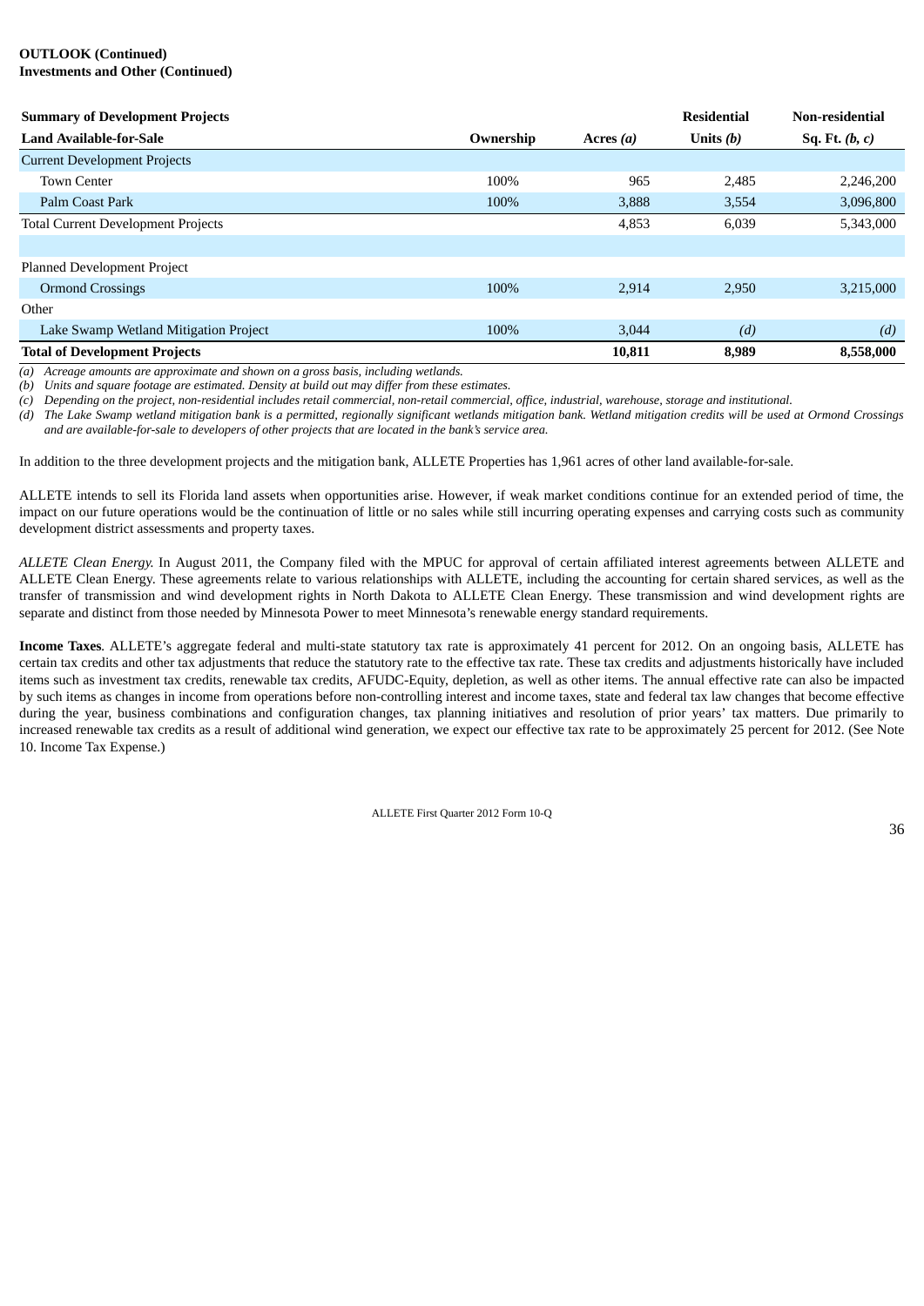**OUTLOOK (Continued)**
**Investments and Other (Continued)**

| Summary of Development Projects | | | Residential | Non-residential |
|---|---|---|---|---|
| **Land Available-for-Sale** | **Ownership** | **Acres *(a)*** | **Units *(b)*** | **Sq. Ft. *(b, c)*** |
| Current Development Projects | | | | |
| Town Center | 100% | 965 | 2,485 | 2,246,200 |
| Palm Coast Park | 100% | 3,888 | 3,554 | 3,096,800 |
| Total Current Development Projects | | 4,853 | 6,039 | 5,343,000 |
| | | | | |
| Planned Development Project | | | | |
| Ormond Crossings | 100% | 2,914 | 2,950 | 3,215,000 |
| Other | | | | |
| Lake Swamp Wetland Mitigation Project | 100% | 3,044 | *(d)* | *(d)* |
| **Total of Development Projects** | | **10,811** | **8,989** | **8,558,000** |

*(a) Acreage amounts are approximate and shown on a gross basis, including wetlands.*
*(b) Units and square footage are estimated. Density at build out may differ from these estimates.*
*(c) Depending on the project, non-residential includes retail commercial, non-retail commercial, office, industrial, warehouse, storage and institutional.*
*(d) The Lake Swamp wetland mitigation bank is a permitted, regionally significant wetlands mitigation bank. Wetland mitigation credits will be used at Ormond Crossings and are available-for-sale to developers of other projects that are located in the bank's service area.*

In addition to the three development projects and the mitigation bank, ALLETE Properties has 1,961 acres of other land available-for-sale.

ALLETE intends to sell its Florida land assets when opportunities arise. However, if weak market conditions continue for an extended period of time, the impact on our future operations would be the continuation of little or no sales while still incurring operating expenses and carrying costs such as community development district assessments and property taxes.

*ALLETE Clean Energy.* In August 2011, the Company filed with the MPUC for approval of certain affiliated interest agreements between ALLETE and ALLETE Clean Energy. These agreements relate to various relationships with ALLETE, including the accounting for certain shared services, as well as the transfer of transmission and wind development rights in North Dakota to ALLETE Clean Energy. These transmission and wind development rights are separate and distinct from those needed by Minnesota Power to meet Minnesota's renewable energy standard requirements.

**Income Taxes**. ALLETE's aggregate federal and multi-state statutory tax rate is approximately 41 percent for 2012. On an ongoing basis, ALLETE has certain tax credits and other tax adjustments that reduce the statutory rate to the effective tax rate. These tax credits and adjustments historically have included items such as investment tax credits, renewable tax credits, AFUDC-Equity, depletion, as well as other items. The annual effective rate can also be impacted by such items as changes in income from operations before non-controlling interest and income taxes, state and federal tax law changes that become effective during the year, business combinations and configuration changes, tax planning initiatives and resolution of prior years' tax matters. Due primarily to increased renewable tax credits as a result of additional wind generation, we expect our effective tax rate to be approximately 25 percent for 2012. (See Note 10. Income Tax Expense.)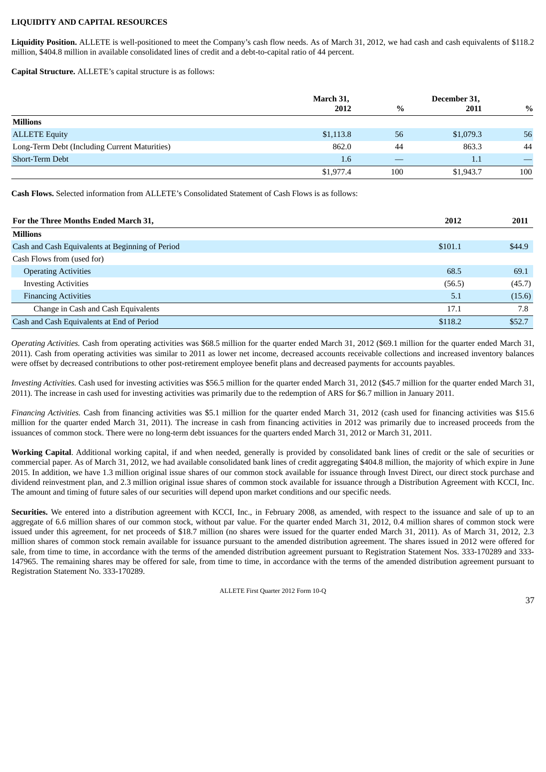**LIQUIDITY AND CAPITAL RESOURCES**

**Liquidity Position.** ALLETE is well-positioned to meet the Company's cash flow needs. As of March 31, 2012, we had cash and cash equivalents of $118.2 million, $404.8 million in available consolidated lines of credit and a debt-to-capital ratio of 44 percent.

**Capital Structure.** ALLETE's capital structure is as follows:

| | March 31, 2012 | % | December 31, 2011 | % |
|---|---|---|---|---|
| **Millions** | | | | |
| ALLETE Equity | $1,113.8 | 56 | $1,079.3 | 56 |
| Long-Term Debt (Including Current Maturities) | 862.0 | 44 | 863.3 | 44 |
| Short-Term Debt | 1.6 | — | 1.1 | — |
| | $1,977.4 | 100 | $1,943.7 | 100 |

**Cash Flows.** Selected information from ALLETE's Consolidated Statement of Cash Flows is as follows:

| For the Three Months Ended March 31, | 2012 | 2011 |
|---|---|---|
| **Millions** | | |
| Cash and Cash Equivalents at Beginning of Period | $101.1 | $44.9 |
| Cash Flows from (used for) | | |
| Operating Activities | 68.5 | 69.1 |
| Investing Activities | (56.5) | (45.7) |
| Financing Activities | 5.1 | (15.6) |
| Change in Cash and Cash Equivalents | 17.1 | 7.8 |
| Cash and Cash Equivalents at End of Period | $118.2 | $52.7 |

*Operating Activities.* Cash from operating activities was $68.5 million for the quarter ended March 31, 2012 ($69.1 million for the quarter ended March 31, 2011). Cash from operating activities was similar to 2011 as lower net income, decreased accounts receivable collections and increased inventory balances were offset by decreased contributions to other post-retirement employee benefit plans and decreased payments for accounts payables.

*Investing Activities.* Cash used for investing activities was $56.5 million for the quarter ended March 31, 2012 ($45.7 million for the quarter ended March 31, 2011). The increase in cash used for investing activities was primarily due to the redemption of ARS for $6.7 million in January 2011.

*Financing Activities.* Cash from financing activities was $5.1 million for the quarter ended March 31, 2012 (cash used for financing activities was $15.6 million for the quarter ended March 31, 2011). The increase in cash from financing activities in 2012 was primarily due to increased proceeds from the issuances of common stock. There were no long-term debt issuances for the quarters ended March 31, 2012 or March 31, 2011.

**Working Capital**. Additional working capital, if and when needed, generally is provided by consolidated bank lines of credit or the sale of securities or commercial paper. As of March 31, 2012, we had available consolidated bank lines of credit aggregating $404.8 million, the majority of which expire in June 2015. In addition, we have 1.3 million original issue shares of our common stock available for issuance through Invest Direct, our direct stock purchase and dividend reinvestment plan, and 2.3 million original issue shares of common stock available for issuance through a Distribution Agreement with KCCI, Inc. The amount and timing of future sales of our securities will depend upon market conditions and our specific needs.

**Securities.** We entered into a distribution agreement with KCCI, Inc., in February 2008, as amended, with respect to the issuance and sale of up to an aggregate of 6.6 million shares of our common stock, without par value. For the quarter ended March 31, 2012, 0.4 million shares of common stock were issued under this agreement, for net proceeds of $18.7 million (no shares were issued for the quarter ended March 31, 2011). As of March 31, 2012, 2.3 million shares of common stock remain available for issuance pursuant to the amended distribution agreement. The shares issued in 2012 were offered for sale, from time to time, in accordance with the terms of the amended distribution agreement pursuant to Registration Statement Nos. 333-170289 and 333-147965. The remaining shares may be offered for sale, from time to time, in accordance with the terms of the amended distribution agreement pursuant to Registration Statement No. 333-170289.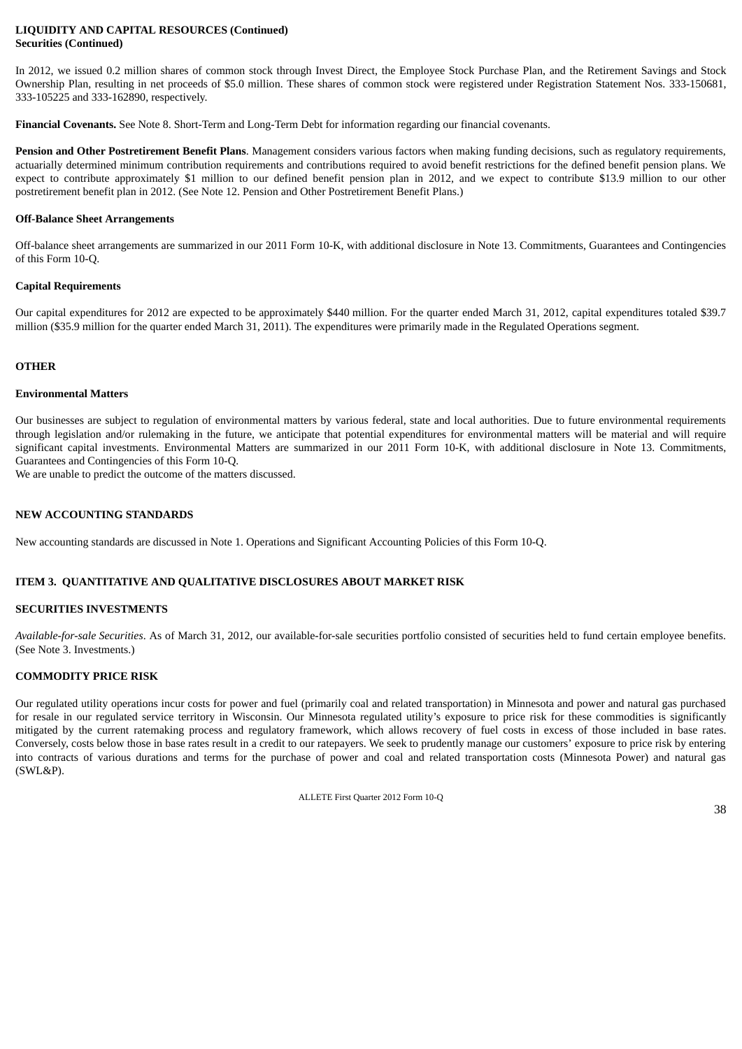**LIQUIDITY AND CAPITAL RESOURCES (Continued)**
**Securities (Continued)**

In 2012, we issued 0.2 million shares of common stock through Invest Direct, the Employee Stock Purchase Plan, and the Retirement Savings and Stock Ownership Plan, resulting in net proceeds of $5.0 million. These shares of common stock were registered under Registration Statement Nos. 333-150681, 333-105225 and 333-162890, respectively.

**Financial Covenants.** See Note 8. Short-Term and Long-Term Debt for information regarding our financial covenants.

**Pension and Other Postretirement Benefit Plans**. Management considers various factors when making funding decisions, such as regulatory requirements, actuarially determined minimum contribution requirements and contributions required to avoid benefit restrictions for the defined benefit pension plans. We expect to contribute approximately $1 million to our defined benefit pension plan in 2012, and we expect to contribute $13.9 million to our other postretirement benefit plan in 2012. (See Note 12. Pension and Other Postretirement Benefit Plans.)

**Off-Balance Sheet Arrangements**

Off-balance sheet arrangements are summarized in our 2011 Form 10-K, with additional disclosure in Note 13. Commitments, Guarantees and Contingencies of this Form 10-Q.

**Capital Requirements**

Our capital expenditures for 2012 are expected to be approximately $440 million. For the quarter ended March 31, 2012, capital expenditures totaled $39.7 million ($35.9 million for the quarter ended March 31, 2011). The expenditures were primarily made in the Regulated Operations segment.

## OTHER

**Environmental Matters**

Our businesses are subject to regulation of environmental matters by various federal, state and local authorities. Due to future environmental requirements through legislation and/or rulemaking in the future, we anticipate that potential expenditures for environmental matters will be material and will require significant capital investments. Environmental Matters are summarized in our 2011 Form 10-K, with additional disclosure in Note 13. Commitments, Guarantees and Contingencies of this Form 10-Q.
We are unable to predict the outcome of the matters discussed.

## NEW ACCOUNTING STANDARDS

New accounting standards are discussed in Note 1. Operations and Significant Accounting Policies of this Form 10-Q.

## ITEM 3. QUANTITATIVE AND QUALITATIVE DISCLOSURES ABOUT MARKET RISK

### SECURITIES INVESTMENTS

*Available-for-sale Securities*. As of March 31, 2012, our available-for-sale securities portfolio consisted of securities held to fund certain employee benefits. (See Note 3. Investments.)

### COMMODITY PRICE RISK

Our regulated utility operations incur costs for power and fuel (primarily coal and related transportation) in Minnesota and power and natural gas purchased for resale in our regulated service territory in Wisconsin. Our Minnesota regulated utility's exposure to price risk for these commodities is significantly mitigated by the current ratemaking process and regulatory framework, which allows recovery of fuel costs in excess of those included in base rates. Conversely, costs below those in base rates result in a credit to our ratepayers. We seek to prudently manage our customers' exposure to price risk by entering into contracts of various durations and terms for the purchase of power and coal and related transportation costs (Minnesota Power) and natural gas (SWL&P).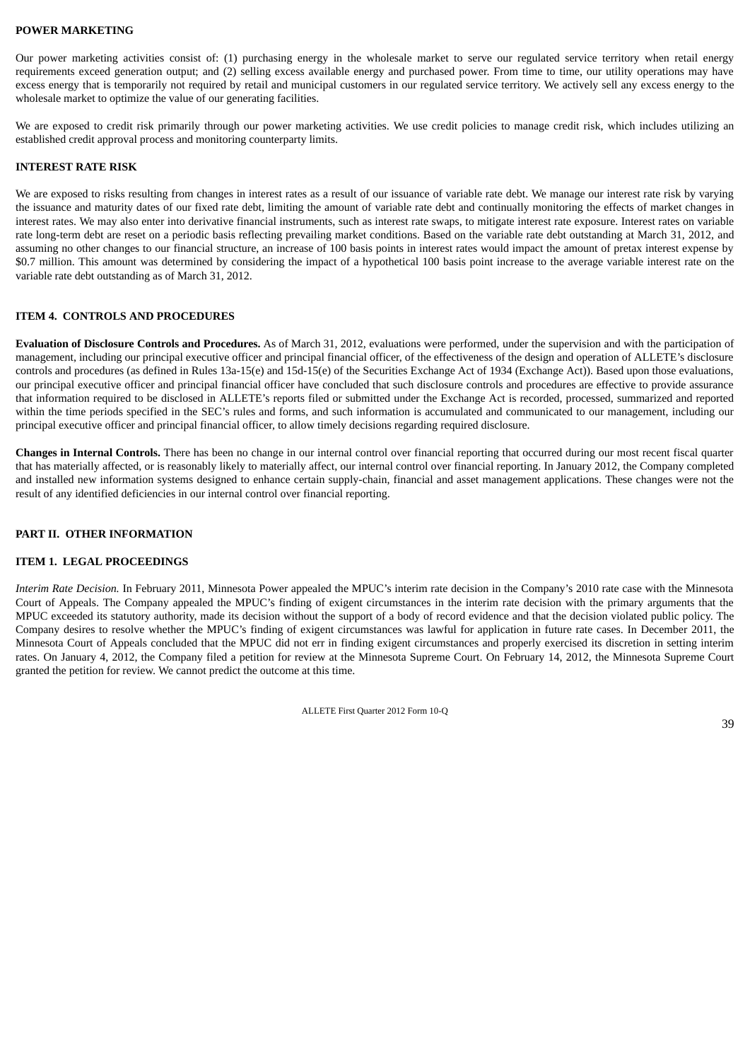**POWER MARKETING**

Our power marketing activities consist of: (1) purchasing energy in the wholesale market to serve our regulated service territory when retail energy requirements exceed generation output; and (2) selling excess available energy and purchased power. From time to time, our utility operations may have excess energy that is temporarily not required by retail and municipal customers in our regulated service territory. We actively sell any excess energy to the wholesale market to optimize the value of our generating facilities.

We are exposed to credit risk primarily through our power marketing activities. We use credit policies to manage credit risk, which includes utilizing an established credit approval process and monitoring counterparty limits.

**INTEREST RATE RISK**

We are exposed to risks resulting from changes in interest rates as a result of our issuance of variable rate debt. We manage our interest rate risk by varying the issuance and maturity dates of our fixed rate debt, limiting the amount of variable rate debt and continually monitoring the effects of market changes in interest rates. We may also enter into derivative financial instruments, such as interest rate swaps, to mitigate interest rate exposure. Interest rates on variable rate long-term debt are reset on a periodic basis reflecting prevailing market conditions. Based on the variable rate debt outstanding at March 31, 2012, and assuming no other changes to our financial structure, an increase of 100 basis points in interest rates would impact the amount of pretax interest expense by $0.7 million. This amount was determined by considering the impact of a hypothetical 100 basis point increase to the average variable interest rate on the variable rate debt outstanding as of March 31, 2012.

**ITEM 4. CONTROLS AND PROCEDURES**

**Evaluation of Disclosure Controls and Procedures.** As of March 31, 2012, evaluations were performed, under the supervision and with the participation of management, including our principal executive officer and principal financial officer, of the effectiveness of the design and operation of ALLETE's disclosure controls and procedures (as defined in Rules 13a-15(e) and 15d-15(e) of the Securities Exchange Act of 1934 (Exchange Act)). Based upon those evaluations, our principal executive officer and principal financial officer have concluded that such disclosure controls and procedures are effective to provide assurance that information required to be disclosed in ALLETE's reports filed or submitted under the Exchange Act is recorded, processed, summarized and reported within the time periods specified in the SEC's rules and forms, and such information is accumulated and communicated to our management, including our principal executive officer and principal financial officer, to allow timely decisions regarding required disclosure.

**Changes in Internal Controls.** There has been no change in our internal control over financial reporting that occurred during our most recent fiscal quarter that has materially affected, or is reasonably likely to materially affect, our internal control over financial reporting. In January 2012, the Company completed and installed new information systems designed to enhance certain supply-chain, financial and asset management applications. These changes were not the result of any identified deficiencies in our internal control over financial reporting.

**PART II. OTHER INFORMATION**

**ITEM 1. LEGAL PROCEEDINGS**

*Interim Rate Decision.* In February 2011, Minnesota Power appealed the MPUC's interim rate decision in the Company's 2010 rate case with the Minnesota Court of Appeals. The Company appealed the MPUC's finding of exigent circumstances in the interim rate decision with the primary arguments that the MPUC exceeded its statutory authority, made its decision without the support of a body of record evidence and that the decision violated public policy. The Company desires to resolve whether the MPUC's finding of exigent circumstances was lawful for application in future rate cases. In December 2011, the Minnesota Court of Appeals concluded that the MPUC did not err in finding exigent circumstances and properly exercised its discretion in setting interim rates. On January 4, 2012, the Company filed a petition for review at the Minnesota Supreme Court. On February 14, 2012, the Minnesota Supreme Court granted the petition for review. We cannot predict the outcome at this time.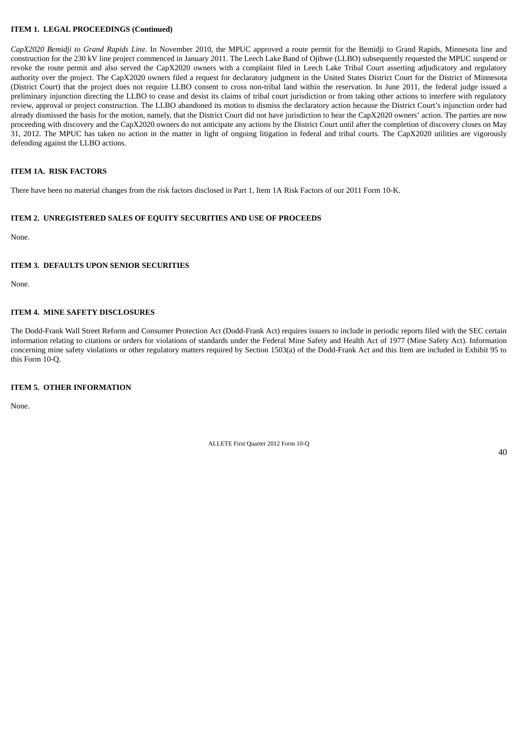**ITEM 1. LEGAL PROCEEDINGS (Continued)**

*CapX2020 Bemidji to Grand Rapids Line.* In November 2010, the MPUC approved a route permit for the Bemidji to Grand Rapids, Minnesota line and construction for the 230 kV line project commenced in January 2011. The Leech Lake Band of Ojibwe (LLBO) subsequently requested the MPUC suspend or revoke the route permit and also served the CapX2020 owners with a complaint filed in Leech Lake Tribal Court asserting adjudicatory and regulatory authority over the project. The CapX2020 owners filed a request for declaratory judgment in the United States District Court for the District of Minnesota (District Court) that the project does not require LLBO consent to cross non-tribal land within the reservation. In June 2011, the federal judge issued a preliminary injunction directing the LLBO to cease and desist its claims of tribal court jurisdiction or from taking other actions to interfere with regulatory review, approval or project construction. The LLBO abandoned its motion to dismiss the declaratory action because the District Court's injunction order had already dismissed the basis for the motion, namely, that the District Court did not have jurisdiction to hear the CapX2020 owners' action. The parties are now proceeding with discovery and the CapX2020 owners do not anticipate any actions by the District Court until after the completion of discovery closes on May 31, 2012. The MPUC has taken no action in the matter in light of ongoing litigation in federal and tribal courts. The CapX2020 utilities are vigorously defending against the LLBO actions.

## ITEM 1A. RISK FACTORS

There have been no material changes from the risk factors disclosed in Part 1, Item 1A Risk Factors of our 2011 Form 10-K.

## ITEM 2. UNREGISTERED SALES OF EQUITY SECURITIES AND USE OF PROCEEDS

None.

## ITEM 3. DEFAULTS UPON SENIOR SECURITIES

None.

## ITEM 4. MINE SAFETY DISCLOSURES

The Dodd-Frank Wall Street Reform and Consumer Protection Act (Dodd-Frank Act) requires issuers to include in periodic reports filed with the SEC certain information relating to citations or orders for violations of standards under the Federal Mine Safety and Health Act of 1977 (Mine Safety Act). Information concerning mine safety violations or other regulatory matters required by Section 1503(a) of the Dodd-Frank Act and this Item are included in Exhibit 95 to this Form 10-Q.

## ITEM 5. OTHER INFORMATION

None.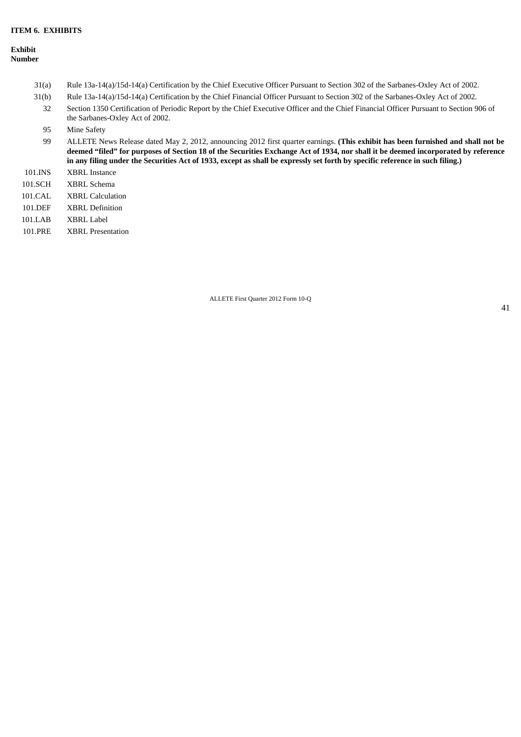**ITEM 6. EXHIBITS**

| Exhibit Number | |
|---|---|
| 31(a) | Rule 13a-14(a)/15d-14(a) Certification by the Chief Executive Officer Pursuant to Section 302 of the Sarbanes-Oxley Act of 2002. |
| 31(b) | Rule 13a-14(a)/15d-14(a) Certification by the Chief Financial Officer Pursuant to Section 302 of the Sarbanes-Oxley Act of 2002. |
| 32 | Section 1350 Certification of Periodic Report by the Chief Executive Officer and the Chief Financial Officer Pursuant to Section 906 of the Sarbanes-Oxley Act of 2002. |
| 95 | Mine Safety |
| 99 | ALLETE News Release dated May 2, 2012, announcing 2012 first quarter earnings. **(This exhibit has been furnished and shall not be deemed "filed" for purposes of Section 18 of the Securities Exchange Act of 1934, nor shall it be deemed incorporated by reference in any filing under the Securities Act of 1933, except as shall be expressly set forth by specific reference in such filing.)** |
| 101.INS | XBRL Instance |
| 101.SCH | XBRL Schema |
| 101.CAL | XBRL Calculation |
| 101.DEF | XBRL Definition |
| 101.LAB | XBRL Label |
| 101.PRE | XBRL Presentation |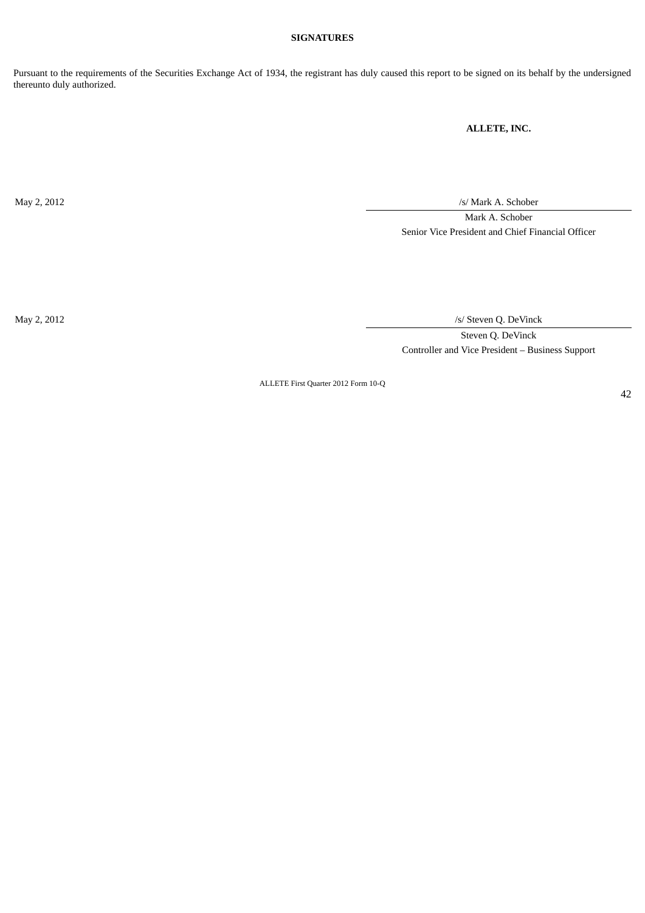**SIGNATURES**

Pursuant to the requirements of the Securities Exchange Act of 1934, the registrant has duly caused this report to be signed on its behalf by the undersigned thereunto duly authorized.

**ALLETE, INC.**

May 2, 2012

/s/ Mark A. Schober

Mark A. Schober
Senior Vice President and Chief Financial Officer

May 2, 2012

/s/ Steven Q. DeVinck

Steven Q. DeVinck
Controller and Vice President – Business Support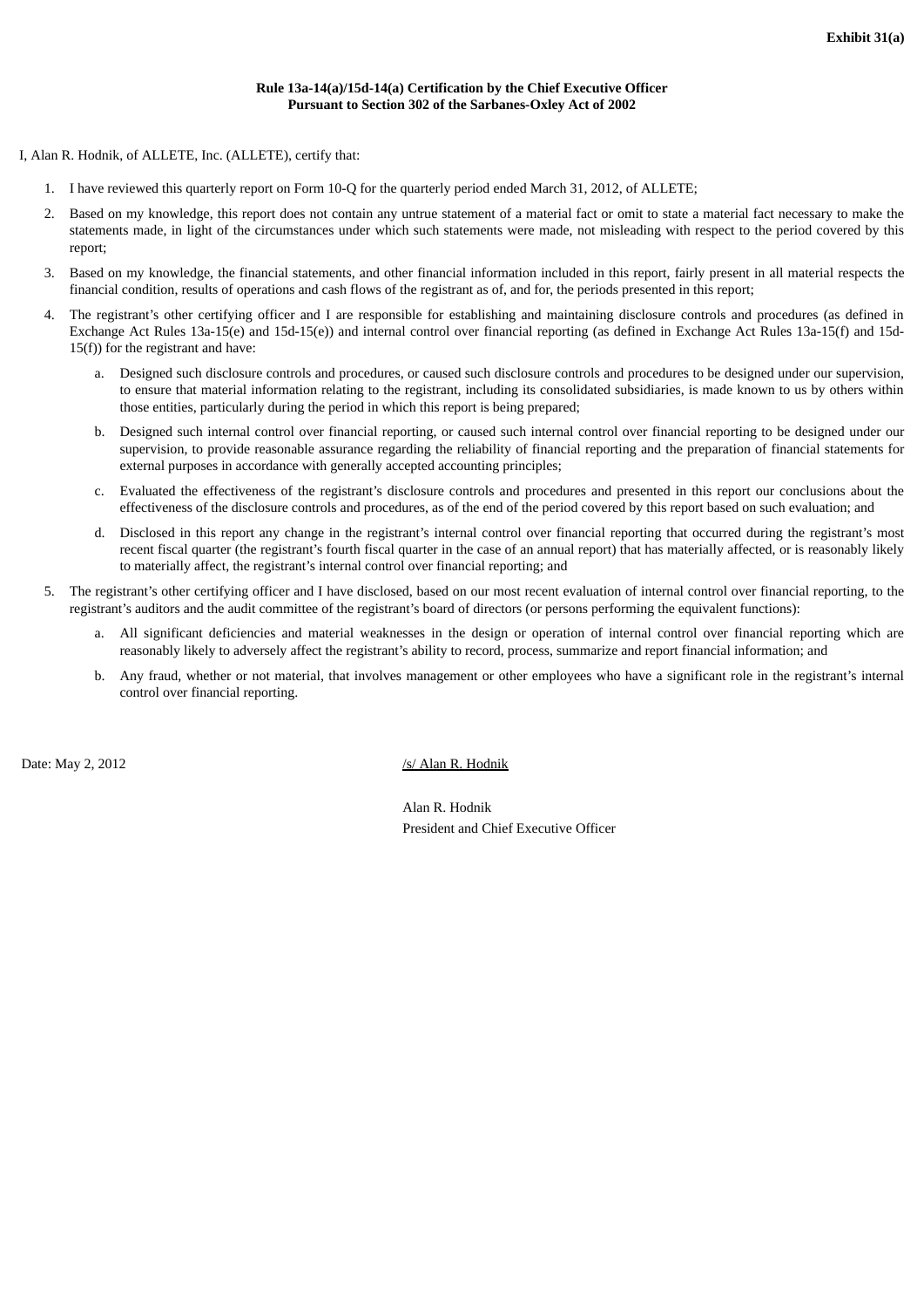**Exhibit 31(a)**

**Rule 13a-14(a)/15d-14(a) Certification by the Chief Executive Officer**
**Pursuant to Section 302 of the Sarbanes-Oxley Act of 2002**

I, Alan R. Hodnik, of ALLETE, Inc. (ALLETE), certify that:

1. I have reviewed this quarterly report on Form 10-Q for the quarterly period ended March 31, 2012, of ALLETE;
2. Based on my knowledge, this report does not contain any untrue statement of a material fact or omit to state a material fact necessary to make the statements made, in light of the circumstances under which such statements were made, not misleading with respect to the period covered by this report;
3. Based on my knowledge, the financial statements, and other financial information included in this report, fairly present in all material respects the financial condition, results of operations and cash flows of the registrant as of, and for, the periods presented in this report;
4. The registrant's other certifying officer and I are responsible for establishing and maintaining disclosure controls and procedures (as defined in Exchange Act Rules 13a-15(e) and 15d-15(e)) and internal control over financial reporting (as defined in Exchange Act Rules 13a-15(f) and 15d-15(f)) for the registrant and have:
   a. Designed such disclosure controls and procedures, or caused such disclosure controls and procedures to be designed under our supervision, to ensure that material information relating to the registrant, including its consolidated subsidiaries, is made known to us by others within those entities, particularly during the period in which this report is being prepared;
   b. Designed such internal control over financial reporting, or caused such internal control over financial reporting to be designed under our supervision, to provide reasonable assurance regarding the reliability of financial reporting and the preparation of financial statements for external purposes in accordance with generally accepted accounting principles;
   c. Evaluated the effectiveness of the registrant's disclosure controls and procedures and presented in this report our conclusions about the effectiveness of the disclosure controls and procedures, as of the end of the period covered by this report based on such evaluation; and
   d. Disclosed in this report any change in the registrant's internal control over financial reporting that occurred during the registrant's most recent fiscal quarter (the registrant's fourth fiscal quarter in the case of an annual report) that has materially affected, or is reasonably likely to materially affect, the registrant's internal control over financial reporting; and
5. The registrant's other certifying officer and I have disclosed, based on our most recent evaluation of internal control over financial reporting, to the registrant's auditors and the audit committee of the registrant's board of directors (or persons performing the equivalent functions):
   a. All significant deficiencies and material weaknesses in the design or operation of internal control over financial reporting which are reasonably likely to adversely affect the registrant's ability to record, process, summarize and report financial information; and
   b. Any fraud, whether or not material, that involves management or other employees who have a significant role in the registrant's internal control over financial reporting.

Date: May 2, 2012

/s/ Alan R. Hodnik

Alan R. Hodnik
President and Chief Executive Officer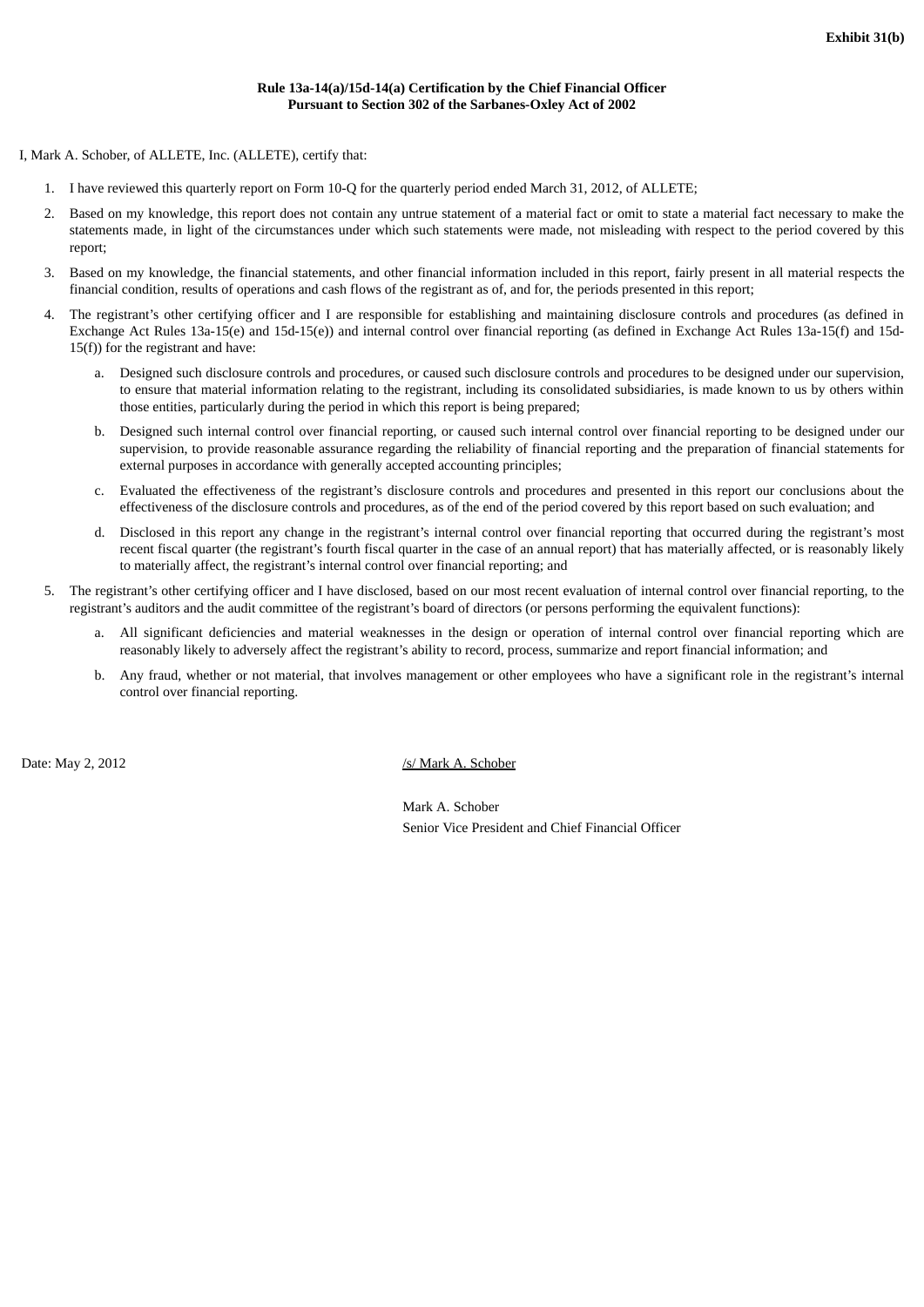**Exhibit 31(b)**

**Rule 13a-14(a)/15d-14(a) Certification by the Chief Financial Officer**
**Pursuant to Section 302 of the Sarbanes-Oxley Act of 2002**

I, Mark A. Schober, of ALLETE, Inc. (ALLETE), certify that:

1. I have reviewed this quarterly report on Form 10-Q for the quarterly period ended March 31, 2012, of ALLETE;
2. Based on my knowledge, this report does not contain any untrue statement of a material fact or omit to state a material fact necessary to make the statements made, in light of the circumstances under which such statements were made, not misleading with respect to the period covered by this report;
3. Based on my knowledge, the financial statements, and other financial information included in this report, fairly present in all material respects the financial condition, results of operations and cash flows of the registrant as of, and for, the periods presented in this report;
4. The registrant's other certifying officer and I are responsible for establishing and maintaining disclosure controls and procedures (as defined in Exchange Act Rules 13a-15(e) and 15d-15(e)) and internal control over financial reporting (as defined in Exchange Act Rules 13a-15(f) and 15d-15(f)) for the registrant and have:
    a. Designed such disclosure controls and procedures, or caused such disclosure controls and procedures to be designed under our supervision, to ensure that material information relating to the registrant, including its consolidated subsidiaries, is made known to us by others within those entities, particularly during the period in which this report is being prepared;
    b. Designed such internal control over financial reporting, or caused such internal control over financial reporting to be designed under our supervision, to provide reasonable assurance regarding the reliability of financial reporting and the preparation of financial statements for external purposes in accordance with generally accepted accounting principles;
    c. Evaluated the effectiveness of the registrant's disclosure controls and procedures and presented in this report our conclusions about the effectiveness of the disclosure controls and procedures, as of the end of the period covered by this report based on such evaluation; and
    d. Disclosed in this report any change in the registrant's internal control over financial reporting that occurred during the registrant's most recent fiscal quarter (the registrant's fourth fiscal quarter in the case of an annual report) that has materially affected, or is reasonably likely to materially affect, the registrant's internal control over financial reporting; and
5. The registrant's other certifying officer and I have disclosed, based on our most recent evaluation of internal control over financial reporting, to the registrant's auditors and the audit committee of the registrant's board of directors (or persons performing the equivalent functions):
    a. All significant deficiencies and material weaknesses in the design or operation of internal control over financial reporting which are reasonably likely to adversely affect the registrant's ability to record, process, summarize and report financial information; and
    b. Any fraud, whether or not material, that involves management or other employees who have a significant role in the registrant's internal control over financial reporting.

Date: May 2, 2012

/s/ Mark A. Schober

Mark A. Schober
Senior Vice President and Chief Financial Officer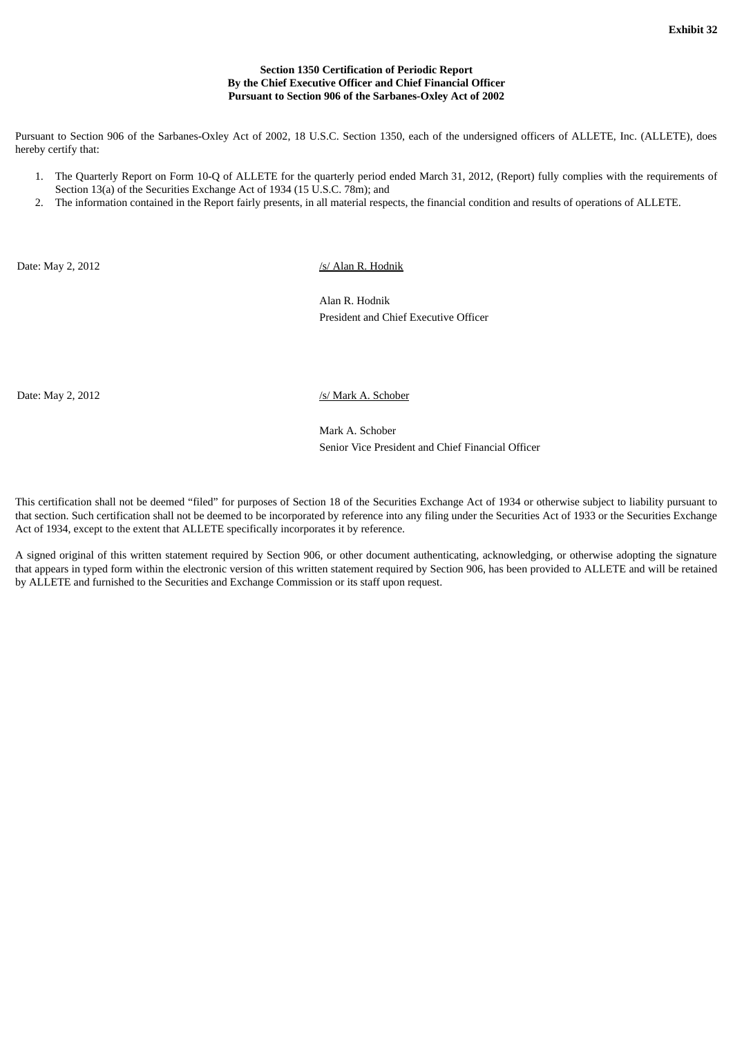**Exhibit 32**

**Section 1350 Certification of Periodic Report**
**By the Chief Executive Officer and Chief Financial Officer**
**Pursuant to Section 906 of the Sarbanes-Oxley Act of 2002**

Pursuant to Section 906 of the Sarbanes-Oxley Act of 2002, 18 U.S.C. Section 1350, each of the undersigned officers of ALLETE, Inc. (ALLETE), does hereby certify that:

1. The Quarterly Report on Form 10-Q of ALLETE for the quarterly period ended March 31, 2012, (Report) fully complies with the requirements of Section 13(a) of the Securities Exchange Act of 1934 (15 U.S.C. 78m); and
2. The information contained in the Report fairly presents, in all material respects, the financial condition and results of operations of ALLETE.

Date: May 2, 2012

/s/ Alan R. Hodnik

Alan R. Hodnik
President and Chief Executive Officer

Date: May 2, 2012

/s/ Mark A. Schober

Mark A. Schober
Senior Vice President and Chief Financial Officer

This certification shall not be deemed "filed" for purposes of Section 18 of the Securities Exchange Act of 1934 or otherwise subject to liability pursuant to that section. Such certification shall not be deemed to be incorporated by reference into any filing under the Securities Act of 1933 or the Securities Exchange Act of 1934, except to the extent that ALLETE specifically incorporates it by reference.

A signed original of this written statement required by Section 906, or other document authenticating, acknowledging, or otherwise adopting the signature that appears in typed form within the electronic version of this written statement required by Section 906, has been provided to ALLETE and will be retained by ALLETE and furnished to the Securities and Exchange Commission or its staff upon request.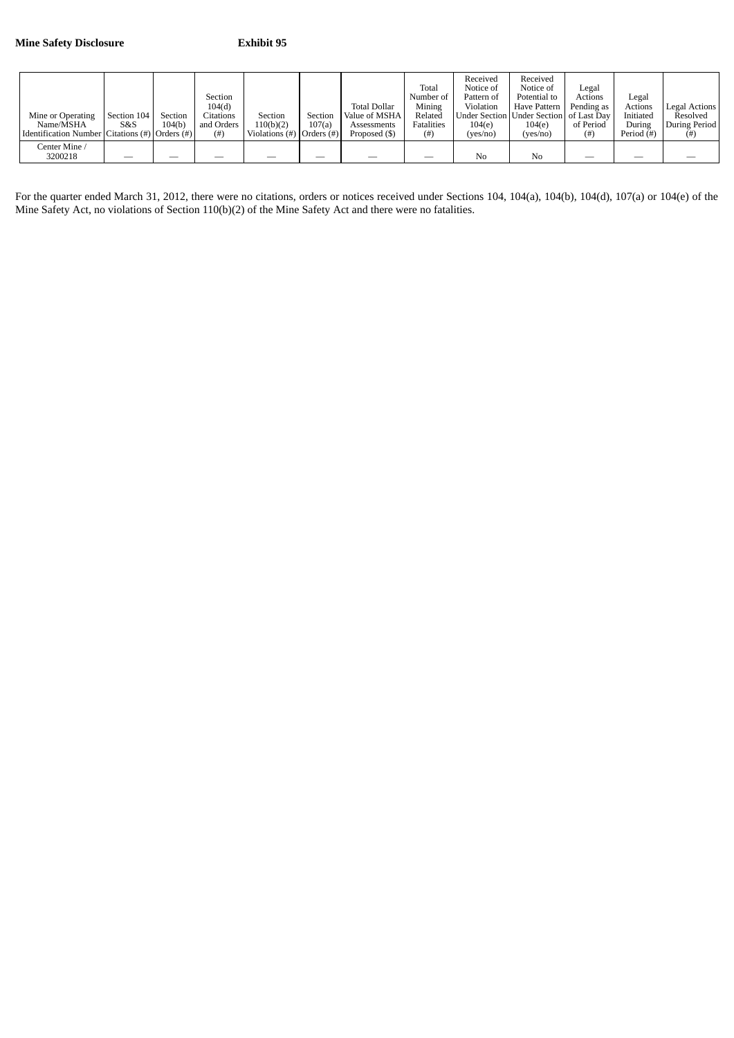**Mine Safety Disclosure** **Exhibit 95**

| Mine or Operating Name/MSHA Identification Number | Section 104 S&S Citations (#) | Section 104(b) Orders (#) | Section 104(d) Citations and Orders (#) | Section 110(b)(2) Violations (#) | Section 107(a) Orders (#) | Total Dollar Value of MSHA Assessments Proposed ($) | Total Number of Mining Related Fatalities (#) | Received Notice of Pattern of Violation Under Section 104(e) (yes/no) | Received Notice of Potential to Have Pattern Under Section 104(e) (yes/no) | Legal Actions Pending as of Last Day of Period (#) | Legal Actions Initiated During Period (#) | Legal Actions Resolved During Period (#) |
|---|---|---|---|---|---|---|---|---|---|---|---|---|
| Center Mine / 3200218 | — | — | — | — | — | — | — | No | No | — | — | — |

For the quarter ended March 31, 2012, there were no citations, orders or notices received under Sections 104, 104(a), 104(b), 104(d), 107(a) or 104(e) of the Mine Safety Act, no violations of Section 110(b)(2) of the Mine Safety Act and there were no fatalities.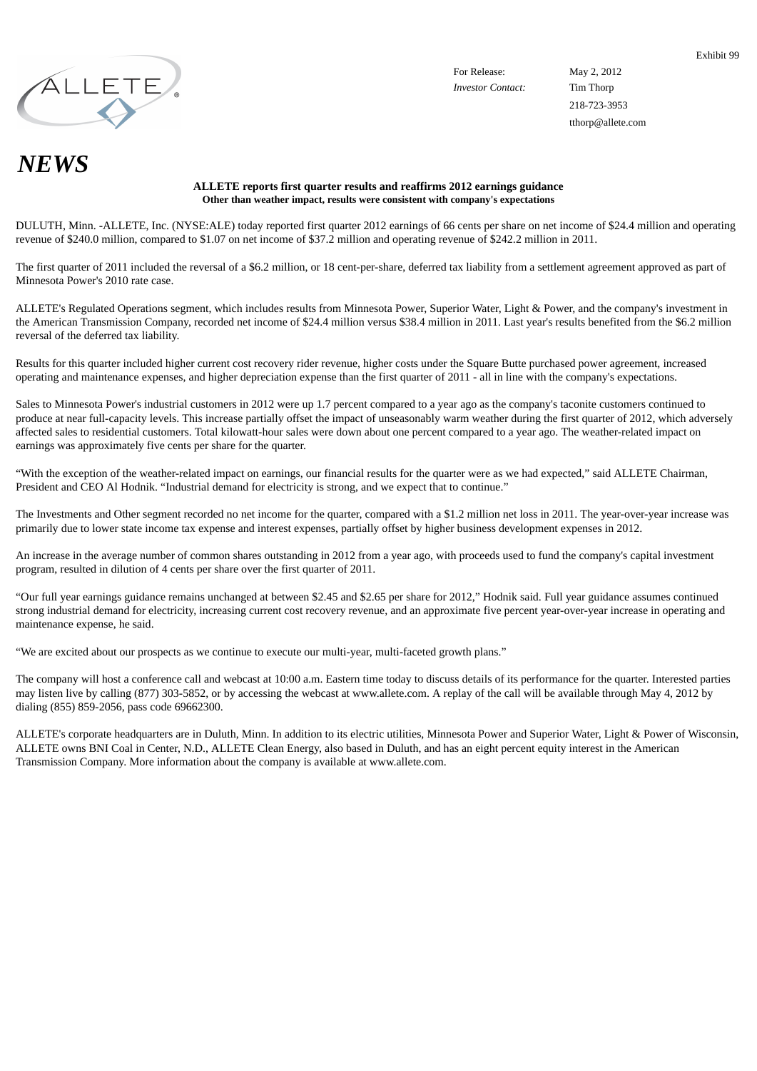Exhibit 99

ALLETE

| For Release: | May 2, 2012 |
|---|---|
| *Investor Contact:* | Tim Thorp |
| | 218-723-3953 |
| | tthorp@allete.com |

# *NEWS*

**ALLETE reports first quarter results and reaffirms 2012 earnings guidance**
**Other than weather impact, results were consistent with company's expectations**

DULUTH, Minn. -ALLETE, Inc. (NYSE:ALE) today reported first quarter 2012 earnings of 66 cents per share on net income of $24.4 million and operating revenue of $240.0 million, compared to $1.07 on net income of $37.2 million and operating revenue of $242.2 million in 2011.

The first quarter of 2011 included the reversal of a $6.2 million, or 18 cent-per-share, deferred tax liability from a settlement agreement approved as part of Minnesota Power's 2010 rate case.

ALLETE's Regulated Operations segment, which includes results from Minnesota Power, Superior Water, Light & Power, and the company's investment in the American Transmission Company, recorded net income of $24.4 million versus $38.4 million in 2011. Last year's results benefited from the $6.2 million reversal of the deferred tax liability.

Results for this quarter included higher current cost recovery rider revenue, higher costs under the Square Butte purchased power agreement, increased operating and maintenance expenses, and higher depreciation expense than the first quarter of 2011 - all in line with the company's expectations.

Sales to Minnesota Power's industrial customers in 2012 were up 1.7 percent compared to a year ago as the company's taconite customers continued to produce at near full-capacity levels. This increase partially offset the impact of unseasonably warm weather during the first quarter of 2012, which adversely affected sales to residential customers. Total kilowatt-hour sales were down about one percent compared to a year ago. The weather-related impact on earnings was approximately five cents per share for the quarter.

"With the exception of the weather-related impact on earnings, our financial results for the quarter were as we had expected," said ALLETE Chairman, President and CEO Al Hodnik. "Industrial demand for electricity is strong, and we expect that to continue."

The Investments and Other segment recorded no net income for the quarter, compared with a $1.2 million net loss in 2011. The year-over-year increase was primarily due to lower state income tax expense and interest expenses, partially offset by higher business development expenses in 2012.

An increase in the average number of common shares outstanding in 2012 from a year ago, with proceeds used to fund the company's capital investment program, resulted in dilution of 4 cents per share over the first quarter of 2011.

"Our full year earnings guidance remains unchanged at between $2.45 and $2.65 per share for 2012," Hodnik said. Full year guidance assumes continued strong industrial demand for electricity, increasing current cost recovery revenue, and an approximate five percent year-over-year increase in operating and maintenance expense, he said.

"We are excited about our prospects as we continue to execute our multi-year, multi-faceted growth plans."

The company will host a conference call and webcast at 10:00 a.m. Eastern time today to discuss details of its performance for the quarter. Interested parties may listen live by calling (877) 303-5852, or by accessing the webcast at www.allete.com. A replay of the call will be available through May 4, 2012 by dialing (855) 859-2056, pass code 69662300.

ALLETE's corporate headquarters are in Duluth, Minn. In addition to its electric utilities, Minnesota Power and Superior Water, Light & Power of Wisconsin, ALLETE owns BNI Coal in Center, N.D., ALLETE Clean Energy, also based in Duluth, and has an eight percent equity interest in the American Transmission Company. More information about the company is available at www.allete.com.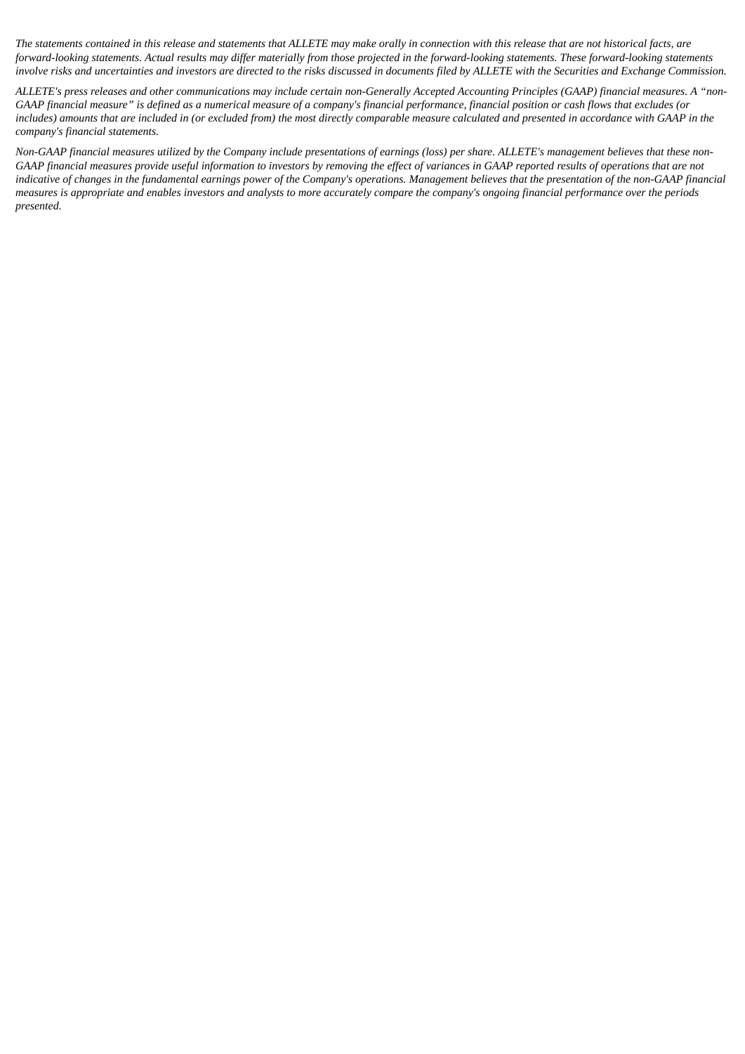*The statements contained in this release and statements that ALLETE may make orally in connection with this release that are not historical facts, are forward-looking statements. Actual results may differ materially from those projected in the forward-looking statements. These forward-looking statements involve risks and uncertainties and investors are directed to the risks discussed in documents filed by ALLETE with the Securities and Exchange Commission.*

*ALLETE's press releases and other communications may include certain non-Generally Accepted Accounting Principles (GAAP) financial measures. A "non-GAAP financial measure" is defined as a numerical measure of a company's financial performance, financial position or cash flows that excludes (or includes) amounts that are included in (or excluded from) the most directly comparable measure calculated and presented in accordance with GAAP in the company's financial statements.*

*Non-GAAP financial measures utilized by the Company include presentations of earnings (loss) per share. ALLETE's management believes that these non-GAAP financial measures provide useful information to investors by removing the effect of variances in GAAP reported results of operations that are not indicative of changes in the fundamental earnings power of the Company's operations. Management believes that the presentation of the non-GAAP financial measures is appropriate and enables investors and analysts to more accurately compare the company's ongoing financial performance over the periods presented.*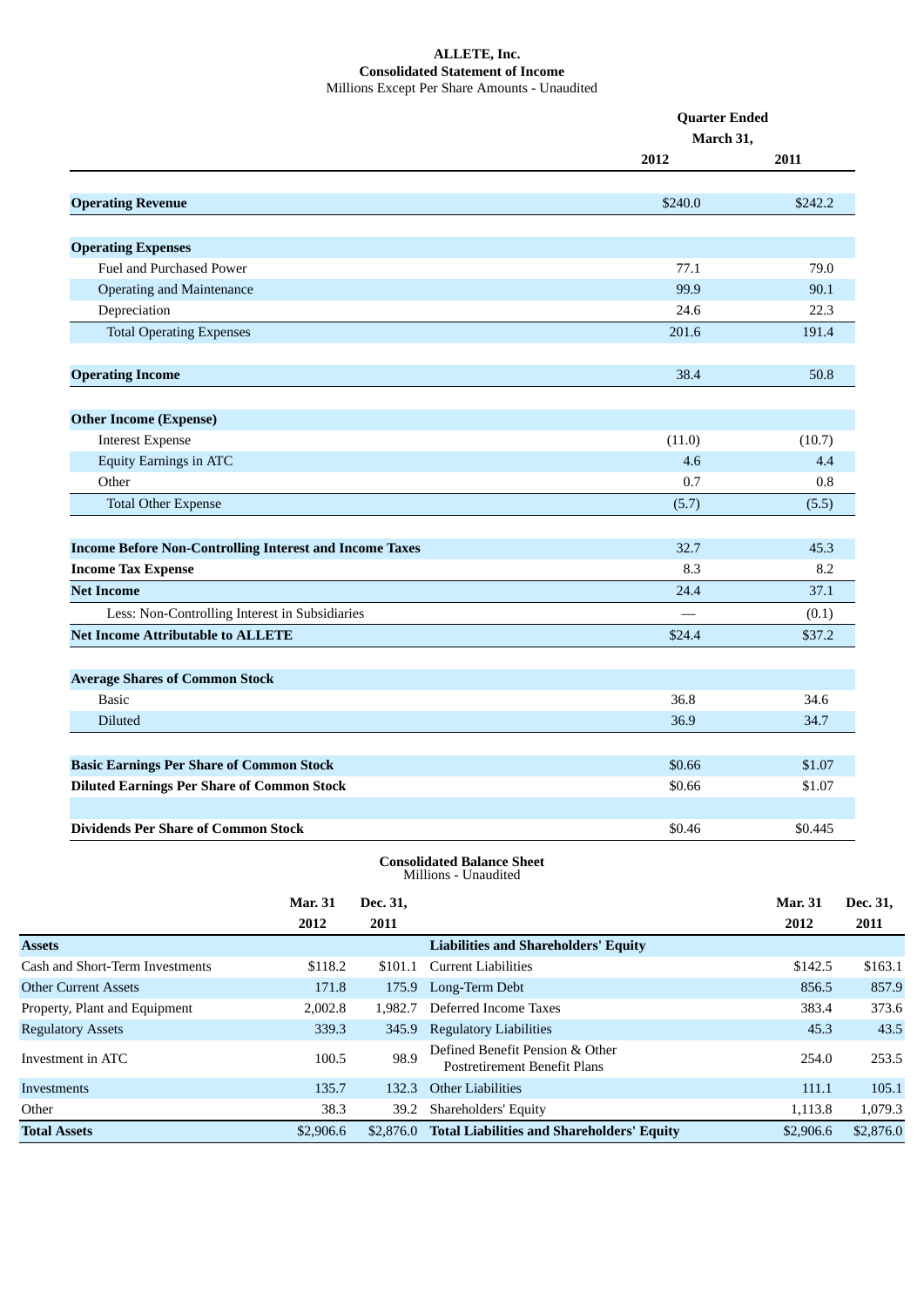**ALLETE, Inc.**
**Consolidated Statement of Income**
Millions Except Per Share Amounts - Unaudited

| | Quarter Ended March 31, | |
|---|---|---|
| | **2012** | **2011** |
| **Operating Revenue** | $240.0 | $242.2 |
| **Operating Expenses** | | |
| Fuel and Purchased Power | 77.1 | 79.0 |
| Operating and Maintenance | 99.9 | 90.1 |
| Depreciation | 24.6 | 22.3 |
| Total Operating Expenses | 201.6 | 191.4 |
| **Operating Income** | 38.4 | 50.8 |
| **Other Income (Expense)** | | |
| Interest Expense | (11.0) | (10.7) |
| Equity Earnings in ATC | 4.6 | 4.4 |
| Other | 0.7 | 0.8 |
| Total Other Expense | (5.7) | (5.5) |
| **Income Before Non-Controlling Interest and Income Taxes** | 32.7 | 45.3 |
| **Income Tax Expense** | 8.3 | 8.2 |
| **Net Income** | 24.4 | 37.1 |
| Less: Non-Controlling Interest in Subsidiaries | — | (0.1) |
| **Net Income Attributable to ALLETE** | $24.4 | $37.2 |
| **Average Shares of Common Stock** | | |
| Basic | 36.8 | 34.6 |
| Diluted | 36.9 | 34.7 |
| **Basic Earnings Per Share of Common Stock** | $0.66 | $1.07 |
| **Diluted Earnings Per Share of Common Stock** | $0.66 | $1.07 |
| **Dividends Per Share of Common Stock** | $0.46 | $0.445 |

**Consolidated Balance Sheet**
Millions - Unaudited

| | **Mar. 31 2012** | **Dec. 31, 2011** | | **Mar. 31 2012** | **Dec. 31, 2011** |
|---|---|---|---|---|---|
| **Assets** | | | **Liabilities and Shareholders' Equity** | | |
| Cash and Short-Term Investments | $118.2 | $101.1 | Current Liabilities | $142.5 | $163.1 |
| Other Current Assets | 171.8 | 175.9 | Long-Term Debt | 856.5 | 857.9 |
| Property, Plant and Equipment | 2,002.8 | 1,982.7 | Deferred Income Taxes | 383.4 | 373.6 |
| Regulatory Assets | 339.3 | 345.9 | Regulatory Liabilities | 45.3 | 43.5 |
| Investment in ATC | 100.5 | 98.9 | Defined Benefit Pension & Other Postretirement Benefit Plans | 254.0 | 253.5 |
| Investments | 135.7 | 132.3 | Other Liabilities | 111.1 | 105.1 |
| Other | 38.3 | 39.2 | Shareholders' Equity | 1,113.8 | 1,079.3 |
| **Total Assets** | $2,906.6 | $2,876.0 | **Total Liabilities and Shareholders' Equity** | $2,906.6 | $2,876.0 |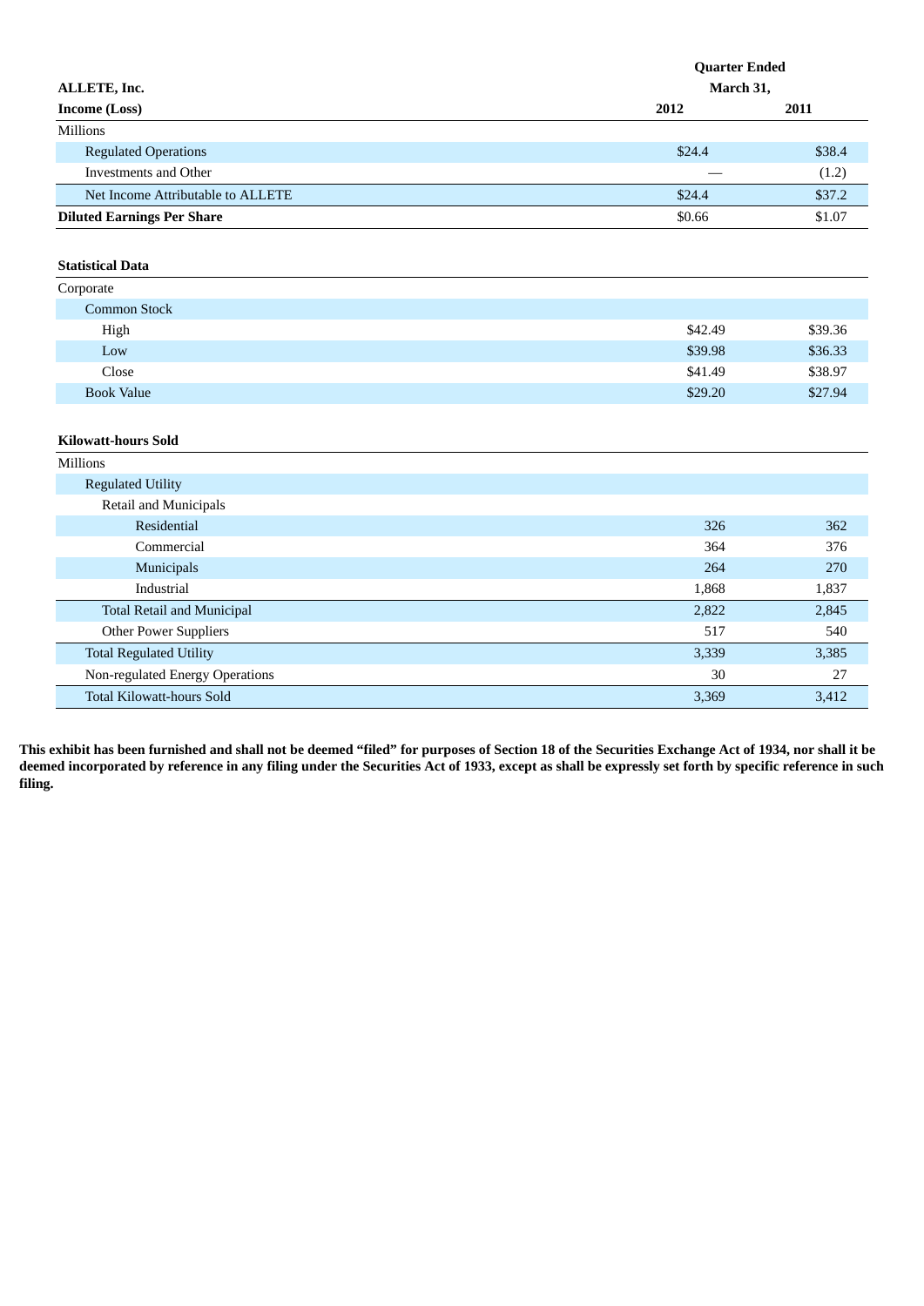| ALLETE, Inc. Income (Loss) | Quarter Ended March 31, 2012 | 2011 |
|---|---|---|
| Millions | | |
| Regulated Operations | $24.4 | $38.4 |
| Investments and Other | — | (1.2) |
| Net Income Attributable to ALLETE | $24.4 | $37.2 |
| **Diluted Earnings Per Share** | $0.66 | $1.07 |

| **Statistical Data** | | |
|---|---|---|
| Corporate | | |
| Common Stock | | |
| High | $42.49 | $39.36 |
| Low | $39.98 | $36.33 |
| Close | $41.49 | $38.97 |
| Book Value | $29.20 | $27.94 |

| **Kilowatt-hours Sold** | | |
|---|---|---|
| Millions | | |
| Regulated Utility | | |
| Retail and Municipals | | |
| Residential | 326 | 362 |
| Commercial | 364 | 376 |
| Municipals | 264 | 270 |
| Industrial | 1,868 | 1,837 |
| Total Retail and Municipal | 2,822 | 2,845 |
| Other Power Suppliers | 517 | 540 |
| Total Regulated Utility | 3,339 | 3,385 |
| Non-regulated Energy Operations | 30 | 27 |
| Total Kilowatt-hours Sold | 3,369 | 3,412 |

**This exhibit has been furnished and shall not be deemed "filed" for purposes of Section 18 of the Securities Exchange Act of 1934, nor shall it be deemed incorporated by reference in any filing under the Securities Act of 1933, except as shall be expressly set forth by specific reference in such filing.**